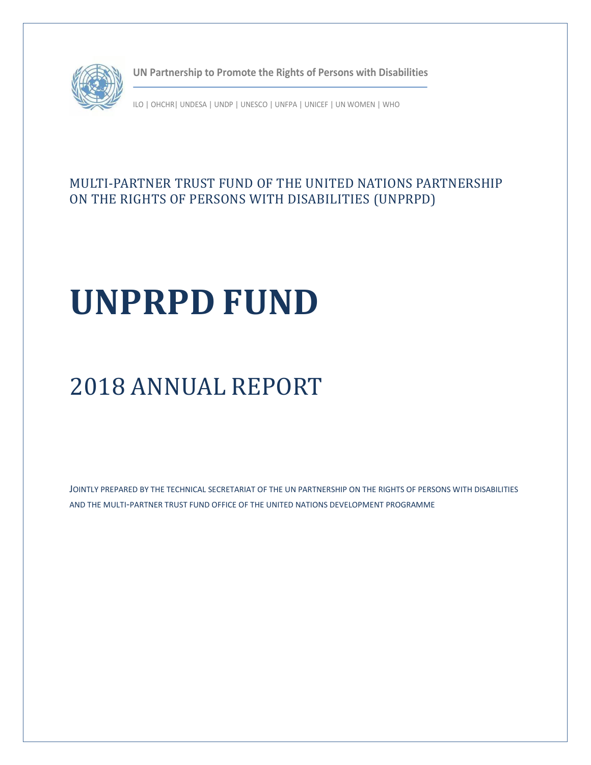UN Partnership to Promote the Rights of Persons with Disabilities

ILO | OHCHR| UNDESA | UNDP | UNESCO | UNFPA | UNICEF | UN WOMEN | WHO

MULTI-PARTNER TRUST FUND OF THE UNITED NATIONS PARTNERSHIP ON THE RIGHTS OF PERSONS WITH DISABILITIES (UNPRPD)

# UNPRPD FUND

## 2018 ANNUAL REPORT

JOINTLY PREPARED BY THE TECHNICAL SECRETARIAT OF THE UN PARTNERSHIP ON THE RIGHTS OF PERSONS WITH DISABILITIES AND THE MULTI-PARTNER TRUST FUND OFFICE OF THE UNITED NATIONS DEVELOPMENT PROGRAMME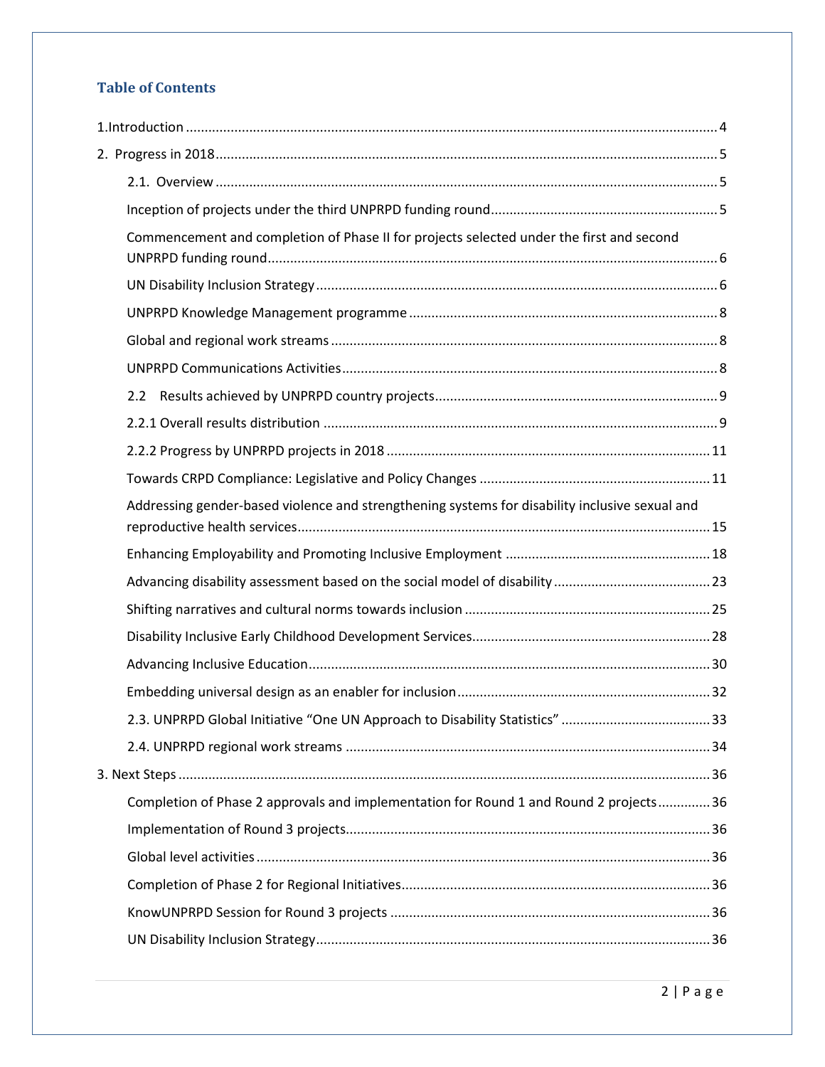## Table of Contents

1.Introduction ..... 4

2. Progress in 2018 ..... 5

- 2.1. Overview ..... 5
- Inception of projects under the third UNPRPD funding round ..... 5
- Commencement and completion of Phase II for projects selected under the first and second UNPRPD funding round ..... 6
- UN Disability Inclusion Strategy ..... 6
- UNPRPD Knowledge Management programme ..... 8
- Global and regional work streams ..... 8
- UNPRPD Communications Activities ..... 8
- 2.2 Results achieved by UNPRPD country projects ..... 9
- 2.2.1 Overall results distribution ..... 9
- 2.2.2 Progress by UNPRPD projects in 2018 ..... 11
- Towards CRPD Compliance: Legislative and Policy Changes ..... 11
- Addressing gender-based violence and strengthening systems for disability inclusive sexual and reproductive health services ..... 15
- Enhancing Employability and Promoting Inclusive Employment ..... 18
- Advancing disability assessment based on the social model of disability ..... 23
- Shifting narratives and cultural norms towards inclusion ..... 25
- Disability Inclusive Early Childhood Development Services ..... 28
- Advancing Inclusive Education ..... 30
- Embedding universal design as an enabler for inclusion ..... 32
- 2.3. UNPRPD Global Initiative "One UN Approach to Disability Statistics" ..... 33
- 2.4. UNPRPD regional work streams ..... 34

3. Next Steps ..... 36

- Completion of Phase 2 approvals and implementation for Round 1 and Round 2 projects ..... 36
- Implementation of Round 3 projects ..... 36
- Global level activities ..... 36
- Completion of Phase 2 for Regional Initiatives ..... 36
- KnowUNPRPD Session for Round 3 projects ..... 36
- UN Disability Inclusion Strategy ..... 36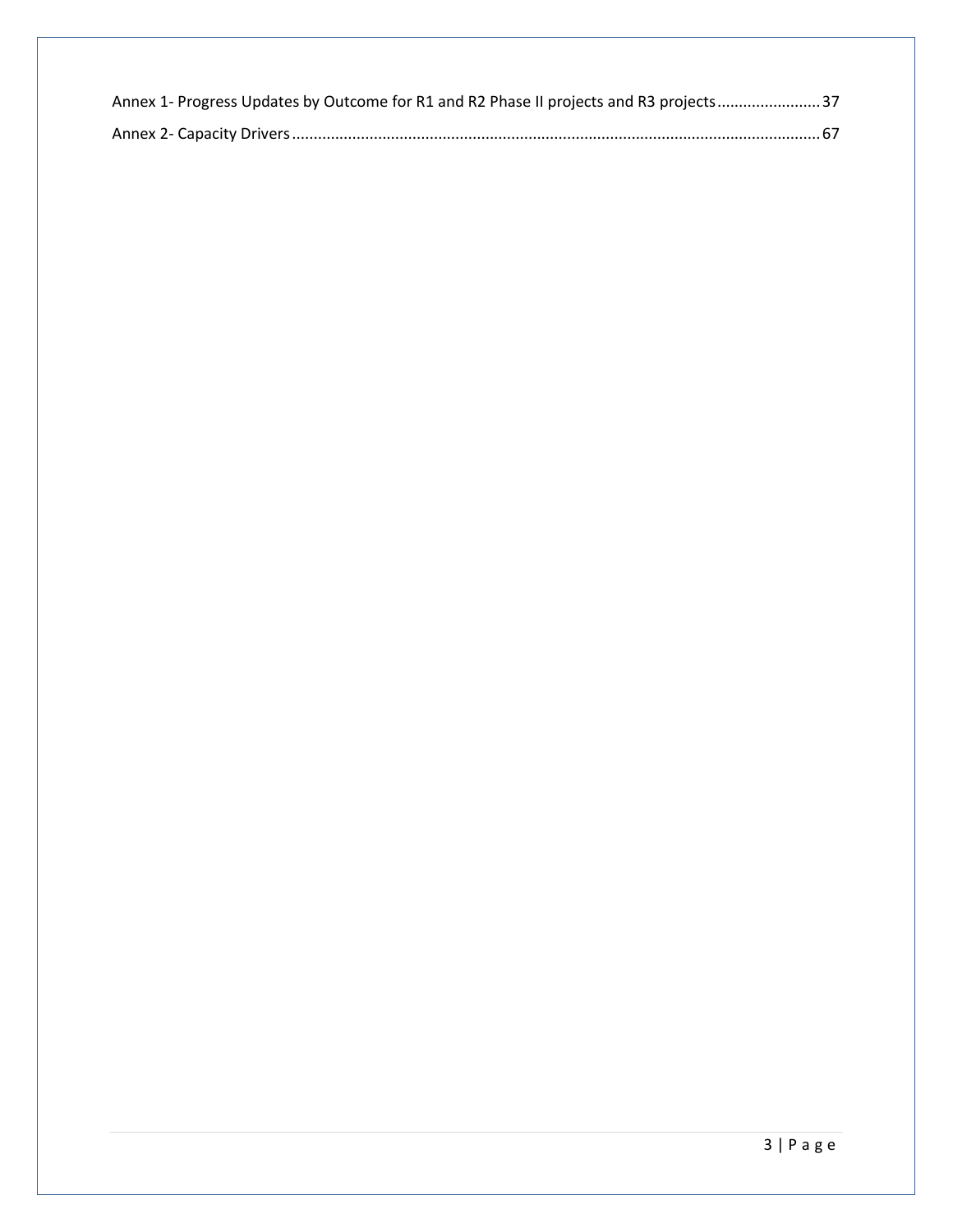Annex 1- Progress Updates by Outcome for R1 and R2 Phase II projects and R3 projects ........................ 37

Annex 2- Capacity Drivers .......................................................................................................................... 67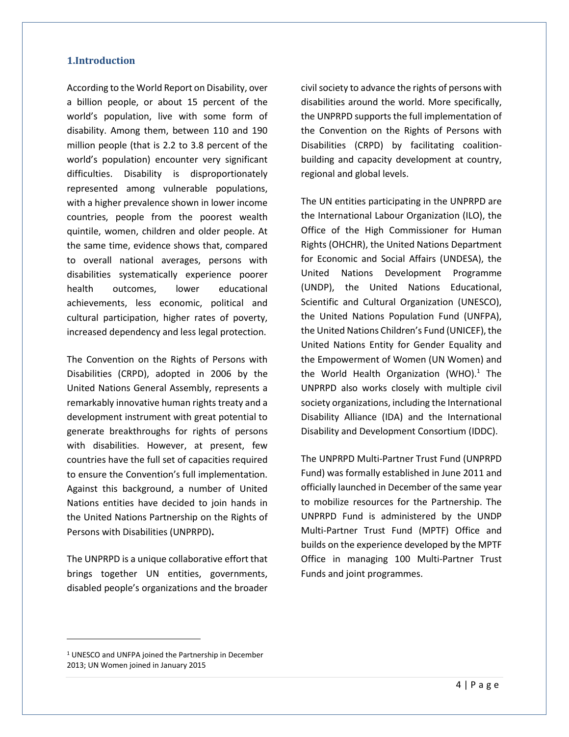## 1.Introduction

According to the World Report on Disability, over a billion people, or about 15 percent of the world's population, live with some form of disability. Among them, between 110 and 190 million people (that is 2.2 to 3.8 percent of the world's population) encounter very significant difficulties. Disability is disproportionately represented among vulnerable populations, with a higher prevalence shown in lower income countries, people from the poorest wealth quintile, women, children and older people. At the same time, evidence shows that, compared to overall national averages, persons with disabilities systematically experience poorer health outcomes, lower educational achievements, less economic, political and cultural participation, higher rates of poverty, increased dependency and less legal protection.

The Convention on the Rights of Persons with Disabilities (CRPD), adopted in 2006 by the United Nations General Assembly, represents a remarkably innovative human rights treaty and a development instrument with great potential to generate breakthroughs for rights of persons with disabilities. However, at present, few countries have the full set of capacities required to ensure the Convention's full implementation. Against this background, a number of United Nations entities have decided to join hands in the United Nations Partnership on the Rights of Persons with Disabilities (UNPRPD)**.**

The UNPRPD is a unique collaborative effort that brings together UN entities, governments, disabled people's organizations and the broader civil society to advance the rights of persons with disabilities around the world. More specifically, the UNPRPD supports the full implementation of the Convention on the Rights of Persons with Disabilities (CRPD) by facilitating coalition-building and capacity development at country, regional and global levels.

The UN entities participating in the UNPRPD are the International Labour Organization (ILO), the Office of the High Commissioner for Human Rights (OHCHR), the United Nations Department for Economic and Social Affairs (UNDESA), the United Nations Development Programme (UNDP), the United Nations Educational, Scientific and Cultural Organization (UNESCO), the United Nations Population Fund (UNFPA), the United Nations Children's Fund (UNICEF), the United Nations Entity for Gender Equality and the Empowerment of Women (UN Women) and the World Health Organization (WHO).[1] The UNPRPD also works closely with multiple civil society organizations, including the International Disability Alliance (IDA) and the International Disability and Development Consortium (IDDC).

The UNPRPD Multi-Partner Trust Fund (UNPRPD Fund) was formally established in June 2011 and officially launched in December of the same year to mobilize resources for the Partnership. The UNPRPD Fund is administered by the UNDP Multi-Partner Trust Fund (MPTF) Office and builds on the experience developed by the MPTF Office in managing 100 Multi-Partner Trust Funds and joint programmes.

---

[1] UNESCO and UNFPA joined the Partnership in December 2013; UN Women joined in January 2015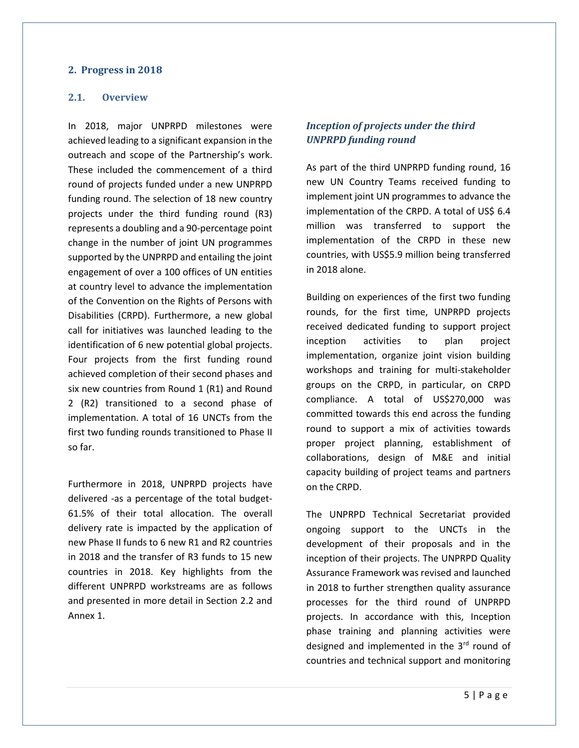## 2. Progress in 2018

### 2.1. Overview

In 2018, major UNPRPD milestones were achieved leading to a significant expansion in the outreach and scope of the Partnership's work. These included the commencement of a third round of projects funded under a new UNPRPD funding round. The selection of 18 new country projects under the third funding round (R3) represents a doubling and a 90-percentage point change in the number of joint UN programmes supported by the UNPRPD and entailing the joint engagement of over a 100 offices of UN entities at country level to advance the implementation of the Convention on the Rights of Persons with Disabilities (CRPD). Furthermore, a new global call for initiatives was launched leading to the identification of 6 new potential global projects. Four projects from the first funding round achieved completion of their second phases and six new countries from Round 1 (R1) and Round 2 (R2) transitioned to a second phase of implementation. A total of 16 UNCTs from the first two funding rounds transitioned to Phase II so far.

Furthermore in 2018, UNPRPD projects have delivered -as a percentage of the total budget- 61.5% of their total allocation. The overall delivery rate is impacted by the application of new Phase II funds to 6 new R1 and R2 countries in 2018 and the transfer of R3 funds to 15 new countries in 2018. Key highlights from the different UNPRPD workstreams are as follows and presented in more detail in Section 2.2 and Annex 1.

#### *Inception of projects under the third UNPRPD funding round*

As part of the third UNPRPD funding round, 16 new UN Country Teams received funding to implement joint UN programmes to advance the implementation of the CRPD. A total of US$ 6.4 million was transferred to support the implementation of the CRPD in these new countries, with US$5.9 million being transferred in 2018 alone.

Building on experiences of the first two funding rounds, for the first time, UNPRPD projects received dedicated funding to support project inception activities to plan project implementation, organize joint vision building workshops and training for multi-stakeholder groups on the CRPD, in particular, on CRPD compliance. A total of US$270,000 was committed towards this end across the funding round to support a mix of activities towards proper project planning, establishment of collaborations, design of M&E and initial capacity building of project teams and partners on the CRPD.

The UNPRPD Technical Secretariat provided ongoing support to the UNCTs in the development of their proposals and in the inception of their projects. The UNPRPD Quality Assurance Framework was revised and launched in 2018 to further strengthen quality assurance processes for the third round of UNPRPD projects. In accordance with this, Inception phase training and planning activities were designed and implemented in the 3rd round of countries and technical support and monitoring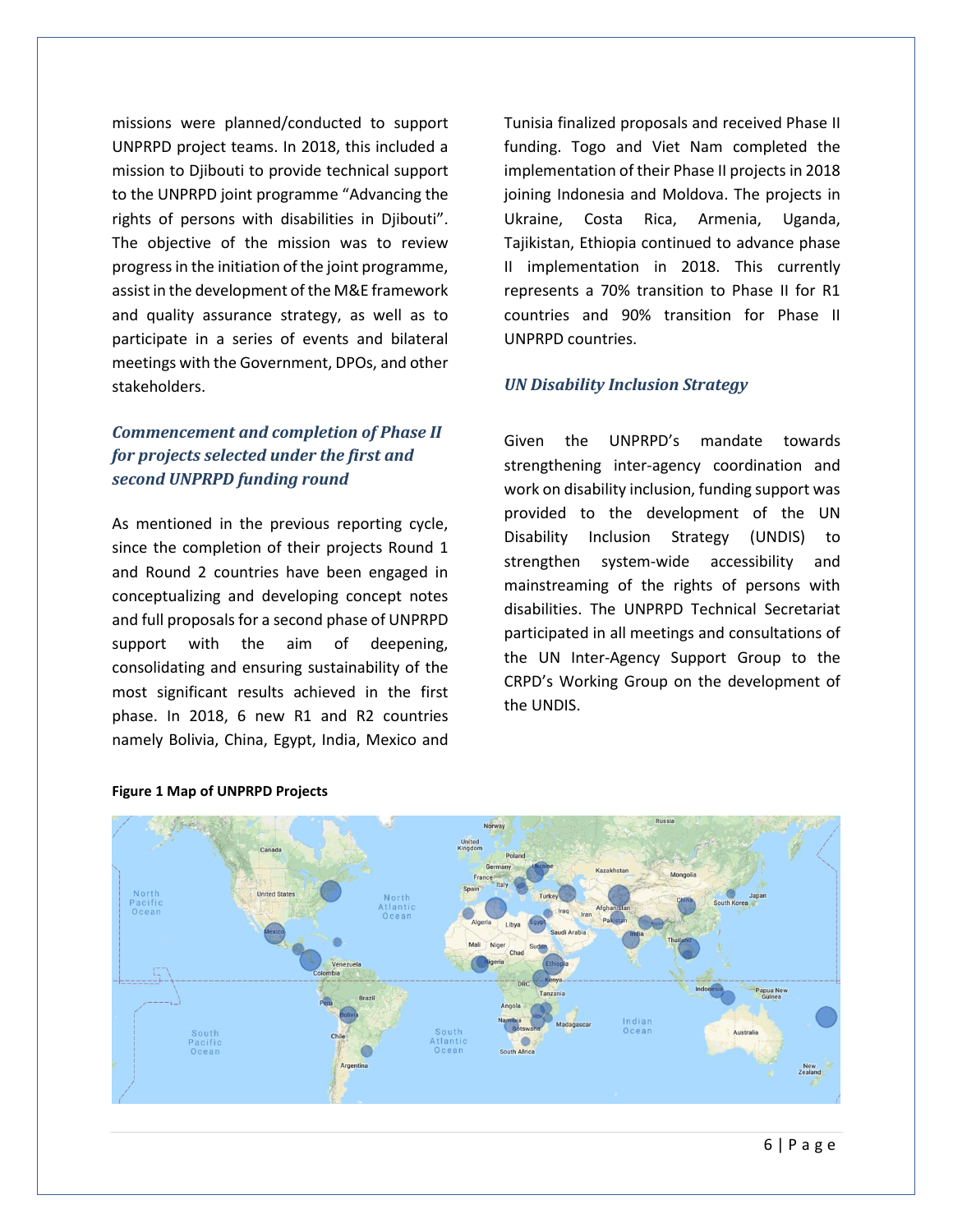missions were planned/conducted to support UNPRPD project teams. In 2018, this included a mission to Djibouti to provide technical support to the UNPRPD joint programme "Advancing the rights of persons with disabilities in Djibouti". The objective of the mission was to review progress in the initiation of the joint programme, assist in the development of the M&E framework and quality assurance strategy, as well as to participate in a series of events and bilateral meetings with the Government, DPOs, and other stakeholders.

### *Commencement and completion of Phase II for projects selected under the first and second UNPRPD funding round*

As mentioned in the previous reporting cycle, since the completion of their projects Round 1 and Round 2 countries have been engaged in conceptualizing and developing concept notes and full proposals for a second phase of UNPRPD support with the aim of deepening, consolidating and ensuring sustainability of the most significant results achieved in the first phase. In 2018, 6 new R1 and R2 countries namely Bolivia, China, Egypt, India, Mexico and Tunisia finalized proposals and received Phase II funding. Togo and Viet Nam completed the implementation of their Phase II projects in 2018 joining Indonesia and Moldova. The projects in Ukraine, Costa Rica, Armenia, Uganda, Tajikistan, Ethiopia continued to advance phase II implementation in 2018. This currently represents a 70% transition to Phase II for R1 countries and 90% transition for Phase II UNPRPD countries.

### *UN Disability Inclusion Strategy*

Given the UNPRPD's mandate towards strengthening inter-agency coordination and work on disability inclusion, funding support was provided to the development of the UN Disability Inclusion Strategy (UNDIS) to strengthen system-wide accessibility and mainstreaming of the rights of persons with disabilities. The UNPRPD Technical Secretariat participated in all meetings and consultations of the UN Inter-Agency Support Group to the CRPD's Working Group on the development of the UNDIS.

**Figure 1 Map of UNPRPD Projects**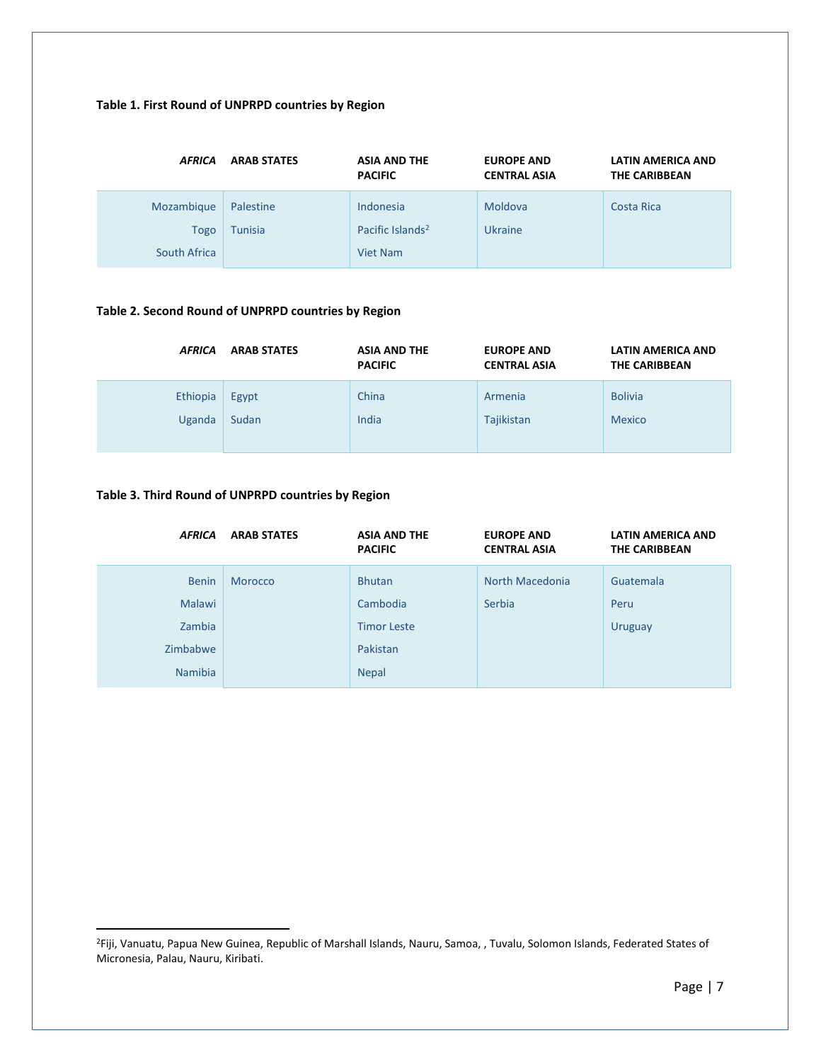**Table 1. First Round of UNPRPD countries by Region**

| *AFRICA* | ARAB STATES | ASIA AND THE PACIFIC | EUROPE AND CENTRAL ASIA | LATIN AMERICA AND THE CARIBBEAN |
|---|---|---|---|---|
| Mozambique | Palestine | Indonesia | Moldova | Costa Rica |
| Togo | Tunisia | Pacific Islands[2] | Ukraine | |
| South Africa | | Viet Nam | | |

**Table 2. Second Round of UNPRPD countries by Region**

| *AFRICA* | ARAB STATES | ASIA AND THE PACIFIC | EUROPE AND CENTRAL ASIA | LATIN AMERICA AND THE CARIBBEAN |
|---|---|---|---|---|
| Ethiopia | Egypt | China | Armenia | Bolivia |
| Uganda | Sudan | India | Tajikistan | Mexico |

**Table 3. Third Round of UNPRPD countries by Region**

| *AFRICA* | ARAB STATES | ASIA AND THE PACIFIC | EUROPE AND CENTRAL ASIA | LATIN AMERICA AND THE CARIBBEAN |
|---|---|---|---|---|
| Benin | Morocco | Bhutan | North Macedonia | Guatemala |
| Malawi | | Cambodia | Serbia | Peru |
| Zambia | | Timor Leste | | Uruguay |
| Zimbabwe | | Pakistan | | |
| Namibia | | Nepal | | |

---

[2]Fiji, Vanuatu, Papua New Guinea, Republic of Marshall Islands, Nauru, Samoa, , Tuvalu, Solomon Islands, Federated States of Micronesia, Palau, Nauru, Kiribati.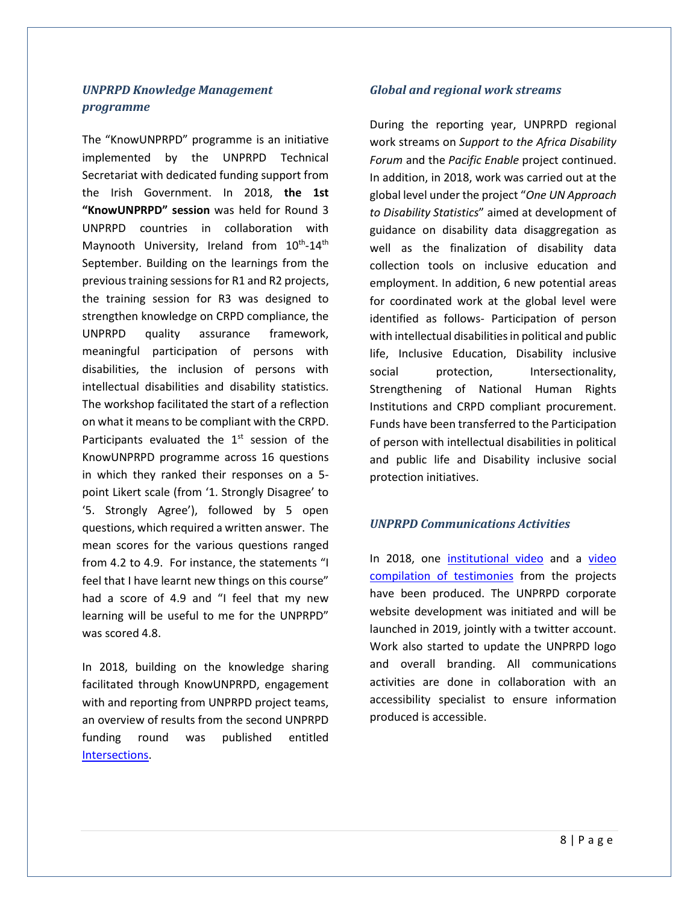### *UNPRPD Knowledge Management programme*

The "KnowUNPRPD" programme is an initiative implemented by the UNPRPD Technical Secretariat with dedicated funding support from the Irish Government. In 2018, **the 1st "KnowUNPRPD" session** was held for Round 3 UNPRPD countries in collaboration with Maynooth University, Ireland from 10th-14th September. Building on the learnings from the previous training sessions for R1 and R2 projects, the training session for R3 was designed to strengthen knowledge on CRPD compliance, the UNPRPD quality assurance framework, meaningful participation of persons with disabilities, the inclusion of persons with intellectual disabilities and disability statistics. The workshop facilitated the start of a reflection on what it means to be compliant with the CRPD. Participants evaluated the 1st session of the KnowUNPRPD programme across 16 questions in which they ranked their responses on a 5-point Likert scale (from '1. Strongly Disagree' to '5. Strongly Agree'), followed by 5 open questions, which required a written answer. The mean scores for the various questions ranged from 4.2 to 4.9. For instance, the statements "I feel that I have learnt new things on this course" had a score of 4.9 and "I feel that my new learning will be useful to me for the UNPRPD" was scored 4.8.

In 2018, building on the knowledge sharing facilitated through KnowUNPRPD, engagement with and reporting from UNPRPD project teams, an overview of results from the second UNPRPD funding round was published entitled Intersections.

### *Global and regional work streams*

During the reporting year, UNPRPD regional work streams on *Support to the Africa Disability Forum* and the *Pacific Enable* project continued. In addition, in 2018, work was carried out at the global level under the project "*One UN Approach to Disability Statistics*" aimed at development of guidance on disability data disaggregation as well as the finalization of disability data collection tools on inclusive education and employment. In addition, 6 new potential areas for coordinated work at the global level were identified as follows- Participation of person with intellectual disabilities in political and public life, Inclusive Education, Disability inclusive social protection, Intersectionality, Strengthening of National Human Rights Institutions and CRPD compliant procurement. Funds have been transferred to the Participation of person with intellectual disabilities in political and public life and Disability inclusive social protection initiatives.

### *UNPRPD Communications Activities*

In 2018, one institutional video and a video compilation of testimonies from the projects have been produced. The UNPRPD corporate website development was initiated and will be launched in 2019, jointly with a twitter account. Work also started to update the UNPRPD logo and overall branding. All communications activities are done in collaboration with an accessibility specialist to ensure information produced is accessible.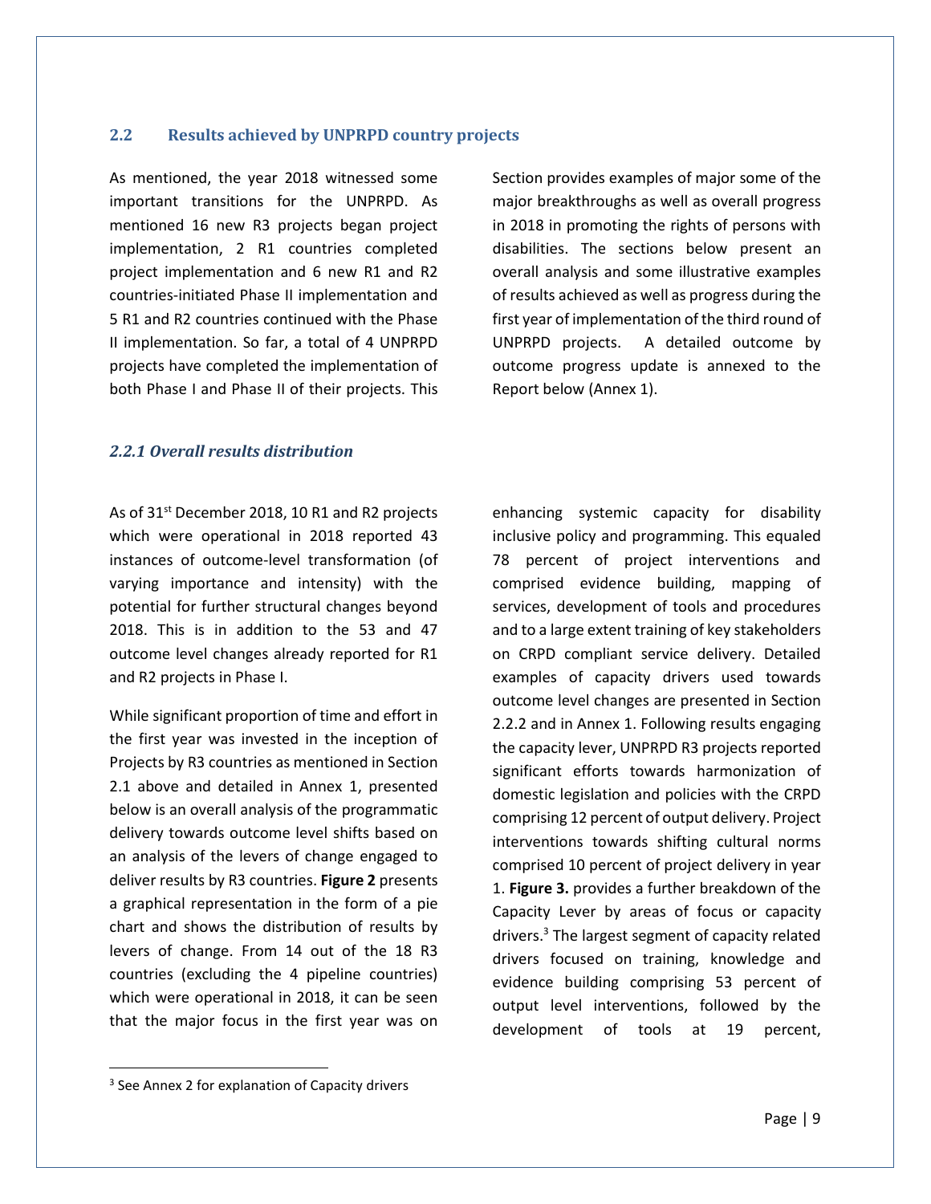## 2.2 Results achieved by UNPRPD country projects

As mentioned, the year 2018 witnessed some important transitions for the UNPRPD. As mentioned 16 new R3 projects began project implementation, 2 R1 countries completed project implementation and 6 new R1 and R2 countries-initiated Phase II implementation and 5 R1 and R2 countries continued with the Phase II implementation. So far, a total of 4 UNPRPD projects have completed the implementation of both Phase I and Phase II of their projects. This Section provides examples of major some of the major breakthroughs as well as overall progress in 2018 in promoting the rights of persons with disabilities. The sections below present an overall analysis and some illustrative examples of results achieved as well as progress during the first year of implementation of the third round of UNPRPD projects. A detailed outcome by outcome progress update is annexed to the Report below (Annex 1).

### *2.2.1 Overall results distribution*

As of 31st December 2018, 10 R1 and R2 projects which were operational in 2018 reported 43 instances of outcome-level transformation (of varying importance and intensity) with the potential for further structural changes beyond 2018. This is in addition to the 53 and 47 outcome level changes already reported for R1 and R2 projects in Phase I.

While significant proportion of time and effort in the first year was invested in the inception of Projects by R3 countries as mentioned in Section 2.1 above and detailed in Annex 1, presented below is an overall analysis of the programmatic delivery towards outcome level shifts based on an analysis of the levers of change engaged to deliver results by R3 countries. **Figure 2** presents a graphical representation in the form of a pie chart and shows the distribution of results by levers of change. From 14 out of the 18 R3 countries (excluding the 4 pipeline countries) which were operational in 2018, it can be seen that the major focus in the first year was on enhancing systemic capacity for disability inclusive policy and programming. This equaled 78 percent of project interventions and comprised evidence building, mapping of services, development of tools and procedures and to a large extent training of key stakeholders on CRPD compliant service delivery. Detailed examples of capacity drivers used towards outcome level changes are presented in Section 2.2.2 and in Annex 1. Following results engaging the capacity lever, UNPRPD R3 projects reported significant efforts towards harmonization of domestic legislation and policies with the CRPD comprising 12 percent of output delivery. Project interventions towards shifting cultural norms comprised 10 percent of project delivery in year 1. **Figure 3.** provides a further breakdown of the Capacity Lever by areas of focus or capacity drivers.[3] The largest segment of capacity related drivers focused on training, knowledge and evidence building comprising 53 percent of output level interventions, followed by the development of tools at 19 percent,

[3] See Annex 2 for explanation of Capacity drivers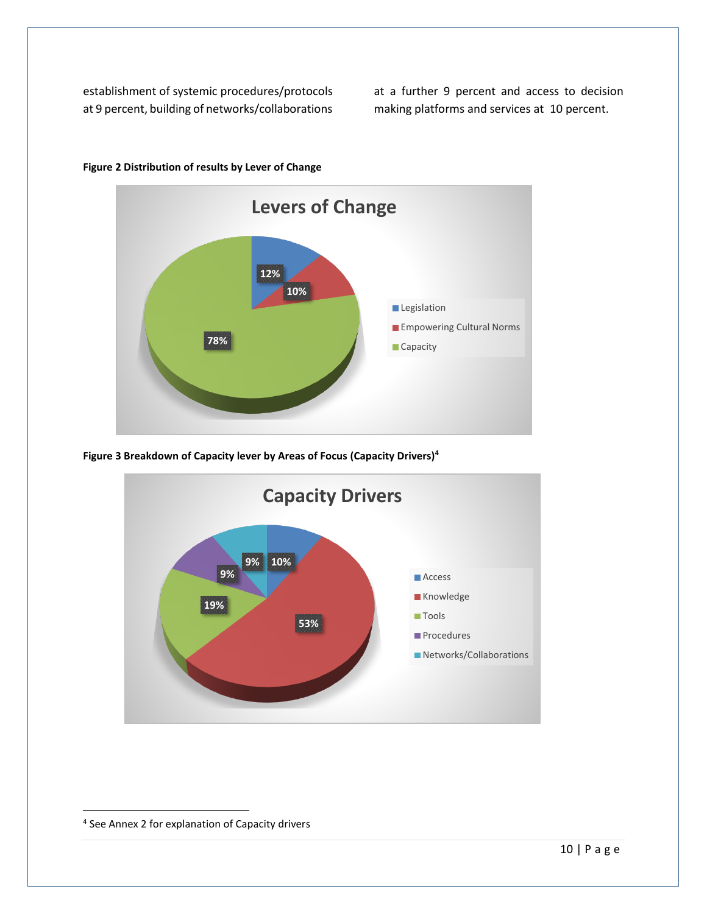establishment of systemic procedures/protocols at 9 percent, building of networks/collaborations at a further 9 percent and access to decision making platforms and services at 10 percent.

**Figure 2 Distribution of results by Lever of Change**

**Figure 3 Breakdown of Capacity lever by Areas of Focus (Capacity Drivers)[4]**

---

[4] See Annex 2 for explanation of Capacity drivers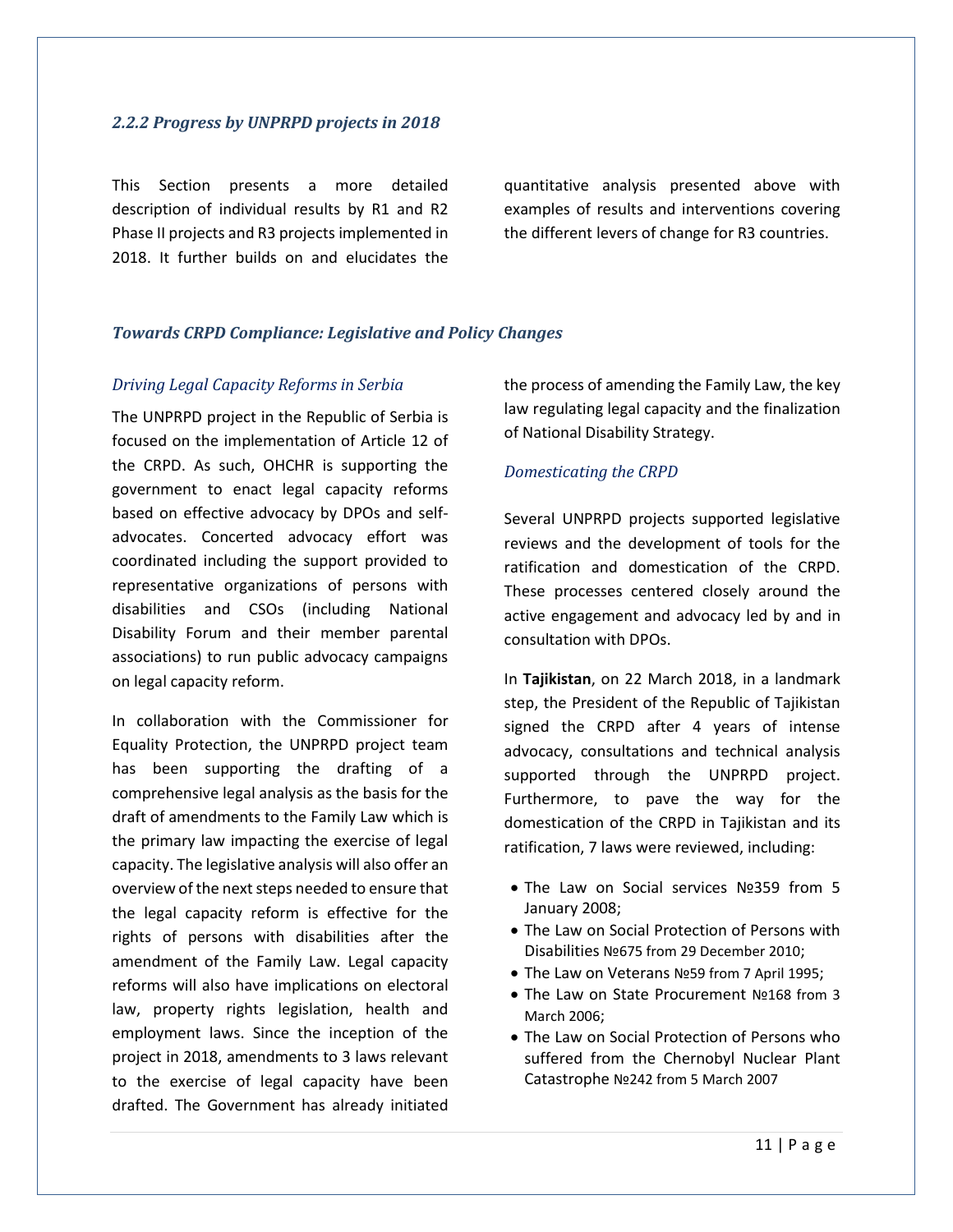### *2.2.2 Progress by UNPRPD projects in 2018*

This Section presents a more detailed description of individual results by R1 and R2 Phase II projects and R3 projects implemented in 2018. It further builds on and elucidates the quantitative analysis presented above with examples of results and interventions covering the different levers of change for R3 countries.

### *Towards CRPD Compliance: Legislative and Policy Changes*

#### *Driving Legal Capacity Reforms in Serbia*

The UNPRPD project in the Republic of Serbia is focused on the implementation of Article 12 of the CRPD. As such, OHCHR is supporting the government to enact legal capacity reforms based on effective advocacy by DPOs and self-advocates. Concerted advocacy effort was coordinated including the support provided to representative organizations of persons with disabilities and CSOs (including National Disability Forum and their member parental associations) to run public advocacy campaigns on legal capacity reform.

In collaboration with the Commissioner for Equality Protection, the UNPRPD project team has been supporting the drafting of a comprehensive legal analysis as the basis for the draft of amendments to the Family Law which is the primary law impacting the exercise of legal capacity. The legislative analysis will also offer an overview of the next steps needed to ensure that the legal capacity reform is effective for the rights of persons with disabilities after the amendment of the Family Law. Legal capacity reforms will also have implications on electoral law, property rights legislation, health and employment laws. Since the inception of the project in 2018, amendments to 3 laws relevant to the exercise of legal capacity have been drafted. The Government has already initiated the process of amending the Family Law, the key law regulating legal capacity and the finalization of National Disability Strategy.

#### *Domesticating the CRPD*

Several UNPRPD projects supported legislative reviews and the development of tools for the ratification and domestication of the CRPD. These processes centered closely around the active engagement and advocacy led by and in consultation with DPOs.

In **Tajikistan**, on 22 March 2018, in a landmark step, the President of the Republic of Tajikistan signed the CRPD after 4 years of intense advocacy, consultations and technical analysis supported through the UNPRPD project. Furthermore, to pave the way for the domestication of the CRPD in Tajikistan and its ratification, 7 laws were reviewed, including:

- The Law on Social services №359 from 5 January 2008;
- The Law on Social Protection of Persons with Disabilities №675 from 29 December 2010;
- The Law on Veterans №59 from 7 April 1995;
- The Law on State Procurement №168 from 3 March 2006;
- The Law on Social Protection of Persons who suffered from the Chernobyl Nuclear Plant Catastrophe №242 from 5 March 2007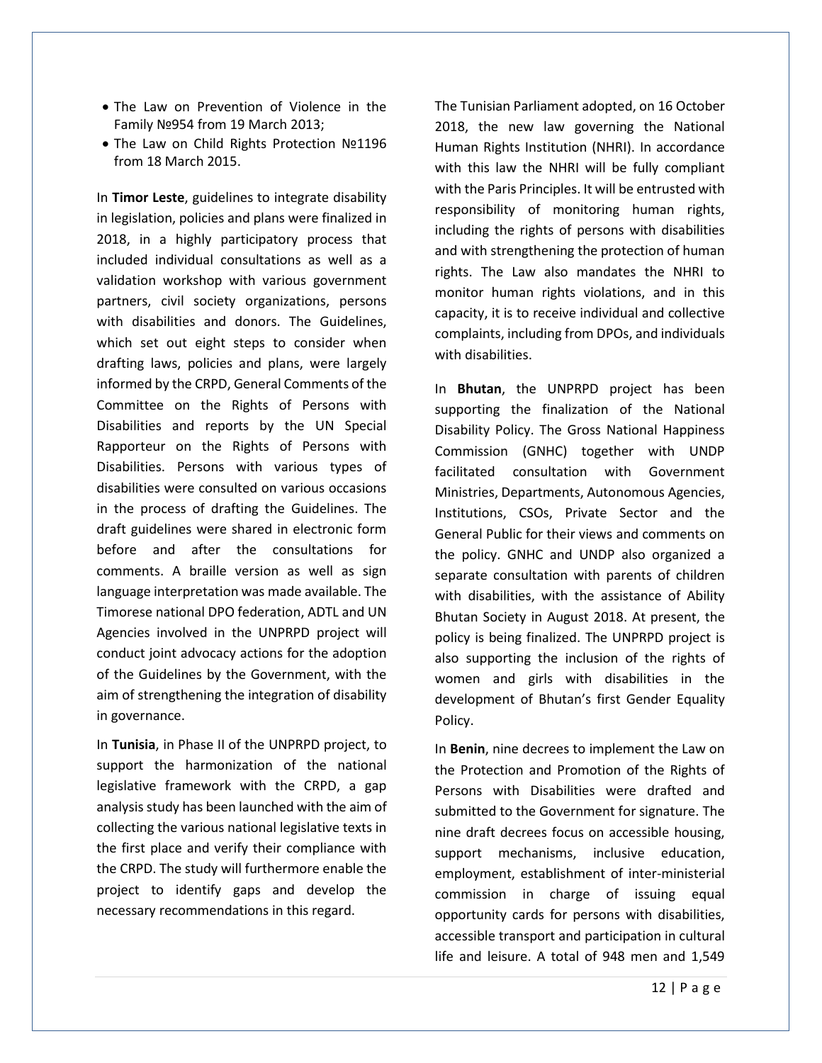- The Law on Prevention of Violence in the Family №954 from 19 March 2013;
- The Law on Child Rights Protection №1196 from 18 March 2015.

In **Timor Leste**, guidelines to integrate disability in legislation, policies and plans were finalized in 2018, in a highly participatory process that included individual consultations as well as a validation workshop with various government partners, civil society organizations, persons with disabilities and donors. The Guidelines, which set out eight steps to consider when drafting laws, policies and plans, were largely informed by the CRPD, General Comments of the Committee on the Rights of Persons with Disabilities and reports by the UN Special Rapporteur on the Rights of Persons with Disabilities. Persons with various types of disabilities were consulted on various occasions in the process of drafting the Guidelines. The draft guidelines were shared in electronic form before and after the consultations for comments. A braille version as well as sign language interpretation was made available. The Timorese national DPO federation, ADTL and UN Agencies involved in the UNPRPD project will conduct joint advocacy actions for the adoption of the Guidelines by the Government, with the aim of strengthening the integration of disability in governance.

In **Tunisia**, in Phase II of the UNPRPD project, to support the harmonization of the national legislative framework with the CRPD, a gap analysis study has been launched with the aim of collecting the various national legislative texts in the first place and verify their compliance with the CRPD. The study will furthermore enable the project to identify gaps and develop the necessary recommendations in this regard.

The Tunisian Parliament adopted, on 16 October 2018, the new law governing the National Human Rights Institution (NHRI). In accordance with this law the NHRI will be fully compliant with the Paris Principles. It will be entrusted with responsibility of monitoring human rights, including the rights of persons with disabilities and with strengthening the protection of human rights. The Law also mandates the NHRI to monitor human rights violations, and in this capacity, it is to receive individual and collective complaints, including from DPOs, and individuals with disabilities.

In **Bhutan**, the UNPRPD project has been supporting the finalization of the National Disability Policy. The Gross National Happiness Commission (GNHC) together with UNDP facilitated consultation with Government Ministries, Departments, Autonomous Agencies, Institutions, CSOs, Private Sector and the General Public for their views and comments on the policy. GNHC and UNDP also organized a separate consultation with parents of children with disabilities, with the assistance of Ability Bhutan Society in August 2018. At present, the policy is being finalized. The UNPRPD project is also supporting the inclusion of the rights of women and girls with disabilities in the development of Bhutan's first Gender Equality Policy.

In **Benin**, nine decrees to implement the Law on the Protection and Promotion of the Rights of Persons with Disabilities were drafted and submitted to the Government for signature. The nine draft decrees focus on accessible housing, support mechanisms, inclusive education, employment, establishment of inter-ministerial commission in charge of issuing equal opportunity cards for persons with disabilities, accessible transport and participation in cultural life and leisure. A total of 948 men and 1,549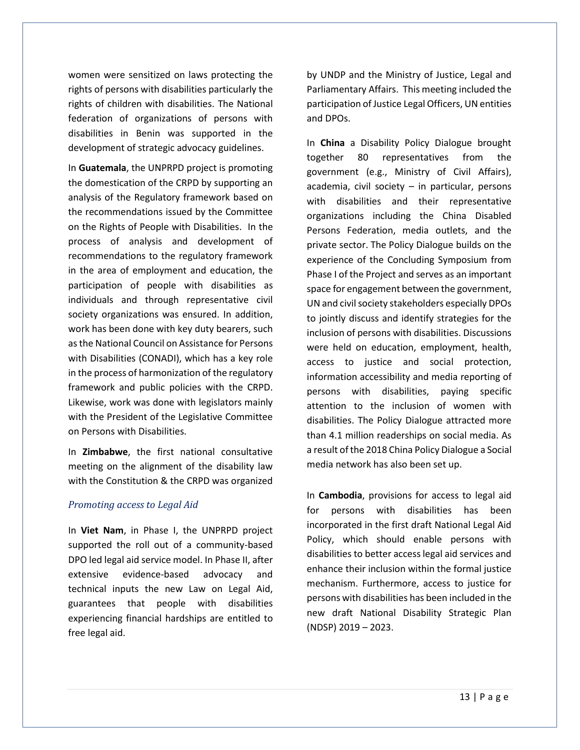women were sensitized on laws protecting the rights of persons with disabilities particularly the rights of children with disabilities. The National federation of organizations of persons with disabilities in Benin was supported in the development of strategic advocacy guidelines.

In **Guatemala**, the UNPRPD project is promoting the domestication of the CRPD by supporting an analysis of the Regulatory framework based on the recommendations issued by the Committee on the Rights of People with Disabilities. In the process of analysis and development of recommendations to the regulatory framework in the area of employment and education, the participation of people with disabilities as individuals and through representative civil society organizations was ensured. In addition, work has been done with key duty bearers, such as the National Council on Assistance for Persons with Disabilities (CONADI), which has a key role in the process of harmonization of the regulatory framework and public policies with the CRPD. Likewise, work was done with legislators mainly with the President of the Legislative Committee on Persons with Disabilities.

In **Zimbabwe**, the first national consultative meeting on the alignment of the disability law with the Constitution & the CRPD was organized by UNDP and the Ministry of Justice, Legal and Parliamentary Affairs. This meeting included the participation of Justice Legal Officers, UN entities and DPOs.

In **China** a Disability Policy Dialogue brought together 80 representatives from the government (e.g., Ministry of Civil Affairs), academia, civil society – in particular, persons with disabilities and their representative organizations including the China Disabled Persons Federation, media outlets, and the private sector. The Policy Dialogue builds on the experience of the Concluding Symposium from Phase I of the Project and serves as an important space for engagement between the government, UN and civil society stakeholders especially DPOs to jointly discuss and identify strategies for the inclusion of persons with disabilities. Discussions were held on education, employment, health, access to justice and social protection, information accessibility and media reporting of persons with disabilities, paying specific attention to the inclusion of women with disabilities. The Policy Dialogue attracted more than 4.1 million readerships on social media. As a result of the 2018 China Policy Dialogue a Social media network has also been set up.

*Promoting access to Legal Aid*

In **Viet Nam**, in Phase I, the UNPRPD project supported the roll out of a community-based DPO led legal aid service model. In Phase II, after extensive evidence-based advocacy and technical inputs the new Law on Legal Aid, guarantees that people with disabilities experiencing financial hardships are entitled to free legal aid.

In **Cambodia**, provisions for access to legal aid for persons with disabilities has been incorporated in the first draft National Legal Aid Policy, which should enable persons with disabilities to better access legal aid services and enhance their inclusion within the formal justice mechanism. Furthermore, access to justice for persons with disabilities has been included in the new draft National Disability Strategic Plan (NDSP) 2019 – 2023.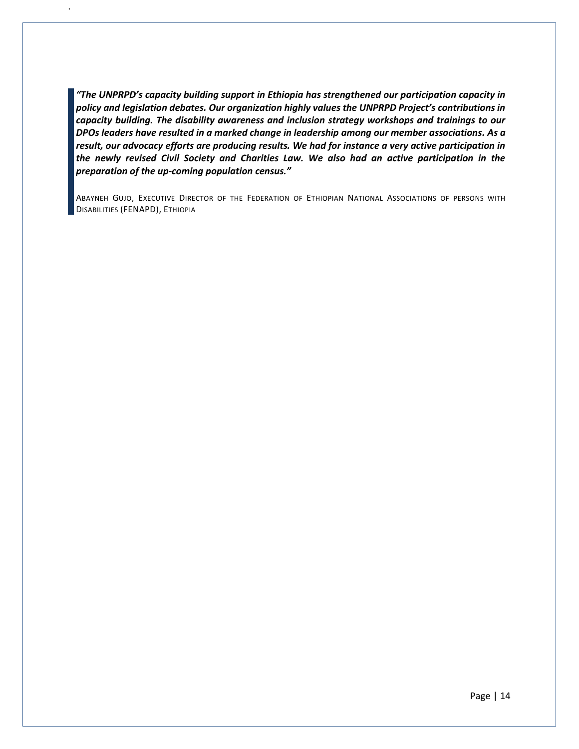> ***"The UNPRPD's capacity building support in Ethiopia has strengthened our participation capacity in policy and legislation debates. Our organization highly values the UNPRPD Project's contributions in capacity building. The disability awareness and inclusion strategy workshops and trainings to our DPOs leaders have resulted in a marked change in leadership among our member associations. As a result, our advocacy efforts are producing results. We had for instance a very active participation in the newly revised Civil Society and Charities Law. We also had an active participation in the preparation of the up-coming population census."***
>
> ABAYNEH GUJO, EXECUTIVE DIRECTOR OF THE FEDERATION OF ETHIOPIAN NATIONAL ASSOCIATIONS OF PERSONS WITH DISABILITIES (FENAPD), ETHIOPIA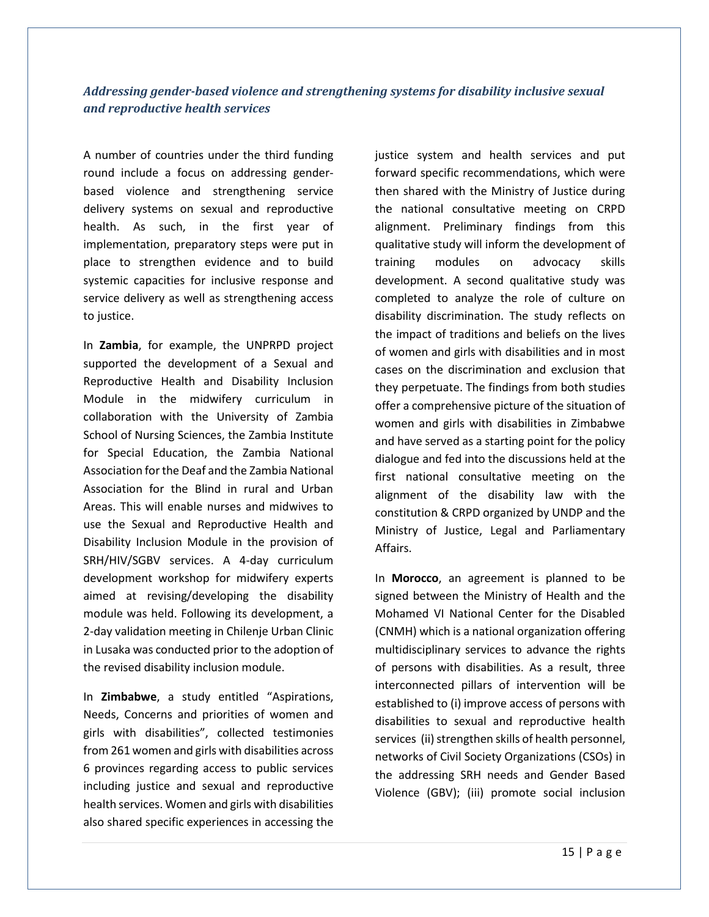### *Addressing gender-based violence and strengthening systems for disability inclusive sexual and reproductive health services*

A number of countries under the third funding round include a focus on addressing gender-based violence and strengthening service delivery systems on sexual and reproductive health. As such, in the first year of implementation, preparatory steps were put in place to strengthen evidence and to build systemic capacities for inclusive response and service delivery as well as strengthening access to justice.

In **Zambia**, for example, the UNPRPD project supported the development of a Sexual and Reproductive Health and Disability Inclusion Module in the midwifery curriculum in collaboration with the University of Zambia School of Nursing Sciences, the Zambia Institute for Special Education, the Zambia National Association for the Deaf and the Zambia National Association for the Blind in rural and Urban Areas. This will enable nurses and midwives to use the Sexual and Reproductive Health and Disability Inclusion Module in the provision of SRH/HIV/SGBV services. A 4-day curriculum development workshop for midwifery experts aimed at revising/developing the disability module was held. Following its development, a 2-day validation meeting in Chilenje Urban Clinic in Lusaka was conducted prior to the adoption of the revised disability inclusion module.

In **Zimbabwe**, a study entitled "Aspirations, Needs, Concerns and priorities of women and girls with disabilities", collected testimonies from 261 women and girls with disabilities across 6 provinces regarding access to public services including justice and sexual and reproductive health services. Women and girls with disabilities also shared specific experiences in accessing the justice system and health services and put forward specific recommendations, which were then shared with the Ministry of Justice during the national consultative meeting on CRPD alignment. Preliminary findings from this qualitative study will inform the development of training modules on advocacy skills development. A second qualitative study was completed to analyze the role of culture on disability discrimination. The study reflects on the impact of traditions and beliefs on the lives of women and girls with disabilities and in most cases on the discrimination and exclusion that they perpetuate. The findings from both studies offer a comprehensive picture of the situation of women and girls with disabilities in Zimbabwe and have served as a starting point for the policy dialogue and fed into the discussions held at the first national consultative meeting on the alignment of the disability law with the constitution & CRPD organized by UNDP and the Ministry of Justice, Legal and Parliamentary Affairs.

In **Morocco**, an agreement is planned to be signed between the Ministry of Health and the Mohamed VI National Center for the Disabled (CNMH) which is a national organization offering multidisciplinary services to advance the rights of persons with disabilities. As a result, three interconnected pillars of intervention will be established to (i) improve access of persons with disabilities to sexual and reproductive health services (ii) strengthen skills of health personnel, networks of Civil Society Organizations (CSOs) in the addressing SRH needs and Gender Based Violence (GBV); (iii) promote social inclusion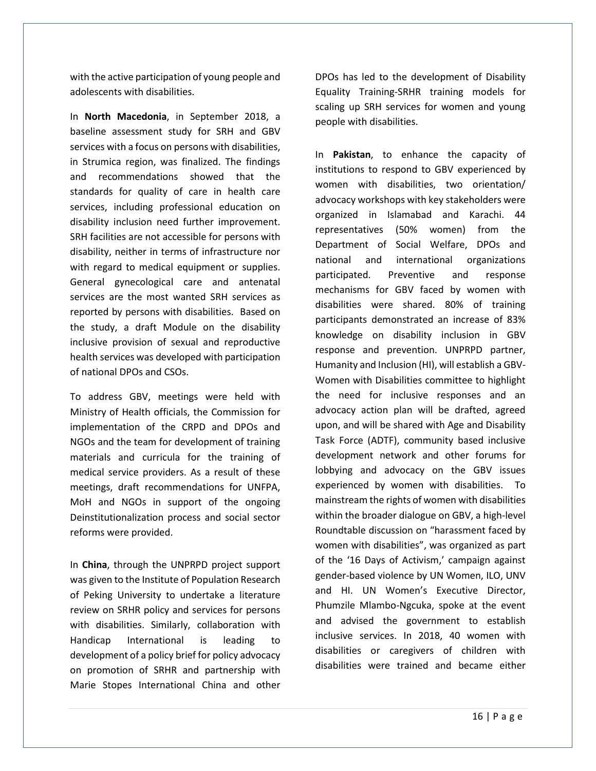with the active participation of young people and adolescents with disabilities.

In **North Macedonia**, in September 2018, a baseline assessment study for SRH and GBV services with a focus on persons with disabilities, in Strumica region, was finalized. The findings and recommendations showed that the standards for quality of care in health care services, including professional education on disability inclusion need further improvement. SRH facilities are not accessible for persons with disability, neither in terms of infrastructure nor with regard to medical equipment or supplies. General gynecological care and antenatal services are the most wanted SRH services as reported by persons with disabilities. Based on the study, a draft Module on the disability inclusive provision of sexual and reproductive health services was developed with participation of national DPOs and CSOs.

To address GBV, meetings were held with Ministry of Health officials, the Commission for implementation of the CRPD and DPOs and NGOs and the team for development of training materials and curricula for the training of medical service providers. As a result of these meetings, draft recommendations for UNFPA, MoH and NGOs in support of the ongoing Deinstitutionalization process and social sector reforms were provided.

In **China**, through the UNPRPD project support was given to the Institute of Population Research of Peking University to undertake a literature review on SRHR policy and services for persons with disabilities. Similarly, collaboration with Handicap International is leading to development of a policy brief for policy advocacy on promotion of SRHR and partnership with Marie Stopes International China and other DPOs has led to the development of Disability Equality Training-SRHR training models for scaling up SRH services for women and young people with disabilities.

In **Pakistan**, to enhance the capacity of institutions to respond to GBV experienced by women with disabilities, two orientation/ advocacy workshops with key stakeholders were organized in Islamabad and Karachi. 44 representatives (50% women) from the Department of Social Welfare, DPOs and national and international organizations participated. Preventive and response mechanisms for GBV faced by women with disabilities were shared. 80% of training participants demonstrated an increase of 83% knowledge on disability inclusion in GBV response and prevention. UNPRPD partner, Humanity and Inclusion (HI), will establish a GBV-Women with Disabilities committee to highlight the need for inclusive responses and an advocacy action plan will be drafted, agreed upon, and will be shared with Age and Disability Task Force (ADTF), community based inclusive development network and other forums for lobbying and advocacy on the GBV issues experienced by women with disabilities. To mainstream the rights of women with disabilities within the broader dialogue on GBV, a high-level Roundtable discussion on "harassment faced by women with disabilities", was organized as part of the '16 Days of Activism,' campaign against gender-based violence by UN Women, ILO, UNV and HI. UN Women's Executive Director, Phumzile Mlambo-Ngcuka, spoke at the event and advised the government to establish inclusive services. In 2018, 40 women with disabilities or caregivers of children with disabilities were trained and became either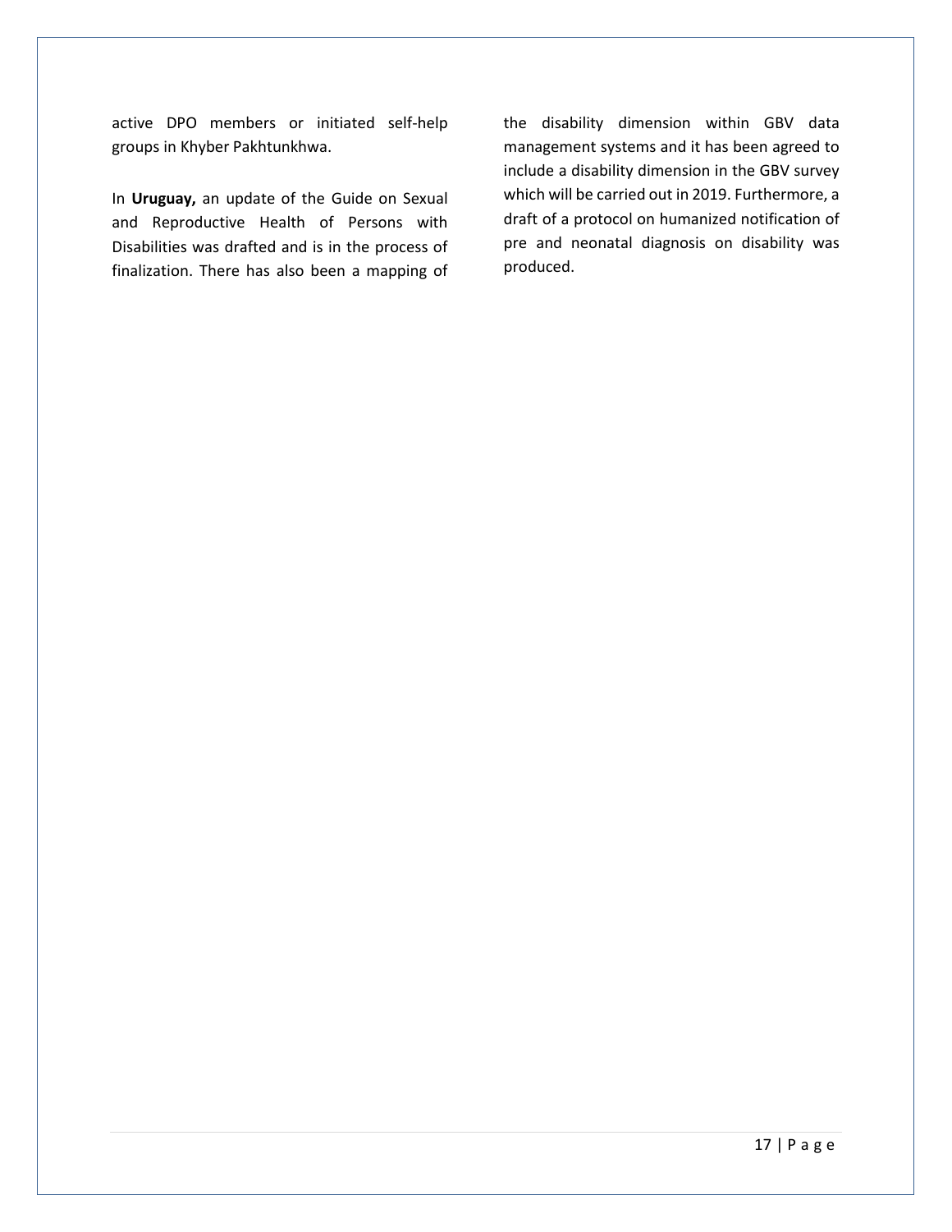active DPO members or initiated self-help groups in Khyber Pakhtunkhwa.

In **Uruguay,** an update of the Guide on Sexual and Reproductive Health of Persons with Disabilities was drafted and is in the process of finalization. There has also been a mapping of the disability dimension within GBV data management systems and it has been agreed to include a disability dimension in the GBV survey which will be carried out in 2019. Furthermore, a draft of a protocol on humanized notification of pre and neonatal diagnosis on disability was produced.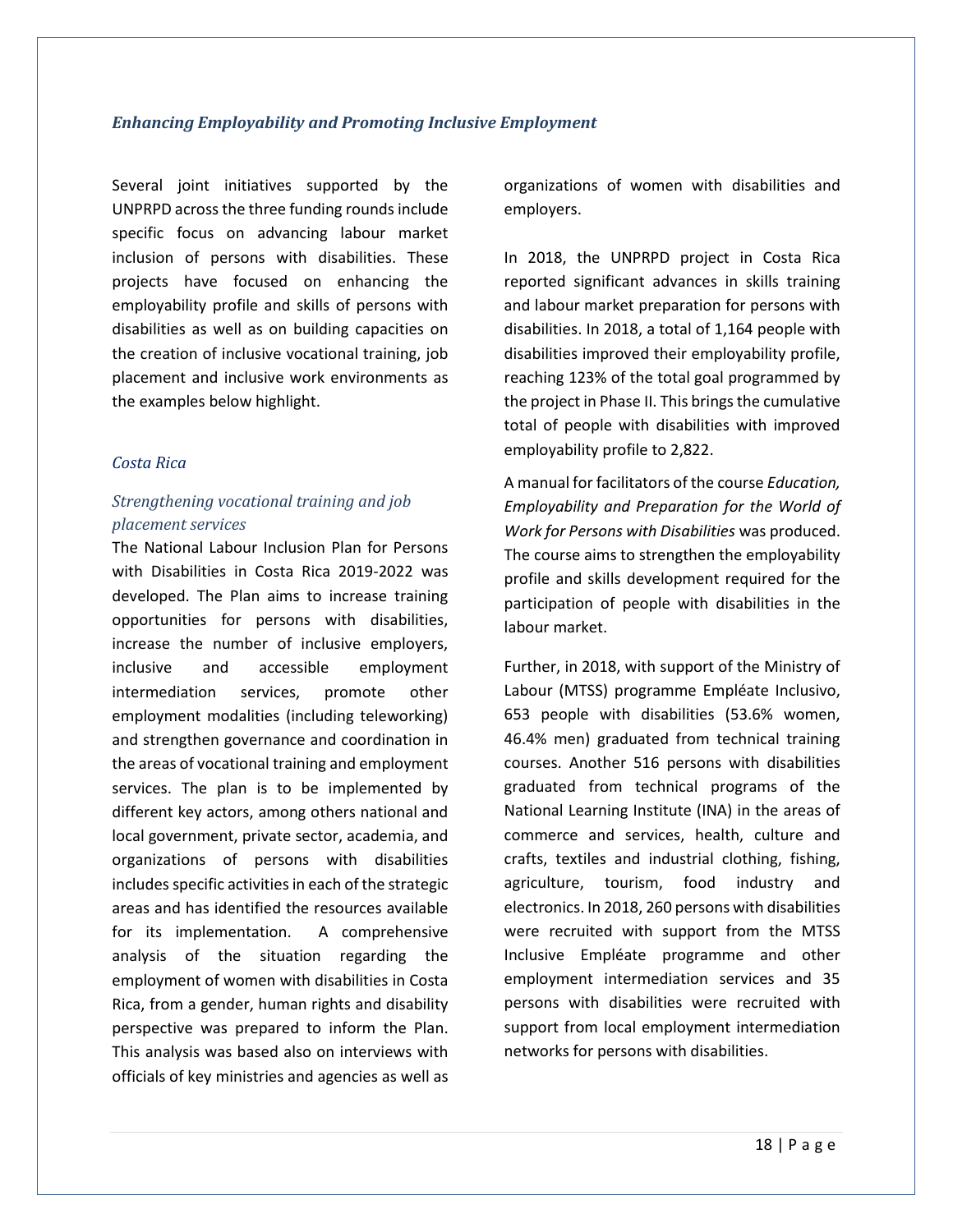### *Enhancing Employability and Promoting Inclusive Employment*

Several joint initiatives supported by the UNPRPD across the three funding rounds include specific focus on advancing labour market inclusion of persons with disabilities. These projects have focused on enhancing the employability profile and skills of persons with disabilities as well as on building capacities on the creation of inclusive vocational training, job placement and inclusive work environments as the examples below highlight.

#### *Costa Rica*

#### *Strengthening vocational training and job placement services*

The National Labour Inclusion Plan for Persons with Disabilities in Costa Rica 2019-2022 was developed. The Plan aims to increase training opportunities for persons with disabilities, increase the number of inclusive employers, inclusive and accessible employment intermediation services, promote other employment modalities (including teleworking) and strengthen governance and coordination in the areas of vocational training and employment services. The plan is to be implemented by different key actors, among others national and local government, private sector, academia, and organizations of persons with disabilities includes specific activities in each of the strategic areas and has identified the resources available for its implementation. A comprehensive analysis of the situation regarding the employment of women with disabilities in Costa Rica, from a gender, human rights and disability perspective was prepared to inform the Plan. This analysis was based also on interviews with officials of key ministries and agencies as well as organizations of women with disabilities and employers.

In 2018, the UNPRPD project in Costa Rica reported significant advances in skills training and labour market preparation for persons with disabilities. In 2018, a total of 1,164 people with disabilities improved their employability profile, reaching 123% of the total goal programmed by the project in Phase II. This brings the cumulative total of people with disabilities with improved employability profile to 2,822.

A manual for facilitators of the course *Education, Employability and Preparation for the World of Work for Persons with Disabilities* was produced. The course aims to strengthen the employability profile and skills development required for the participation of people with disabilities in the labour market.

Further, in 2018, with support of the Ministry of Labour (MTSS) programme Empléate Inclusivo, 653 people with disabilities (53.6% women, 46.4% men) graduated from technical training courses. Another 516 persons with disabilities graduated from technical programs of the National Learning Institute (INA) in the areas of commerce and services, health, culture and crafts, textiles and industrial clothing, fishing, agriculture, tourism, food industry and electronics. In 2018, 260 persons with disabilities were recruited with support from the MTSS Inclusive Empléate programme and other employment intermediation services and 35 persons with disabilities were recruited with support from local employment intermediation networks for persons with disabilities.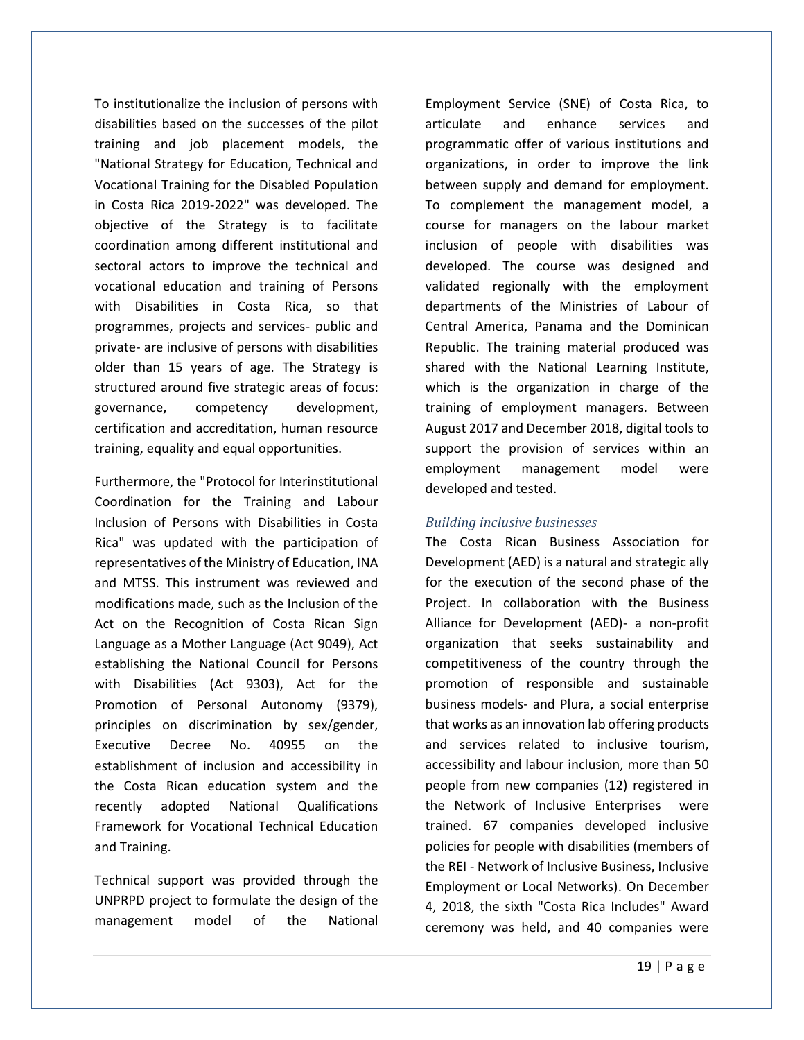To institutionalize the inclusion of persons with disabilities based on the successes of the pilot training and job placement models, the "National Strategy for Education, Technical and Vocational Training for the Disabled Population in Costa Rica 2019-2022" was developed. The objective of the Strategy is to facilitate coordination among different institutional and sectoral actors to improve the technical and vocational education and training of Persons with Disabilities in Costa Rica, so that programmes, projects and services- public and private- are inclusive of persons with disabilities older than 15 years of age. The Strategy is structured around five strategic areas of focus: governance, competency development, certification and accreditation, human resource training, equality and equal opportunities.

Furthermore, the "Protocol for Interinstitutional Coordination for the Training and Labour Inclusion of Persons with Disabilities in Costa Rica" was updated with the participation of representatives of the Ministry of Education, INA and MTSS. This instrument was reviewed and modifications made, such as the Inclusion of the Act on the Recognition of Costa Rican Sign Language as a Mother Language (Act 9049), Act establishing the National Council for Persons with Disabilities (Act 9303), Act for the Promotion of Personal Autonomy (9379), principles on discrimination by sex/gender, Executive Decree No. 40955 on the establishment of inclusion and accessibility in the Costa Rican education system and the recently adopted National Qualifications Framework for Vocational Technical Education and Training.

Technical support was provided through the UNPRPD project to formulate the design of the management model of the National Employment Service (SNE) of Costa Rica, to articulate and enhance services and programmatic offer of various institutions and organizations, in order to improve the link between supply and demand for employment. To complement the management model, a course for managers on the labour market inclusion of people with disabilities was developed. The course was designed and validated regionally with the employment departments of the Ministries of Labour of Central America, Panama and the Dominican Republic. The training material produced was shared with the National Learning Institute, which is the organization in charge of the training of employment managers. Between August 2017 and December 2018, digital tools to support the provision of services within an employment management model were developed and tested.

### *Building inclusive businesses*

The Costa Rican Business Association for Development (AED) is a natural and strategic ally for the execution of the second phase of the Project. In collaboration with the Business Alliance for Development (AED)- a non-profit organization that seeks sustainability and competitiveness of the country through the promotion of responsible and sustainable business models- and Plura, a social enterprise that works as an innovation lab offering products and services related to inclusive tourism, accessibility and labour inclusion, more than 50 people from new companies (12) registered in the Network of Inclusive Enterprises were trained. 67 companies developed inclusive policies for people with disabilities (members of the REI - Network of Inclusive Business, Inclusive Employment or Local Networks). On December 4, 2018, the sixth "Costa Rica Includes" Award ceremony was held, and 40 companies were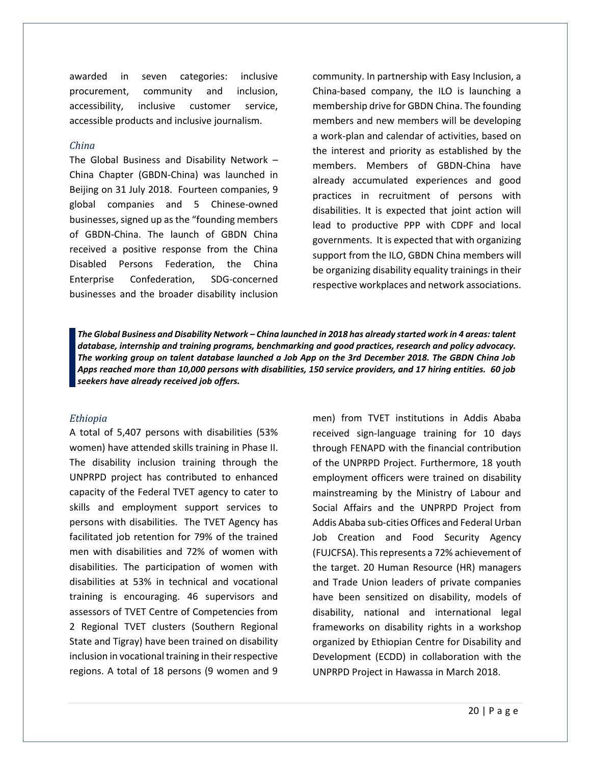awarded in seven categories: inclusive procurement, community and inclusion, accessibility, inclusive customer service, accessible products and inclusive journalism.

### *China*

The Global Business and Disability Network – China Chapter (GBDN-China) was launched in Beijing on 31 July 2018. Fourteen companies, 9 global companies and 5 Chinese-owned businesses, signed up as the "founding members of GBDN-China. The launch of GBDN China received a positive response from the China Disabled Persons Federation, the China Enterprise Confederation, SDG-concerned businesses and the broader disability inclusion community. In partnership with Easy Inclusion, a China-based company, the ILO is launching a membership drive for GBDN China. The founding members and new members will be developing a work-plan and calendar of activities, based on the interest and priority as established by the members. Members of GBDN-China have already accumulated experiences and good practices in recruitment of persons with disabilities. It is expected that joint action will lead to productive PPP with CDPF and local governments. It is expected that with organizing support from the ILO, GBDN China members will be organizing disability equality trainings in their respective workplaces and network associations.

> ***The Global Business and Disability Network – China launched in 2018 has already started work in 4 areas: talent database, internship and training programs, benchmarking and good practices, research and policy advocacy. The working group on talent database launched a Job App on the 3rd December 2018. The GBDN China Job Apps reached more than 10,000 persons with disabilities, 150 service providers, and 17 hiring entities. 60 job seekers have already received job offers.***

### *Ethiopia*

A total of 5,407 persons with disabilities (53% women) have attended skills training in Phase II. The disability inclusion training through the UNPRPD project has contributed to enhanced capacity of the Federal TVET agency to cater to skills and employment support services to persons with disabilities. The TVET Agency has facilitated job retention for 79% of the trained men with disabilities and 72% of women with disabilities. The participation of women with disabilities at 53% in technical and vocational training is encouraging. 46 supervisors and assessors of TVET Centre of Competencies from 2 Regional TVET clusters (Southern Regional State and Tigray) have been trained on disability inclusion in vocational training in their respective regions. A total of 18 persons (9 women and 9 men) from TVET institutions in Addis Ababa received sign-language training for 10 days through FENAPD with the financial contribution of the UNPRPD Project. Furthermore, 18 youth employment officers were trained on disability mainstreaming by the Ministry of Labour and Social Affairs and the UNPRPD Project from Addis Ababa sub-cities Offices and Federal Urban Job Creation and Food Security Agency (FUJCFSA). This represents a 72% achievement of the target. 20 Human Resource (HR) managers and Trade Union leaders of private companies have been sensitized on disability, models of disability, national and international legal frameworks on disability rights in a workshop organized by Ethiopian Centre for Disability and Development (ECDD) in collaboration with the UNPRPD Project in Hawassa in March 2018.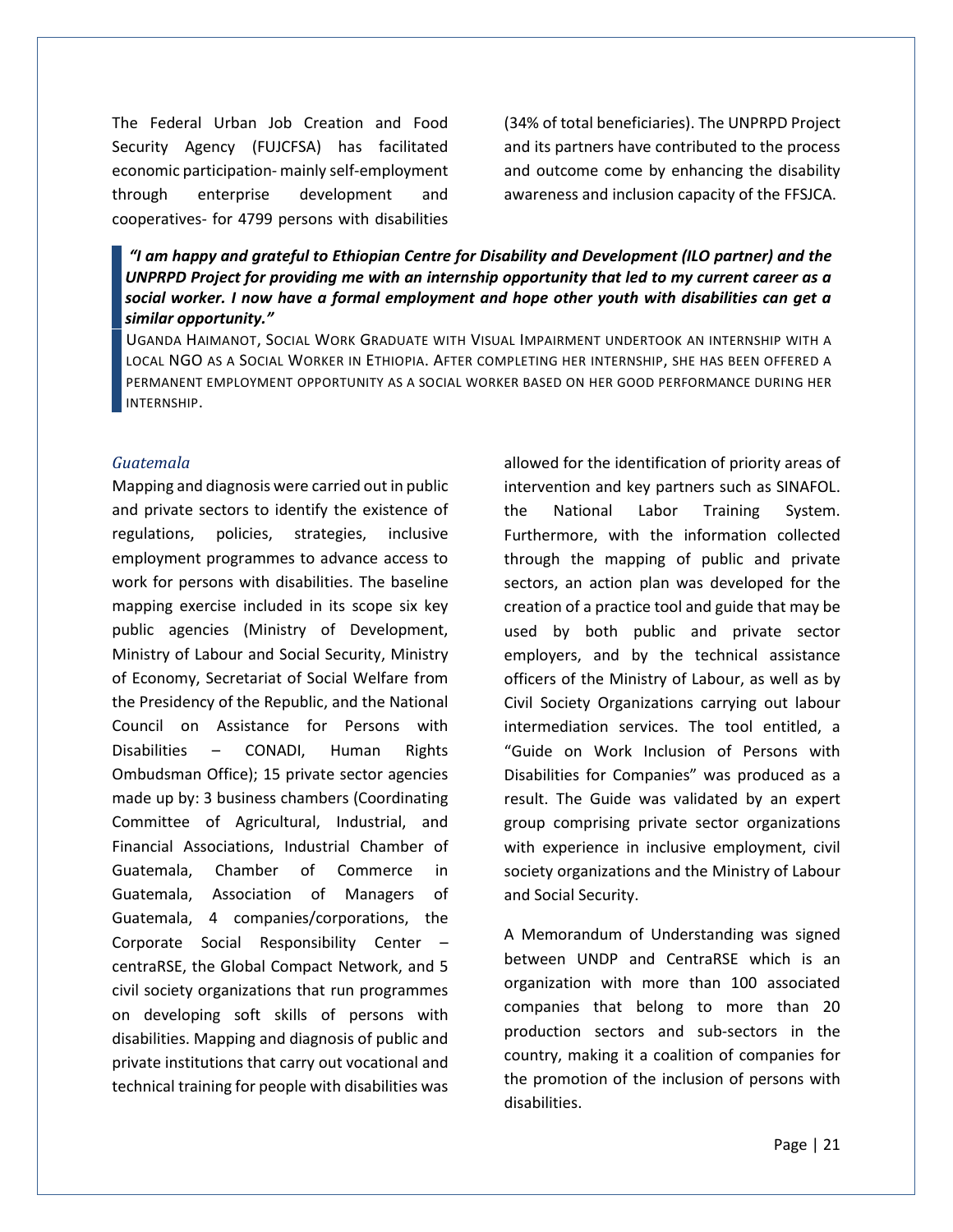The Federal Urban Job Creation and Food Security Agency (FUJCFSA) has facilitated economic participation- mainly self-employment through enterprise development and cooperatives- for 4799 persons with disabilities (34% of total beneficiaries). The UNPRPD Project and its partners have contributed to the process and outcome come by enhancing the disability awareness and inclusion capacity of the FFSJCA.

> ***"I am happy and grateful to Ethiopian Centre for Disability and Development (ILO partner) and the UNPRPD Project for providing me with an internship opportunity that led to my current career as a social worker. I now have a formal employment and hope other youth with disabilities can get a similar opportunity."***
>
> UGANDA HAIMANOT, SOCIAL WORK GRADUATE WITH VISUAL IMPAIRMENT UNDERTOOK AN INTERNSHIP WITH A LOCAL NGO AS A SOCIAL WORKER IN ETHIOPIA. AFTER COMPLETING HER INTERNSHIP, SHE HAS BEEN OFFERED A PERMANENT EMPLOYMENT OPPORTUNITY AS A SOCIAL WORKER BASED ON HER GOOD PERFORMANCE DURING HER INTERNSHIP.

### *Guatemala*

Mapping and diagnosis were carried out in public and private sectors to identify the existence of regulations, policies, strategies, inclusive employment programmes to advance access to work for persons with disabilities. The baseline mapping exercise included in its scope six key public agencies (Ministry of Development, Ministry of Labour and Social Security, Ministry of Economy, Secretariat of Social Welfare from the Presidency of the Republic, and the National Council on Assistance for Persons with Disabilities – CONADI, Human Rights Ombudsman Office); 15 private sector agencies made up by: 3 business chambers (Coordinating Committee of Agricultural, Industrial, and Financial Associations, Industrial Chamber of Guatemala, Chamber of Commerce in Guatemala, Association of Managers of Guatemala, 4 companies/corporations, the Corporate Social Responsibility Center – centraRSE, the Global Compact Network, and 5 civil society organizations that run programmes on developing soft skills of persons with disabilities. Mapping and diagnosis of public and private institutions that carry out vocational and technical training for people with disabilities was allowed for the identification of priority areas of intervention and key partners such as SINAFOL. the National Labor Training System. Furthermore, with the information collected through the mapping of public and private sectors, an action plan was developed for the creation of a practice tool and guide that may be used by both public and private sector employers, and by the technical assistance officers of the Ministry of Labour, as well as by Civil Society Organizations carrying out labour intermediation services. The tool entitled, a "Guide on Work Inclusion of Persons with Disabilities for Companies" was produced as a result. The Guide was validated by an expert group comprising private sector organizations with experience in inclusive employment, civil society organizations and the Ministry of Labour and Social Security.

A Memorandum of Understanding was signed between UNDP and CentraRSE which is an organization with more than 100 associated companies that belong to more than 20 production sectors and sub-sectors in the country, making it a coalition of companies for the promotion of the inclusion of persons with disabilities.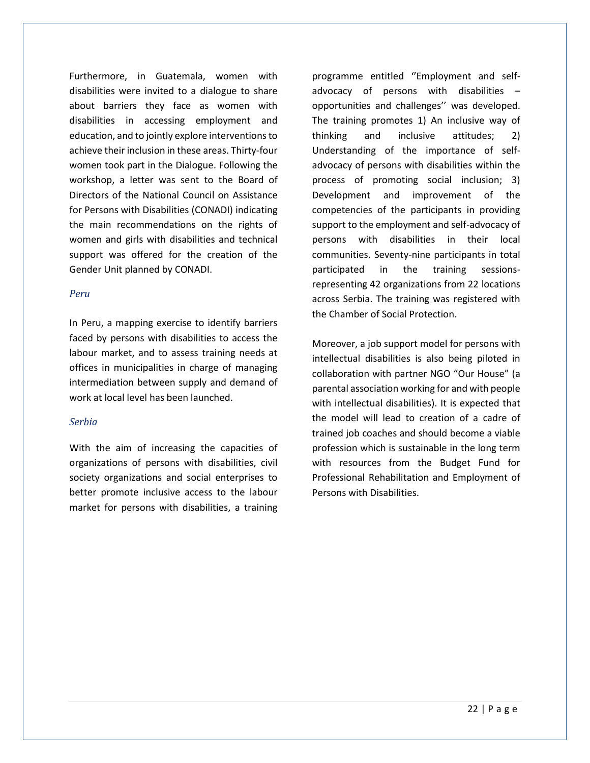Furthermore, in Guatemala, women with disabilities were invited to a dialogue to share about barriers they face as women with disabilities in accessing employment and education, and to jointly explore interventions to achieve their inclusion in these areas. Thirty-four women took part in the Dialogue. Following the workshop, a letter was sent to the Board of Directors of the National Council on Assistance for Persons with Disabilities (CONADI) indicating the main recommendations on the rights of women and girls with disabilities and technical support was offered for the creation of the Gender Unit planned by CONADI.

### *Peru*

In Peru, a mapping exercise to identify barriers faced by persons with disabilities to access the labour market, and to assess training needs at offices in municipalities in charge of managing intermediation between supply and demand of work at local level has been launched.

### *Serbia*

With the aim of increasing the capacities of organizations of persons with disabilities, civil society organizations and social enterprises to better promote inclusive access to the labour market for persons with disabilities, a training programme entitled ''Employment and self-advocacy of persons with disabilities – opportunities and challenges'' was developed. The training promotes 1) An inclusive way of thinking and inclusive attitudes; 2) Understanding of the importance of self-advocacy of persons with disabilities within the process of promoting social inclusion; 3) Development and improvement of the competencies of the participants in providing support to the employment and self-advocacy of persons with disabilities in their local communities. Seventy-nine participants in total participated in the training sessions- representing 42 organizations from 22 locations across Serbia. The training was registered with the Chamber of Social Protection.

Moreover, a job support model for persons with intellectual disabilities is also being piloted in collaboration with partner NGO "Our House" (a parental association working for and with people with intellectual disabilities). It is expected that the model will lead to creation of a cadre of trained job coaches and should become a viable profession which is sustainable in the long term with resources from the Budget Fund for Professional Rehabilitation and Employment of Persons with Disabilities.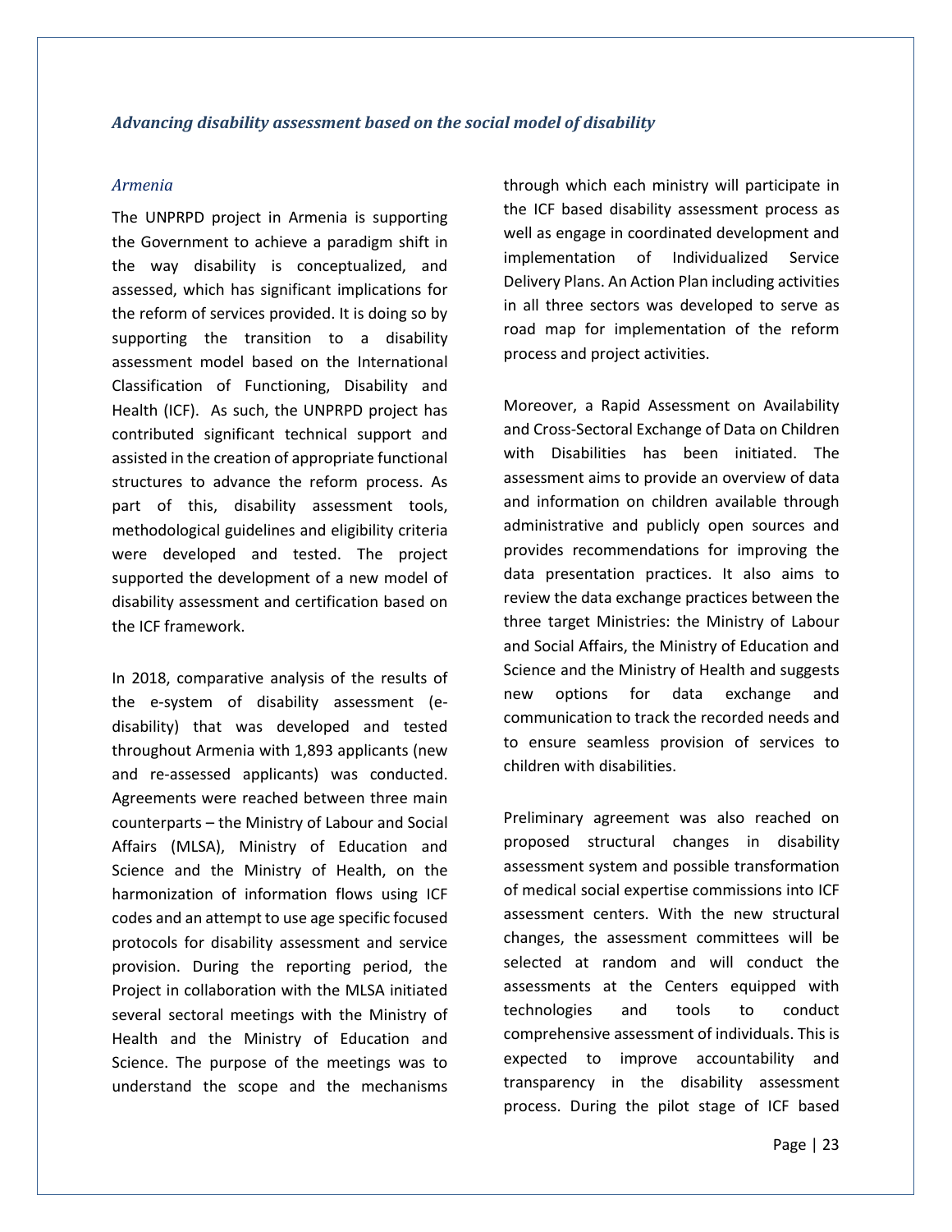### *Advancing disability assessment based on the social model of disability*

#### *Armenia*

The UNPRPD project in Armenia is supporting the Government to achieve a paradigm shift in the way disability is conceptualized, and assessed, which has significant implications for the reform of services provided. It is doing so by supporting the transition to a disability assessment model based on the International Classification of Functioning, Disability and Health (ICF). As such, the UNPRPD project has contributed significant technical support and assisted in the creation of appropriate functional structures to advance the reform process. As part of this, disability assessment tools, methodological guidelines and eligibility criteria were developed and tested. The project supported the development of a new model of disability assessment and certification based on the ICF framework.

In 2018, comparative analysis of the results of the e-system of disability assessment (e-disability) that was developed and tested throughout Armenia with 1,893 applicants (new and re-assessed applicants) was conducted. Agreements were reached between three main counterparts – the Ministry of Labour and Social Affairs (MLSA), Ministry of Education and Science and the Ministry of Health, on the harmonization of information flows using ICF codes and an attempt to use age specific focused protocols for disability assessment and service provision. During the reporting period, the Project in collaboration with the MLSA initiated several sectoral meetings with the Ministry of Health and the Ministry of Education and Science. The purpose of the meetings was to understand the scope and the mechanisms through which each ministry will participate in the ICF based disability assessment process as well as engage in coordinated development and implementation of Individualized Service Delivery Plans. An Action Plan including activities in all three sectors was developed to serve as road map for implementation of the reform process and project activities.

Moreover, a Rapid Assessment on Availability and Cross-Sectoral Exchange of Data on Children with Disabilities has been initiated. The assessment aims to provide an overview of data and information on children available through administrative and publicly open sources and provides recommendations for improving the data presentation practices. It also aims to review the data exchange practices between the three target Ministries: the Ministry of Labour and Social Affairs, the Ministry of Education and Science and the Ministry of Health and suggests new options for data exchange and communication to track the recorded needs and to ensure seamless provision of services to children with disabilities.

Preliminary agreement was also reached on proposed structural changes in disability assessment system and possible transformation of medical social expertise commissions into ICF assessment centers. With the new structural changes, the assessment committees will be selected at random and will conduct the assessments at the Centers equipped with technologies and tools to conduct comprehensive assessment of individuals. This is expected to improve accountability and transparency in the disability assessment process. During the pilot stage of ICF based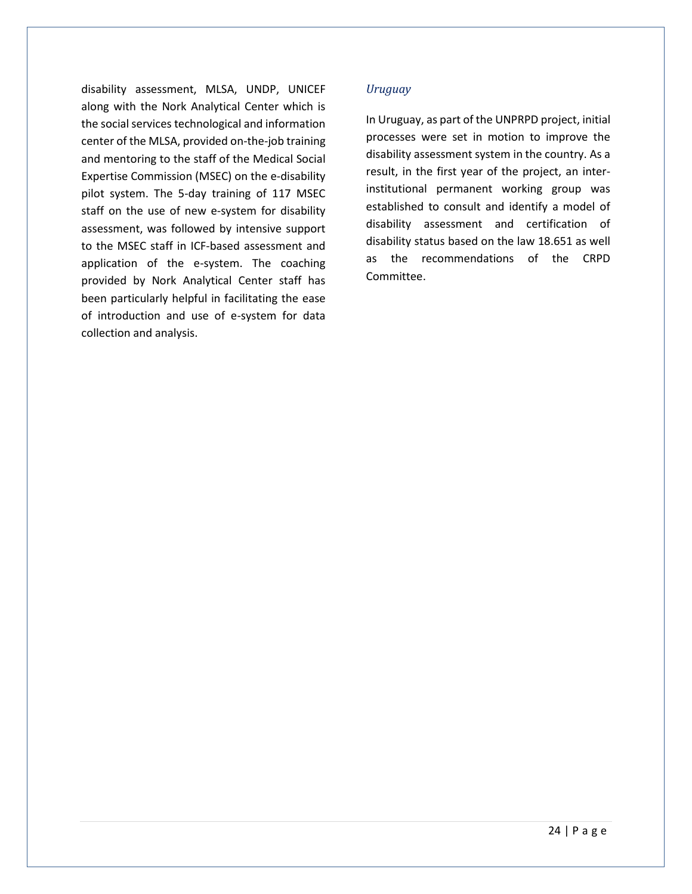disability assessment, MLSA, UNDP, UNICEF along with the Nork Analytical Center which is the social services technological and information center of the MLSA, provided on-the-job training and mentoring to the staff of the Medical Social Expertise Commission (MSEC) on the e-disability pilot system. The 5-day training of 117 MSEC staff on the use of new e-system for disability assessment, was followed by intensive support to the MSEC staff in ICF-based assessment and application of the e-system. The coaching provided by Nork Analytical Center staff has been particularly helpful in facilitating the ease of introduction and use of e-system for data collection and analysis.

### *Uruguay*

In Uruguay, as part of the UNPRPD project, initial processes were set in motion to improve the disability assessment system in the country. As a result, in the first year of the project, an inter-institutional permanent working group was established to consult and identify a model of disability assessment and certification of disability status based on the law 18.651 as well as the recommendations of the CRPD Committee.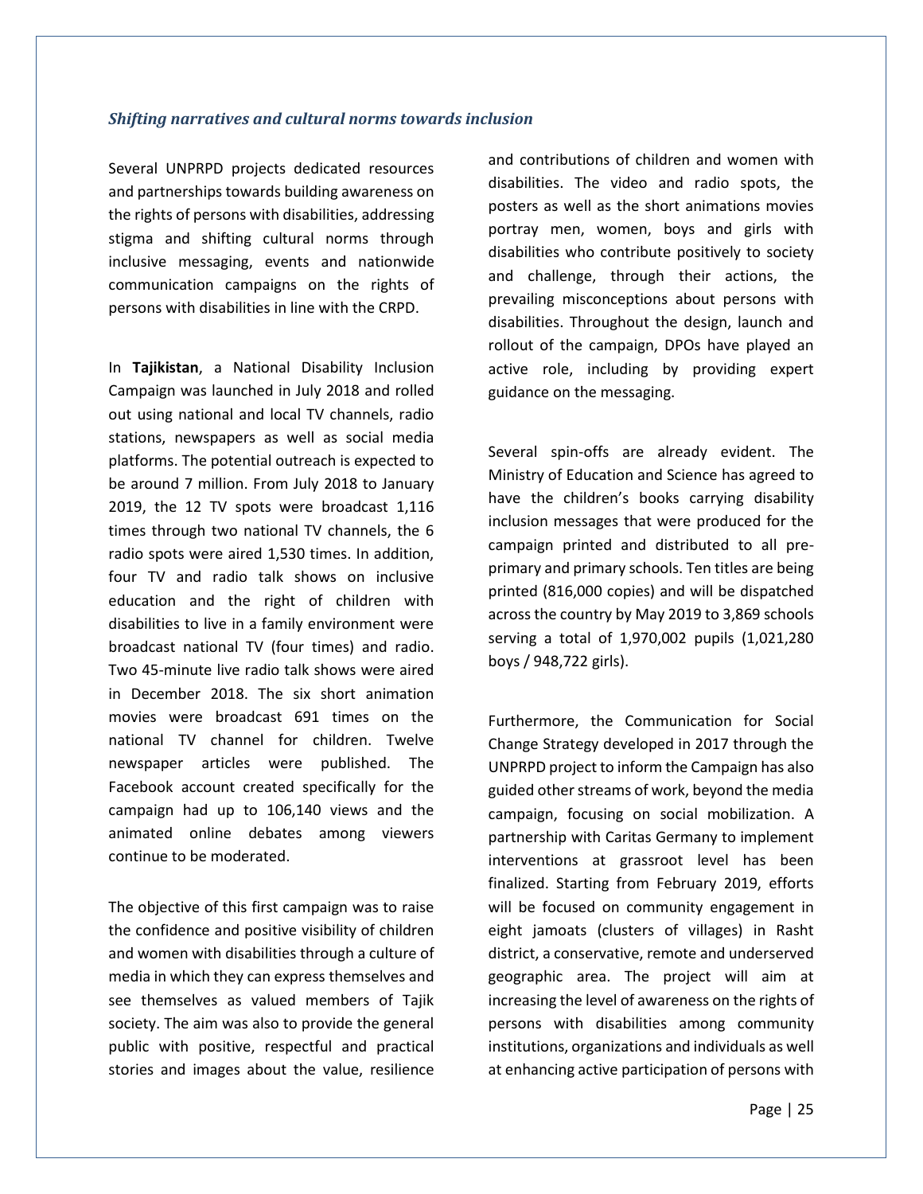### *Shifting narratives and cultural norms towards inclusion*

Several UNPRPD projects dedicated resources and partnerships towards building awareness on the rights of persons with disabilities, addressing stigma and shifting cultural norms through inclusive messaging, events and nationwide communication campaigns on the rights of persons with disabilities in line with the CRPD.

In **Tajikistan**, a National Disability Inclusion Campaign was launched in July 2018 and rolled out using national and local TV channels, radio stations, newspapers as well as social media platforms. The potential outreach is expected to be around 7 million. From July 2018 to January 2019, the 12 TV spots were broadcast 1,116 times through two national TV channels, the 6 radio spots were aired 1,530 times. In addition, four TV and radio talk shows on inclusive education and the right of children with disabilities to live in a family environment were broadcast national TV (four times) and radio. Two 45-minute live radio talk shows were aired in December 2018. The six short animation movies were broadcast 691 times on the national TV channel for children. Twelve newspaper articles were published. The Facebook account created specifically for the campaign had up to 106,140 views and the animated online debates among viewers continue to be moderated.

The objective of this first campaign was to raise the confidence and positive visibility of children and women with disabilities through a culture of media in which they can express themselves and see themselves as valued members of Tajik society. The aim was also to provide the general public with positive, respectful and practical stories and images about the value, resilience and contributions of children and women with disabilities. The video and radio spots, the posters as well as the short animations movies portray men, women, boys and girls with disabilities who contribute positively to society and challenge, through their actions, the prevailing misconceptions about persons with disabilities. Throughout the design, launch and rollout of the campaign, DPOs have played an active role, including by providing expert guidance on the messaging.

Several spin-offs are already evident. The Ministry of Education and Science has agreed to have the children's books carrying disability inclusion messages that were produced for the campaign printed and distributed to all pre-primary and primary schools. Ten titles are being printed (816,000 copies) and will be dispatched across the country by May 2019 to 3,869 schools serving a total of 1,970,002 pupils (1,021,280 boys / 948,722 girls).

Furthermore, the Communication for Social Change Strategy developed in 2017 through the UNPRPD project to inform the Campaign has also guided other streams of work, beyond the media campaign, focusing on social mobilization. A partnership with Caritas Germany to implement interventions at grassroot level has been finalized. Starting from February 2019, efforts will be focused on community engagement in eight jamoats (clusters of villages) in Rasht district, a conservative, remote and underserved geographic area. The project will aim at increasing the level of awareness on the rights of persons with disabilities among community institutions, organizations and individuals as well at enhancing active participation of persons with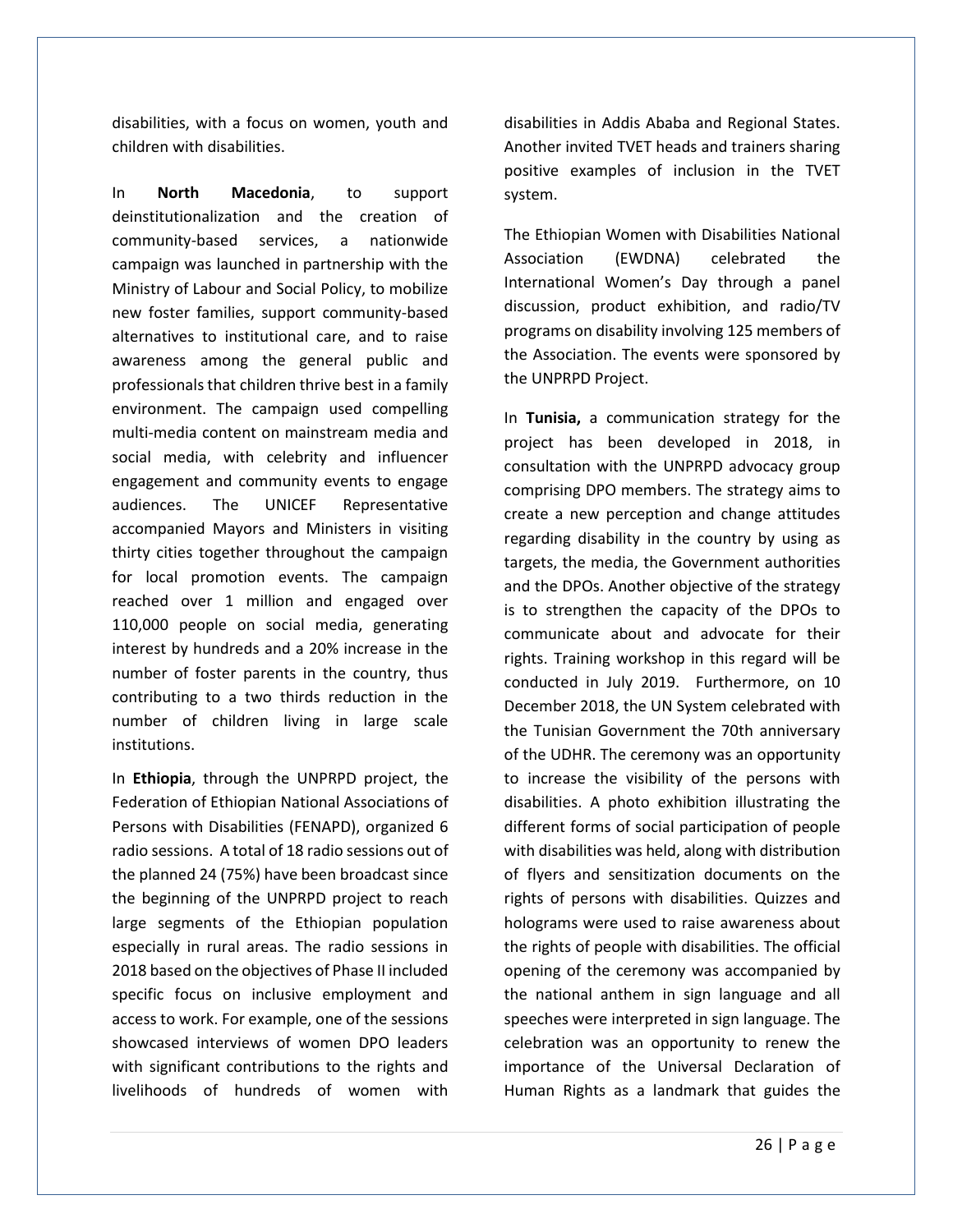disabilities, with a focus on women, youth and children with disabilities.

In **North Macedonia**, to support deinstitutionalization and the creation of community-based services, a nationwide campaign was launched in partnership with the Ministry of Labour and Social Policy, to mobilize new foster families, support community-based alternatives to institutional care, and to raise awareness among the general public and professionals that children thrive best in a family environment. The campaign used compelling multi-media content on mainstream media and social media, with celebrity and influencer engagement and community events to engage audiences. The UNICEF Representative accompanied Mayors and Ministers in visiting thirty cities together throughout the campaign for local promotion events. The campaign reached over 1 million and engaged over 110,000 people on social media, generating interest by hundreds and a 20% increase in the number of foster parents in the country, thus contributing to a two thirds reduction in the number of children living in large scale institutions.

In **Ethiopia**, through the UNPRPD project, the Federation of Ethiopian National Associations of Persons with Disabilities (FENAPD), organized 6 radio sessions. A total of 18 radio sessions out of the planned 24 (75%) have been broadcast since the beginning of the UNPRPD project to reach large segments of the Ethiopian population especially in rural areas. The radio sessions in 2018 based on the objectives of Phase II included specific focus on inclusive employment and access to work. For example, one of the sessions showcased interviews of women DPO leaders with significant contributions to the rights and livelihoods of hundreds of women with disabilities in Addis Ababa and Regional States. Another invited TVET heads and trainers sharing positive examples of inclusion in the TVET system.

The Ethiopian Women with Disabilities National Association (EWDNA) celebrated the International Women's Day through a panel discussion, product exhibition, and radio/TV programs on disability involving 125 members of the Association. The events were sponsored by the UNPRPD Project.

In **Tunisia,** a communication strategy for the project has been developed in 2018, in consultation with the UNPRPD advocacy group comprising DPO members. The strategy aims to create a new perception and change attitudes regarding disability in the country by using as targets, the media, the Government authorities and the DPOs. Another objective of the strategy is to strengthen the capacity of the DPOs to communicate about and advocate for their rights. Training workshop in this regard will be conducted in July 2019. Furthermore, on 10 December 2018, the UN System celebrated with the Tunisian Government the 70th anniversary of the UDHR. The ceremony was an opportunity to increase the visibility of the persons with disabilities. A photo exhibition illustrating the different forms of social participation of people with disabilities was held, along with distribution of flyers and sensitization documents on the rights of persons with disabilities. Quizzes and holograms were used to raise awareness about the rights of people with disabilities. The official opening of the ceremony was accompanied by the national anthem in sign language and all speeches were interpreted in sign language. The celebration was an opportunity to renew the importance of the Universal Declaration of Human Rights as a landmark that guides the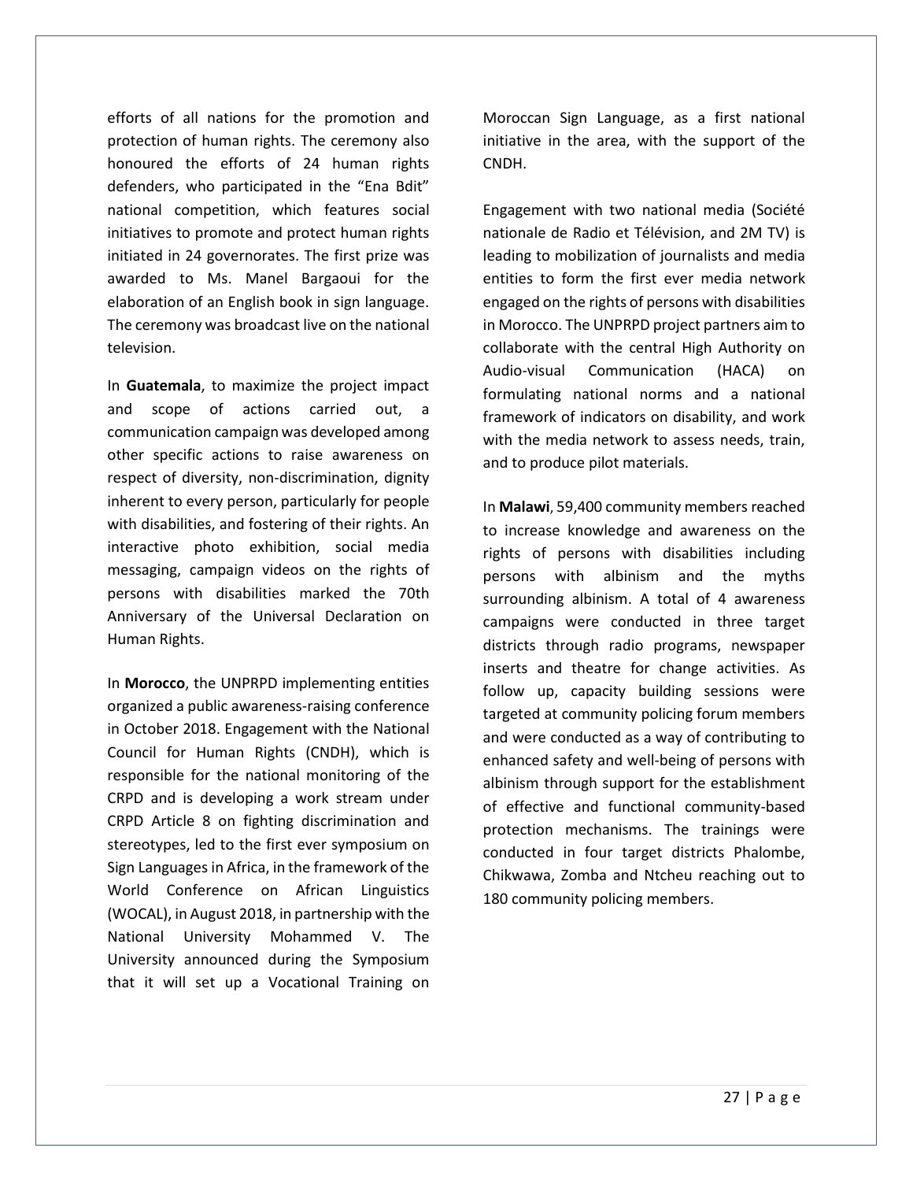efforts of all nations for the promotion and protection of human rights. The ceremony also honoured the efforts of 24 human rights defenders, who participated in the "Ena Bdit" national competition, which features social initiatives to promote and protect human rights initiated in 24 governorates. The first prize was awarded to Ms. Manel Bargaoui for the elaboration of an English book in sign language. The ceremony was broadcast live on the national television.

In **Guatemala**, to maximize the project impact and scope of actions carried out, a communication campaign was developed among other specific actions to raise awareness on respect of diversity, non-discrimination, dignity inherent to every person, particularly for people with disabilities, and fostering of their rights. An interactive photo exhibition, social media messaging, campaign videos on the rights of persons with disabilities marked the 70th Anniversary of the Universal Declaration on Human Rights.

In **Morocco**, the UNPRPD implementing entities organized a public awareness-raising conference in October 2018. Engagement with the National Council for Human Rights (CNDH), which is responsible for the national monitoring of the CRPD and is developing a work stream under CRPD Article 8 on fighting discrimination and stereotypes, led to the first ever symposium on Sign Languages in Africa, in the framework of the World Conference on African Linguistics (WOCAL), in August 2018, in partnership with the National University Mohammed V. The University announced during the Symposium that it will set up a Vocational Training on Moroccan Sign Language, as a first national initiative in the area, with the support of the CNDH.

Engagement with two national media (Société nationale de Radio et Télévision, and 2M TV) is leading to mobilization of journalists and media entities to form the first ever media network engaged on the rights of persons with disabilities in Morocco. The UNPRPD project partners aim to collaborate with the central High Authority on Audio-visual Communication (HACA) on formulating national norms and a national framework of indicators on disability, and work with the media network to assess needs, train, and to produce pilot materials.

In **Malawi**, 59,400 community members reached to increase knowledge and awareness on the rights of persons with disabilities including persons with albinism and the myths surrounding albinism. A total of 4 awareness campaigns were conducted in three target districts through radio programs, newspaper inserts and theatre for change activities. As follow up, capacity building sessions were targeted at community policing forum members and were conducted as a way of contributing to enhanced safety and well-being of persons with albinism through support for the establishment of effective and functional community-based protection mechanisms. The trainings were conducted in four target districts Phalombe, Chikwawa, Zomba and Ntcheu reaching out to 180 community policing members.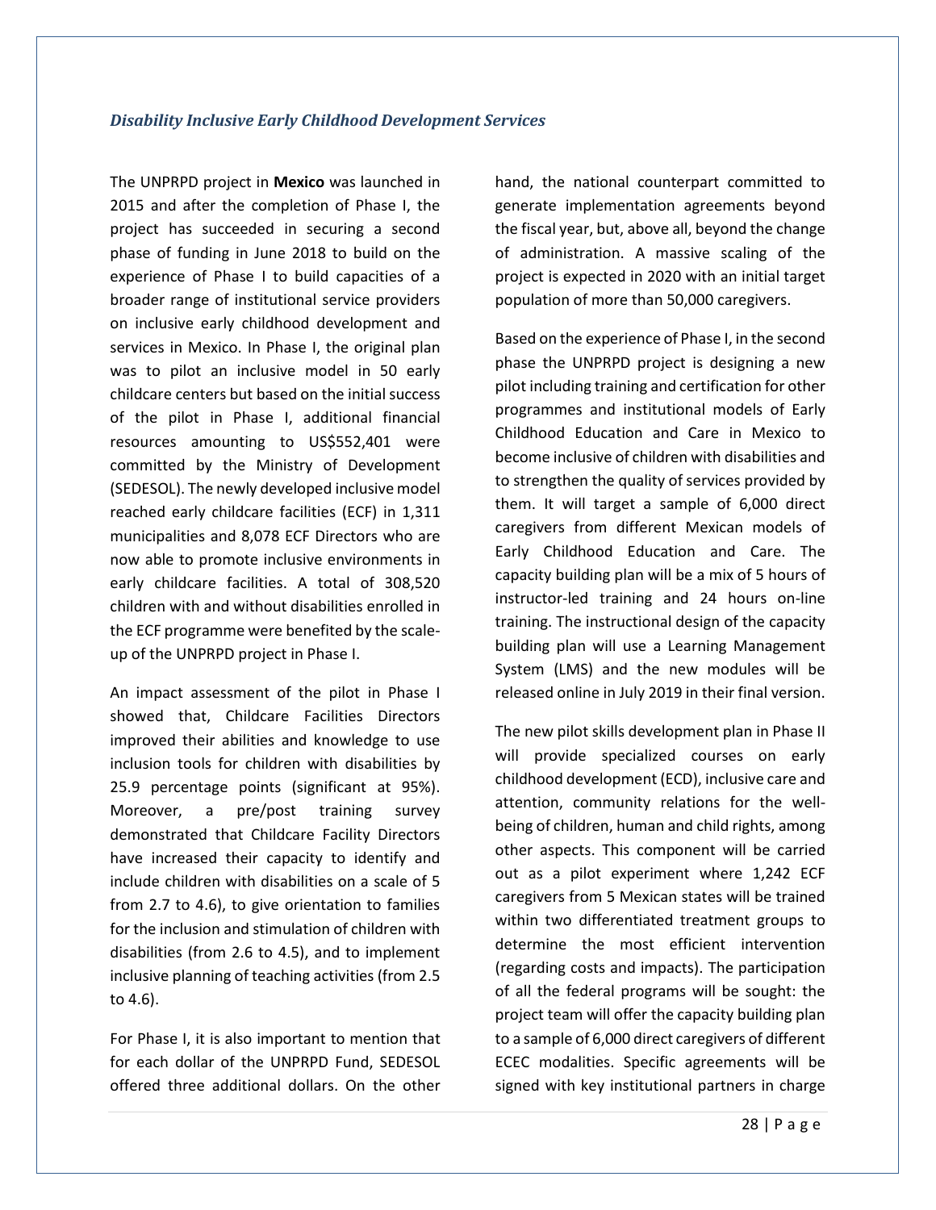### *Disability Inclusive Early Childhood Development Services*

The UNPRPD project in **Mexico** was launched in 2015 and after the completion of Phase I, the project has succeeded in securing a second phase of funding in June 2018 to build on the experience of Phase I to build capacities of a broader range of institutional service providers on inclusive early childhood development and services in Mexico. In Phase I, the original plan was to pilot an inclusive model in 50 early childcare centers but based on the initial success of the pilot in Phase I, additional financial resources amounting to US$552,401 were committed by the Ministry of Development (SEDESOL). The newly developed inclusive model reached early childcare facilities (ECF) in 1,311 municipalities and 8,078 ECF Directors who are now able to promote inclusive environments in early childcare facilities. A total of 308,520 children with and without disabilities enrolled in the ECF programme were benefited by the scale-up of the UNPRPD project in Phase I.

An impact assessment of the pilot in Phase I showed that, Childcare Facilities Directors improved their abilities and knowledge to use inclusion tools for children with disabilities by 25.9 percentage points (significant at 95%). Moreover, a pre/post training survey demonstrated that Childcare Facility Directors have increased their capacity to identify and include children with disabilities on a scale of 5 from 2.7 to 4.6), to give orientation to families for the inclusion and stimulation of children with disabilities (from 2.6 to 4.5), and to implement inclusive planning of teaching activities (from 2.5 to 4.6).

For Phase I, it is also important to mention that for each dollar of the UNPRPD Fund, SEDESOL offered three additional dollars. On the other hand, the national counterpart committed to generate implementation agreements beyond the fiscal year, but, above all, beyond the change of administration. A massive scaling of the project is expected in 2020 with an initial target population of more than 50,000 caregivers.

Based on the experience of Phase I, in the second phase the UNPRPD project is designing a new pilot including training and certification for other programmes and institutional models of Early Childhood Education and Care in Mexico to become inclusive of children with disabilities and to strengthen the quality of services provided by them. It will target a sample of 6,000 direct caregivers from different Mexican models of Early Childhood Education and Care. The capacity building plan will be a mix of 5 hours of instructor-led training and 24 hours on-line training. The instructional design of the capacity building plan will use a Learning Management System (LMS) and the new modules will be released online in July 2019 in their final version.

The new pilot skills development plan in Phase II will provide specialized courses on early childhood development (ECD), inclusive care and attention, community relations for the well-being of children, human and child rights, among other aspects. This component will be carried out as a pilot experiment where 1,242 ECF caregivers from 5 Mexican states will be trained within two differentiated treatment groups to determine the most efficient intervention (regarding costs and impacts). The participation of all the federal programs will be sought: the project team will offer the capacity building plan to a sample of 6,000 direct caregivers of different ECEC modalities. Specific agreements will be signed with key institutional partners in charge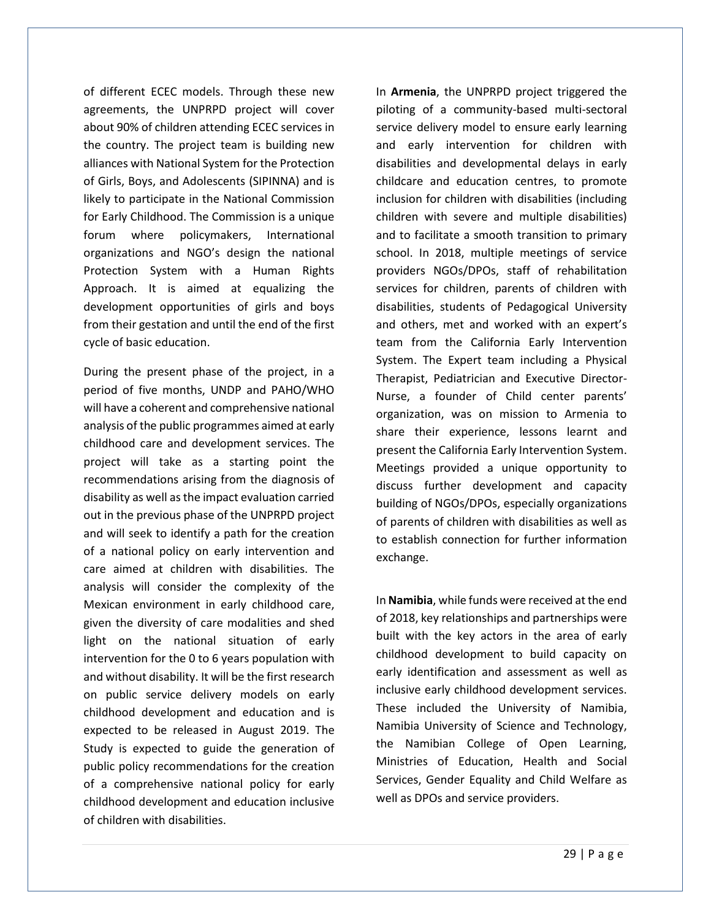of different ECEC models. Through these new agreements, the UNPRPD project will cover about 90% of children attending ECEC services in the country. The project team is building new alliances with National System for the Protection of Girls, Boys, and Adolescents (SIPINNA) and is likely to participate in the National Commission for Early Childhood. The Commission is a unique forum where policymakers, International organizations and NGO's design the national Protection System with a Human Rights Approach. It is aimed at equalizing the development opportunities of girls and boys from their gestation and until the end of the first cycle of basic education.

During the present phase of the project, in a period of five months, UNDP and PAHO/WHO will have a coherent and comprehensive national analysis of the public programmes aimed at early childhood care and development services. The project will take as a starting point the recommendations arising from the diagnosis of disability as well as the impact evaluation carried out in the previous phase of the UNPRPD project and will seek to identify a path for the creation of a national policy on early intervention and care aimed at children with disabilities. The analysis will consider the complexity of the Mexican environment in early childhood care, given the diversity of care modalities and shed light on the national situation of early intervention for the 0 to 6 years population with and without disability. It will be the first research on public service delivery models on early childhood development and education and is expected to be released in August 2019. The Study is expected to guide the generation of public policy recommendations for the creation of a comprehensive national policy for early childhood development and education inclusive of children with disabilities.

In **Armenia**, the UNPRPD project triggered the piloting of a community-based multi-sectoral service delivery model to ensure early learning and early intervention for children with disabilities and developmental delays in early childcare and education centres, to promote inclusion for children with disabilities (including children with severe and multiple disabilities) and to facilitate a smooth transition to primary school. In 2018, multiple meetings of service providers NGOs/DPOs, staff of rehabilitation services for children, parents of children with disabilities, students of Pedagogical University and others, met and worked with an expert's team from the California Early Intervention System. The Expert team including a Physical Therapist, Pediatrician and Executive Director-Nurse, a founder of Child center parents' organization, was on mission to Armenia to share their experience, lessons learnt and present the California Early Intervention System. Meetings provided a unique opportunity to discuss further development and capacity building of NGOs/DPOs, especially organizations of parents of children with disabilities as well as to establish connection for further information exchange.

In **Namibia**, while funds were received at the end of 2018, key relationships and partnerships were built with the key actors in the area of early childhood development to build capacity on early identification and assessment as well as inclusive early childhood development services. These included the University of Namibia, Namibia University of Science and Technology, the Namibian College of Open Learning, Ministries of Education, Health and Social Services, Gender Equality and Child Welfare as well as DPOs and service providers.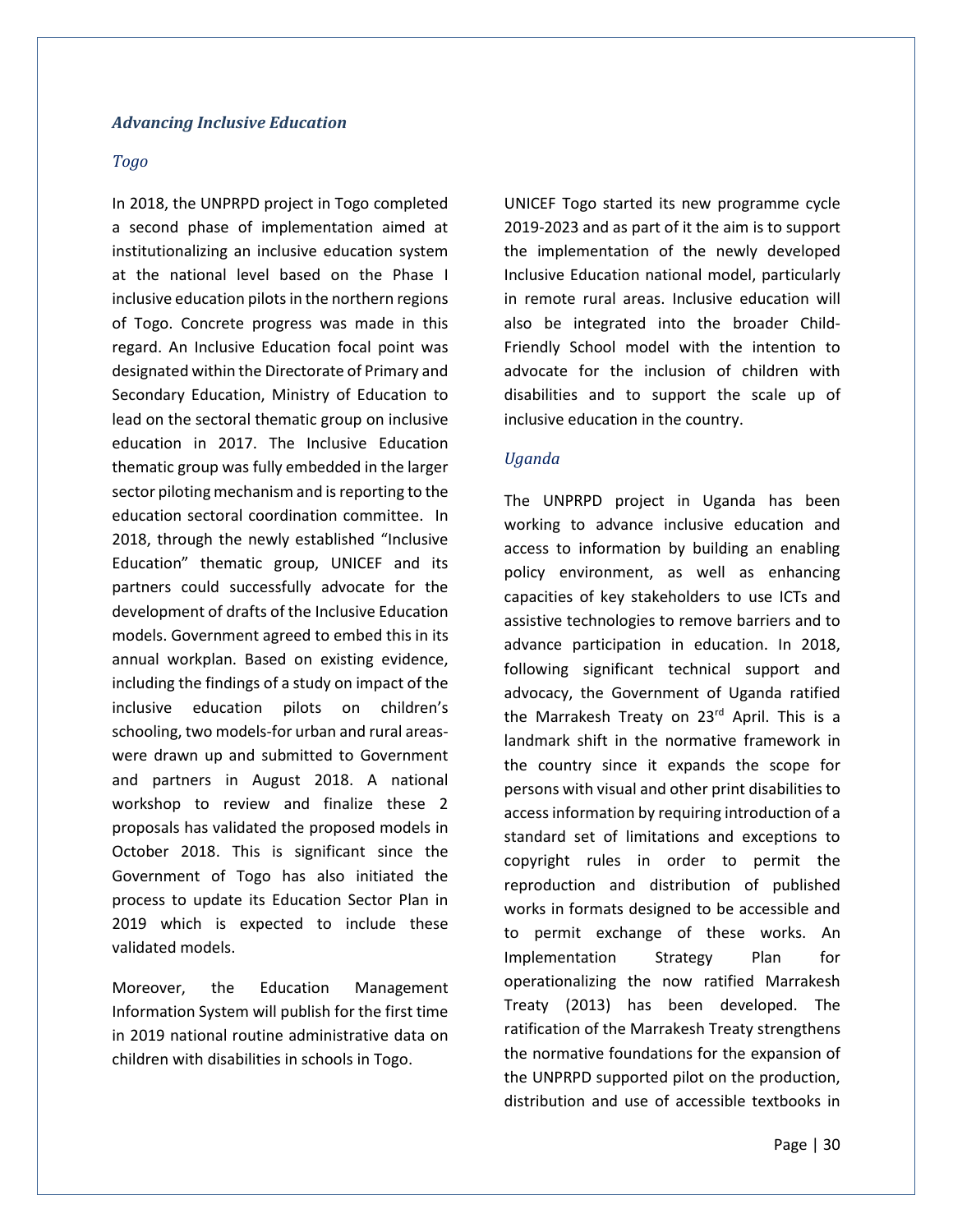### *Advancing Inclusive Education*

#### *Togo*

In 2018, the UNPRPD project in Togo completed a second phase of implementation aimed at institutionalizing an inclusive education system at the national level based on the Phase I inclusive education pilots in the northern regions of Togo. Concrete progress was made in this regard. An Inclusive Education focal point was designated within the Directorate of Primary and Secondary Education, Ministry of Education to lead on the sectoral thematic group on inclusive education in 2017. The Inclusive Education thematic group was fully embedded in the larger sector piloting mechanism and is reporting to the education sectoral coordination committee. In 2018, through the newly established "Inclusive Education" thematic group, UNICEF and its partners could successfully advocate for the development of drafts of the Inclusive Education models. Government agreed to embed this in its annual workplan. Based on existing evidence, including the findings of a study on impact of the inclusive education pilots on children's schooling, two models-for urban and rural areas-were drawn up and submitted to Government and partners in August 2018. A national workshop to review and finalize these 2 proposals has validated the proposed models in October 2018. This is significant since the Government of Togo has also initiated the process to update its Education Sector Plan in 2019 which is expected to include these validated models.

Moreover, the Education Management Information System will publish for the first time in 2019 national routine administrative data on children with disabilities in schools in Togo.

UNICEF Togo started its new programme cycle 2019-2023 and as part of it the aim is to support the implementation of the newly developed Inclusive Education national model, particularly in remote rural areas. Inclusive education will also be integrated into the broader Child-Friendly School model with the intention to advocate for the inclusion of children with disabilities and to support the scale up of inclusive education in the country.

#### *Uganda*

The UNPRPD project in Uganda has been working to advance inclusive education and access to information by building an enabling policy environment, as well as enhancing capacities of key stakeholders to use ICTs and assistive technologies to remove barriers and to advance participation in education. In 2018, following significant technical support and advocacy, the Government of Uganda ratified the Marrakesh Treaty on 23rd April. This is a landmark shift in the normative framework in the country since it expands the scope for persons with visual and other print disabilities to access information by requiring introduction of a standard set of limitations and exceptions to copyright rules in order to permit the reproduction and distribution of published works in formats designed to be accessible and to permit exchange of these works. An Implementation Strategy Plan for operationalizing the now ratified Marrakesh Treaty (2013) has been developed. The ratification of the Marrakesh Treaty strengthens the normative foundations for the expansion of the UNPRPD supported pilot on the production, distribution and use of accessible textbooks in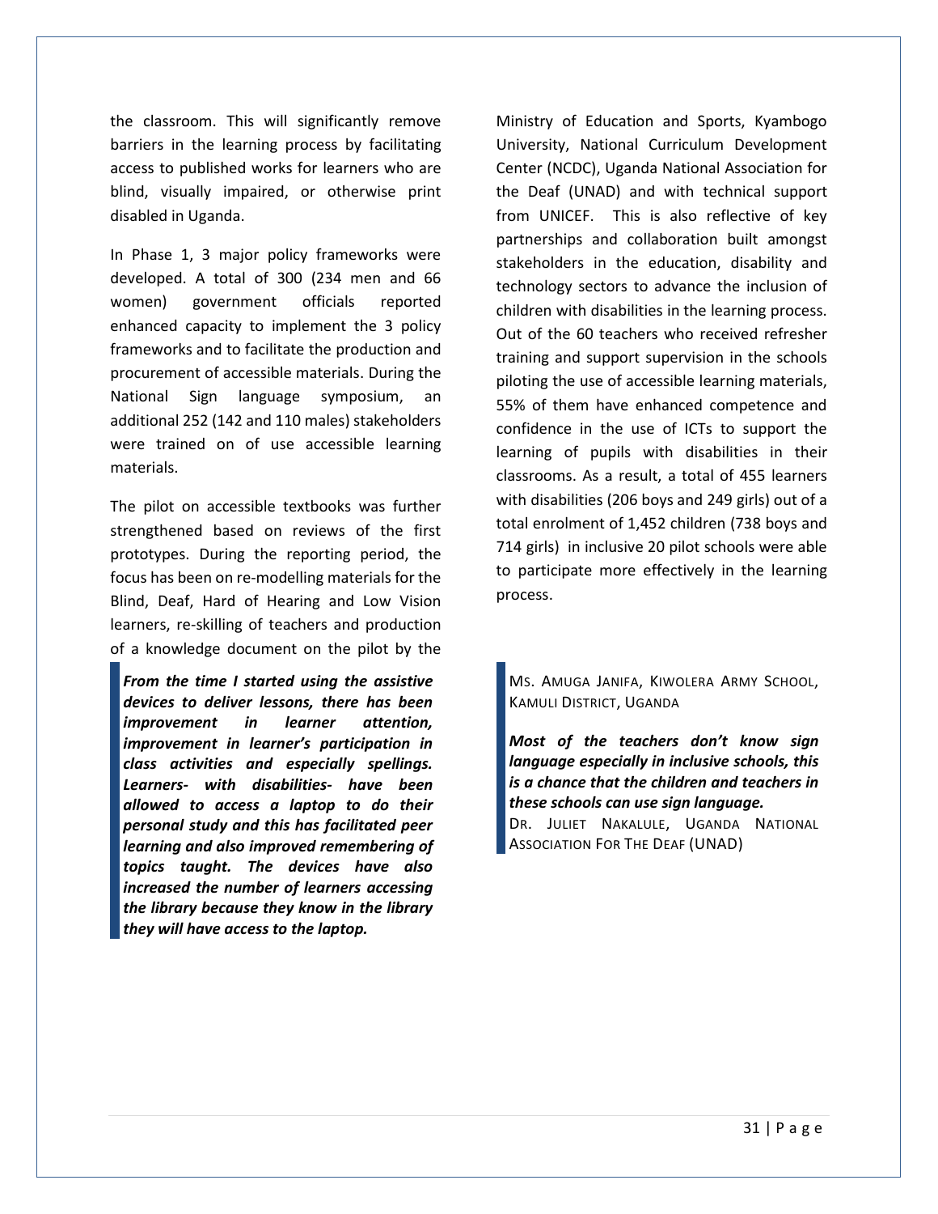the classroom. This will significantly remove barriers in the learning process by facilitating access to published works for learners who are blind, visually impaired, or otherwise print disabled in Uganda.

In Phase 1, 3 major policy frameworks were developed. A total of 300 (234 men and 66 women) government officials reported enhanced capacity to implement the 3 policy frameworks and to facilitate the production and procurement of accessible materials. During the National Sign language symposium, an additional 252 (142 and 110 males) stakeholders were trained on of use accessible learning materials.

The pilot on accessible textbooks was further strengthened based on reviews of the first prototypes. During the reporting period, the focus has been on re-modelling materials for the Blind, Deaf, Hard of Hearing and Low Vision learners, re-skilling of teachers and production of a knowledge document on the pilot by the Ministry of Education and Sports, Kyambogo University, National Curriculum Development Center (NCDC), Uganda National Association for the Deaf (UNAD) and with technical support from UNICEF. This is also reflective of key partnerships and collaboration built amongst stakeholders in the education, disability and technology sectors to advance the inclusion of children with disabilities in the learning process. Out of the 60 teachers who received refresher training and support supervision in the schools piloting the use of accessible learning materials, 55% of them have enhanced competence and confidence in the use of ICTs to support the learning of pupils with disabilities in their classrooms. As a result, a total of 455 learners with disabilities (206 boys and 249 girls) out of a total enrolment of 1,452 children (738 boys and 714 girls) in inclusive 20 pilot schools were able to participate more effectively in the learning process.

> ***From the time I started using the assistive devices to deliver lessons, there has been improvement in learner attention, improvement in learner's participation in class activities and especially spellings. Learners- with disabilities- have been allowed to access a laptop to do their personal study and this has facilitated peer learning and also improved remembering of topics taught. The devices have also increased the number of learners accessing the library because they know in the library they will have access to the laptop.***
>
> MS. AMUGA JANIFA, KIWOLERA ARMY SCHOOL, KAMULI DISTRICT, UGANDA

> ***Most of the teachers don't know sign language especially in inclusive schools, this is a chance that the children and teachers in these schools can use sign language.***
>
> DR. JULIET NAKALULE, UGANDA NATIONAL ASSOCIATION FOR THE DEAF (UNAD)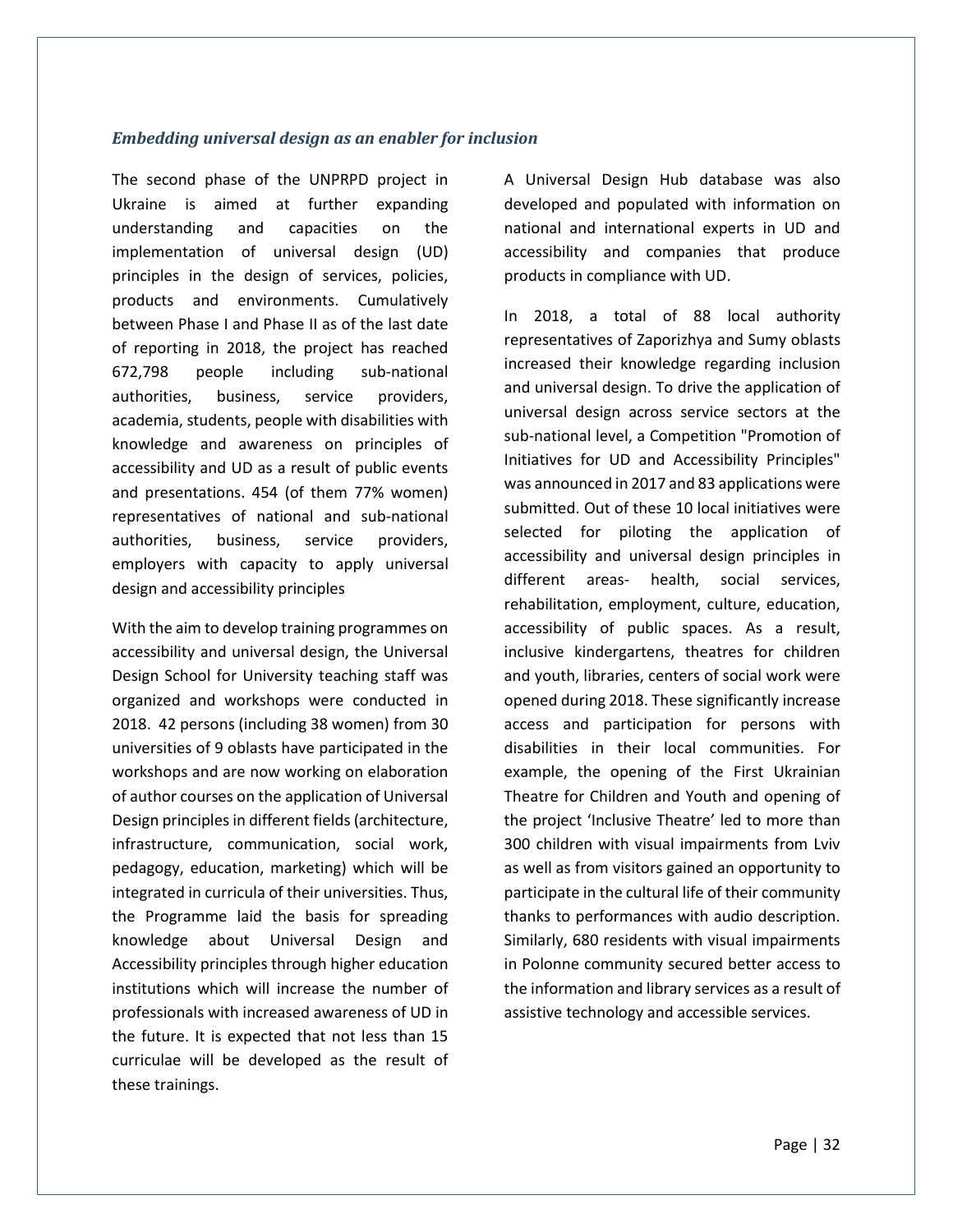### *Embedding universal design as an enabler for inclusion*

The second phase of the UNPRPD project in Ukraine is aimed at further expanding understanding and capacities on the implementation of universal design (UD) principles in the design of services, policies, products and environments. Cumulatively between Phase I and Phase II as of the last date of reporting in 2018, the project has reached 672,798 people including sub-national authorities, business, service providers, academia, students, people with disabilities with knowledge and awareness on principles of accessibility and UD as a result of public events and presentations. 454 (of them 77% women) representatives of national and sub-national authorities, business, service providers, employers with capacity to apply universal design and accessibility principles

With the aim to develop training programmes on accessibility and universal design, the Universal Design School for University teaching staff was organized and workshops were conducted in 2018. 42 persons (including 38 women) from 30 universities of 9 oblasts have participated in the workshops and are now working on elaboration of author courses on the application of Universal Design principles in different fields (architecture, infrastructure, communication, social work, pedagogy, education, marketing) which will be integrated in curricula of their universities. Thus, the Programme laid the basis for spreading knowledge about Universal Design and Accessibility principles through higher education institutions which will increase the number of professionals with increased awareness of UD in the future. It is expected that not less than 15 curriculae will be developed as the result of these trainings.

A Universal Design Hub database was also developed and populated with information on national and international experts in UD and accessibility and companies that produce products in compliance with UD.

In 2018, a total of 88 local authority representatives of Zaporizhya and Sumy oblasts increased their knowledge regarding inclusion and universal design. To drive the application of universal design across service sectors at the sub-national level, a Competition "Promotion of Initiatives for UD and Accessibility Principles" was announced in 2017 and 83 applications were submitted. Out of these 10 local initiatives were selected for piloting the application of accessibility and universal design principles in different areas- health, social services, rehabilitation, employment, culture, education, accessibility of public spaces. As a result, inclusive kindergartens, theatres for children and youth, libraries, centers of social work were opened during 2018. These significantly increase access and participation for persons with disabilities in their local communities. For example, the opening of the First Ukrainian Theatre for Children and Youth and opening of the project 'Inclusive Theatre' led to more than 300 children with visual impairments from Lviv as well as from visitors gained an opportunity to participate in the cultural life of their community thanks to performances with audio description. Similarly, 680 residents with visual impairments in Polonne community secured better access to the information and library services as a result of assistive technology and accessible services.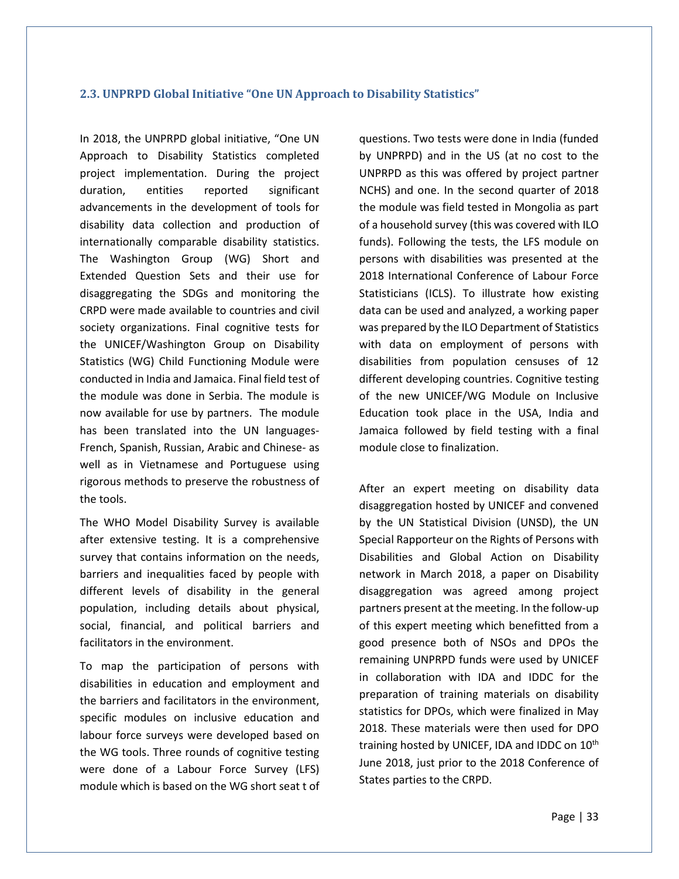### 2.3. UNPRPD Global Initiative "One UN Approach to Disability Statistics"

In 2018, the UNPRPD global initiative, "One UN Approach to Disability Statistics completed project implementation. During the project duration, entities reported significant advancements in the development of tools for disability data collection and production of internationally comparable disability statistics. The Washington Group (WG) Short and Extended Question Sets and their use for disaggregating the SDGs and monitoring the CRPD were made available to countries and civil society organizations. Final cognitive tests for the UNICEF/Washington Group on Disability Statistics (WG) Child Functioning Module were conducted in India and Jamaica. Final field test of the module was done in Serbia. The module is now available for use by partners. The module has been translated into the UN languages- French, Spanish, Russian, Arabic and Chinese- as well as in Vietnamese and Portuguese using rigorous methods to preserve the robustness of the tools.

The WHO Model Disability Survey is available after extensive testing. It is a comprehensive survey that contains information on the needs, barriers and inequalities faced by people with different levels of disability in the general population, including details about physical, social, financial, and political barriers and facilitators in the environment.

To map the participation of persons with disabilities in education and employment and the barriers and facilitators in the environment, specific modules on inclusive education and labour force surveys were developed based on the WG tools. Three rounds of cognitive testing were done of a Labour Force Survey (LFS) module which is based on the WG short seat t of questions. Two tests were done in India (funded by UNPRPD) and in the US (at no cost to the UNPRPD as this was offered by project partner NCHS) and one. In the second quarter of 2018 the module was field tested in Mongolia as part of a household survey (this was covered with ILO funds). Following the tests, the LFS module on persons with disabilities was presented at the 2018 International Conference of Labour Force Statisticians (ICLS). To illustrate how existing data can be used and analyzed, a working paper was prepared by the ILO Department of Statistics with data on employment of persons with disabilities from population censuses of 12 different developing countries. Cognitive testing of the new UNICEF/WG Module on Inclusive Education took place in the USA, India and Jamaica followed by field testing with a final module close to finalization.

After an expert meeting on disability data disaggregation hosted by UNICEF and convened by the UN Statistical Division (UNSD), the UN Special Rapporteur on the Rights of Persons with Disabilities and Global Action on Disability network in March 2018, a paper on Disability disaggregation was agreed among project partners present at the meeting. In the follow-up of this expert meeting which benefitted from a good presence both of NSOs and DPOs the remaining UNPRPD funds were used by UNICEF in collaboration with IDA and IDDC for the preparation of training materials on disability statistics for DPOs, which were finalized in May 2018. These materials were then used for DPO training hosted by UNICEF, IDA and IDDC on 10th June 2018, just prior to the 2018 Conference of States parties to the CRPD.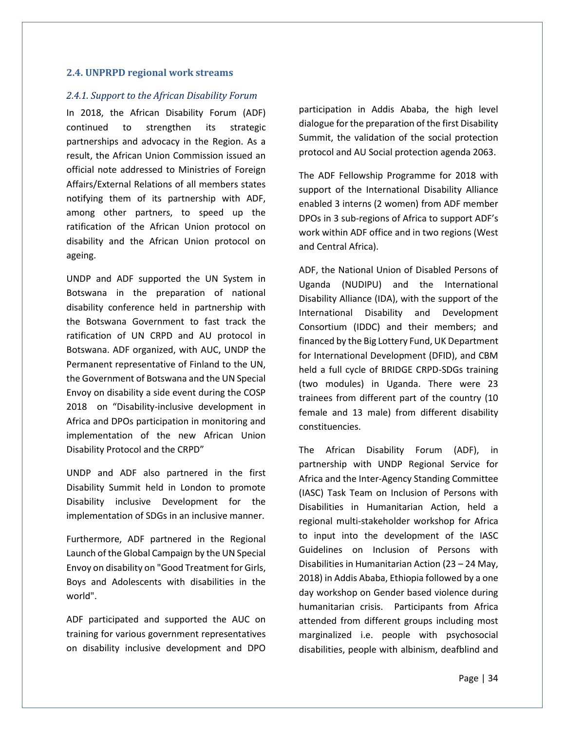## 2.4. UNPRPD regional work streams

### *2.4.1. Support to the African Disability Forum*

In 2018, the African Disability Forum (ADF) continued to strengthen its strategic partnerships and advocacy in the Region. As a result, the African Union Commission issued an official note addressed to Ministries of Foreign Affairs/External Relations of all members states notifying them of its partnership with ADF, among other partners, to speed up the ratification of the African Union protocol on disability and the African Union protocol on ageing.

UNDP and ADF supported the UN System in Botswana in the preparation of national disability conference held in partnership with the Botswana Government to fast track the ratification of UN CRPD and AU protocol in Botswana. ADF organized, with AUC, UNDP the Permanent representative of Finland to the UN, the Government of Botswana and the UN Special Envoy on disability a side event during the COSP 2018 on "Disability-inclusive development in Africa and DPOs participation in monitoring and implementation of the new African Union Disability Protocol and the CRPD"

UNDP and ADF also partnered in the first Disability Summit held in London to promote Disability inclusive Development for the implementation of SDGs in an inclusive manner.

Furthermore, ADF partnered in the Regional Launch of the Global Campaign by the UN Special Envoy on disability on "Good Treatment for Girls, Boys and Adolescents with disabilities in the world".

ADF participated and supported the AUC on training for various government representatives on disability inclusive development and DPO participation in Addis Ababa, the high level dialogue for the preparation of the first Disability Summit, the validation of the social protection protocol and AU Social protection agenda 2063.

The ADF Fellowship Programme for 2018 with support of the International Disability Alliance enabled 3 interns (2 women) from ADF member DPOs in 3 sub-regions of Africa to support ADF's work within ADF office and in two regions (West and Central Africa).

ADF, the National Union of Disabled Persons of Uganda (NUDIPU) and the International Disability Alliance (IDA), with the support of the International Disability and Development Consortium (IDDC) and their members; and financed by the Big Lottery Fund, UK Department for International Development (DFID), and CBM held a full cycle of BRIDGE CRPD-SDGs training (two modules) in Uganda. There were 23 trainees from different part of the country (10 female and 13 male) from different disability constituencies.

The African Disability Forum (ADF), in partnership with UNDP Regional Service for Africa and the Inter-Agency Standing Committee (IASC) Task Team on Inclusion of Persons with Disabilities in Humanitarian Action, held a regional multi-stakeholder workshop for Africa to input into the development of the IASC Guidelines on Inclusion of Persons with Disabilities in Humanitarian Action (23 – 24 May, 2018) in Addis Ababa, Ethiopia followed by a one day workshop on Gender based violence during humanitarian crisis. Participants from Africa attended from different groups including most marginalized i.e. people with psychosocial disabilities, people with albinism, deafblind and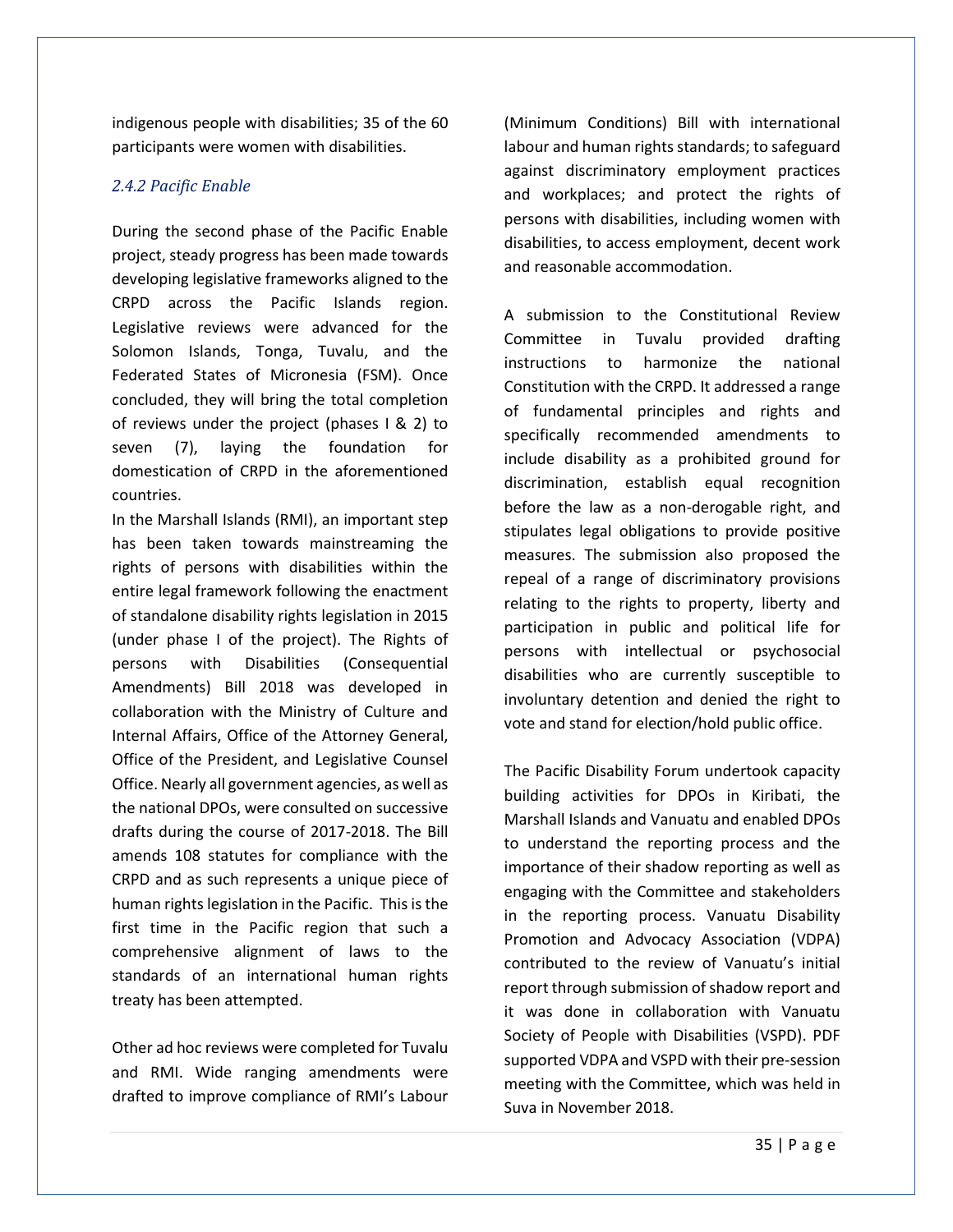indigenous people with disabilities; 35 of the 60 participants were women with disabilities.

### *2.4.2 Pacific Enable*

During the second phase of the Pacific Enable project, steady progress has been made towards developing legislative frameworks aligned to the CRPD across the Pacific Islands region. Legislative reviews were advanced for the Solomon Islands, Tonga, Tuvalu, and the Federated States of Micronesia (FSM). Once concluded, they will bring the total completion of reviews under the project (phases I & 2) to seven (7), laying the foundation for domestication of CRPD in the aforementioned countries.

In the Marshall Islands (RMI), an important step has been taken towards mainstreaming the rights of persons with disabilities within the entire legal framework following the enactment of standalone disability rights legislation in 2015 (under phase I of the project). The Rights of persons with Disabilities (Consequential Amendments) Bill 2018 was developed in collaboration with the Ministry of Culture and Internal Affairs, Office of the Attorney General, Office of the President, and Legislative Counsel Office. Nearly all government agencies, as well as the national DPOs, were consulted on successive drafts during the course of 2017-2018. The Bill amends 108 statutes for compliance with the CRPD and as such represents a unique piece of human rights legislation in the Pacific. This is the first time in the Pacific region that such a comprehensive alignment of laws to the standards of an international human rights treaty has been attempted.

Other ad hoc reviews were completed for Tuvalu and RMI. Wide ranging amendments were drafted to improve compliance of RMI's Labour (Minimum Conditions) Bill with international labour and human rights standards; to safeguard against discriminatory employment practices and workplaces; and protect the rights of persons with disabilities, including women with disabilities, to access employment, decent work and reasonable accommodation.

A submission to the Constitutional Review Committee in Tuvalu provided drafting instructions to harmonize the national Constitution with the CRPD. It addressed a range of fundamental principles and rights and specifically recommended amendments to include disability as a prohibited ground for discrimination, establish equal recognition before the law as a non-derogable right, and stipulates legal obligations to provide positive measures. The submission also proposed the repeal of a range of discriminatory provisions relating to the rights to property, liberty and participation in public and political life for persons with intellectual or psychosocial disabilities who are currently susceptible to involuntary detention and denied the right to vote and stand for election/hold public office.

The Pacific Disability Forum undertook capacity building activities for DPOs in Kiribati, the Marshall Islands and Vanuatu and enabled DPOs to understand the reporting process and the importance of their shadow reporting as well as engaging with the Committee and stakeholders in the reporting process. Vanuatu Disability Promotion and Advocacy Association (VDPA) contributed to the review of Vanuatu's initial report through submission of shadow report and it was done in collaboration with Vanuatu Society of People with Disabilities (VSPD). PDF supported VDPA and VSPD with their pre-session meeting with the Committee, which was held in Suva in November 2018.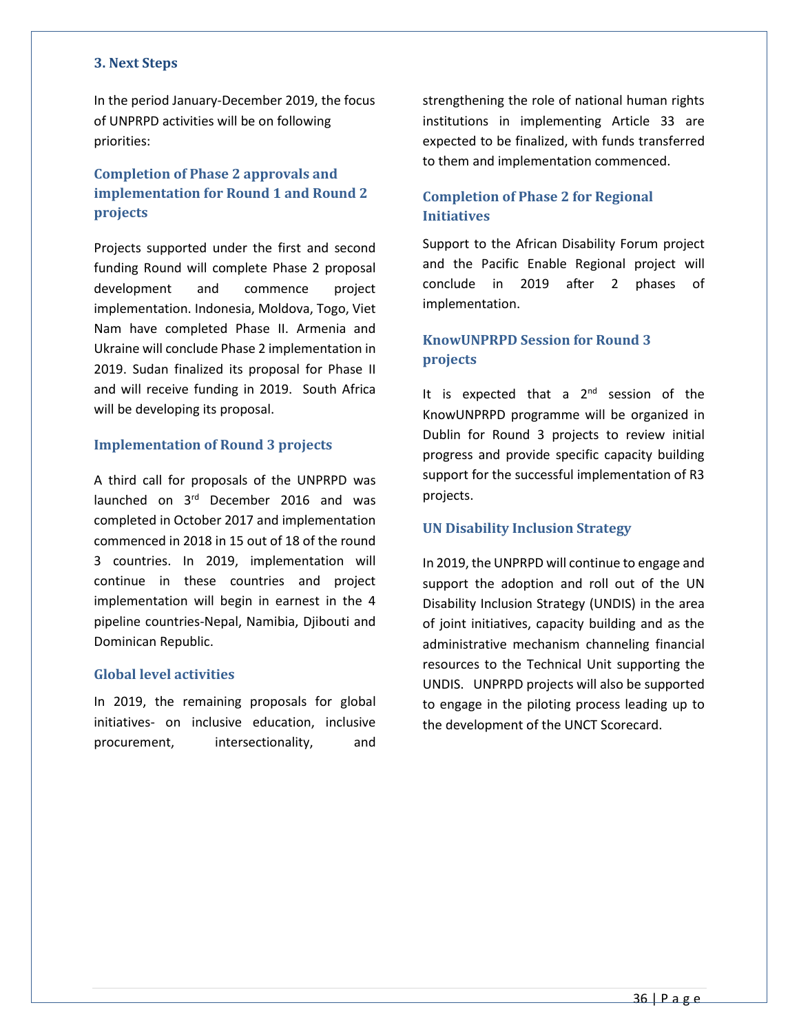## 3. Next Steps

In the period January-December 2019, the focus of UNPRPD activities will be on following priorities:

### Completion of Phase 2 approvals and implementation for Round 1 and Round 2 projects

Projects supported under the first and second funding Round will complete Phase 2 proposal development and commence project implementation. Indonesia, Moldova, Togo, Viet Nam have completed Phase II. Armenia and Ukraine will conclude Phase 2 implementation in 2019. Sudan finalized its proposal for Phase II and will receive funding in 2019. South Africa will be developing its proposal.

### Implementation of Round 3 projects

A third call for proposals of the UNPRPD was launched on 3rd December 2016 and was completed in October 2017 and implementation commenced in 2018 in 15 out of 18 of the round 3 countries. In 2019, implementation will continue in these countries and project implementation will begin in earnest in the 4 pipeline countries-Nepal, Namibia, Djibouti and Dominican Republic.

### Global level activities

In 2019, the remaining proposals for global initiatives- on inclusive education, inclusive procurement, intersectionality, and strengthening the role of national human rights institutions in implementing Article 33 are expected to be finalized, with funds transferred to them and implementation commenced.

### Completion of Phase 2 for Regional Initiatives

Support to the African Disability Forum project and the Pacific Enable Regional project will conclude in 2019 after 2 phases of implementation.

### KnowUNPRPD Session for Round 3 projects

It is expected that a 2nd session of the KnowUNPRPD programme will be organized in Dublin for Round 3 projects to review initial progress and provide specific capacity building support for the successful implementation of R3 projects.

### UN Disability Inclusion Strategy

In 2019, the UNPRPD will continue to engage and support the adoption and roll out of the UN Disability Inclusion Strategy (UNDIS) in the area of joint initiatives, capacity building and as the administrative mechanism channeling financial resources to the Technical Unit supporting the UNDIS. UNPRPD projects will also be supported to engage in the piloting process leading up to the development of the UNCT Scorecard.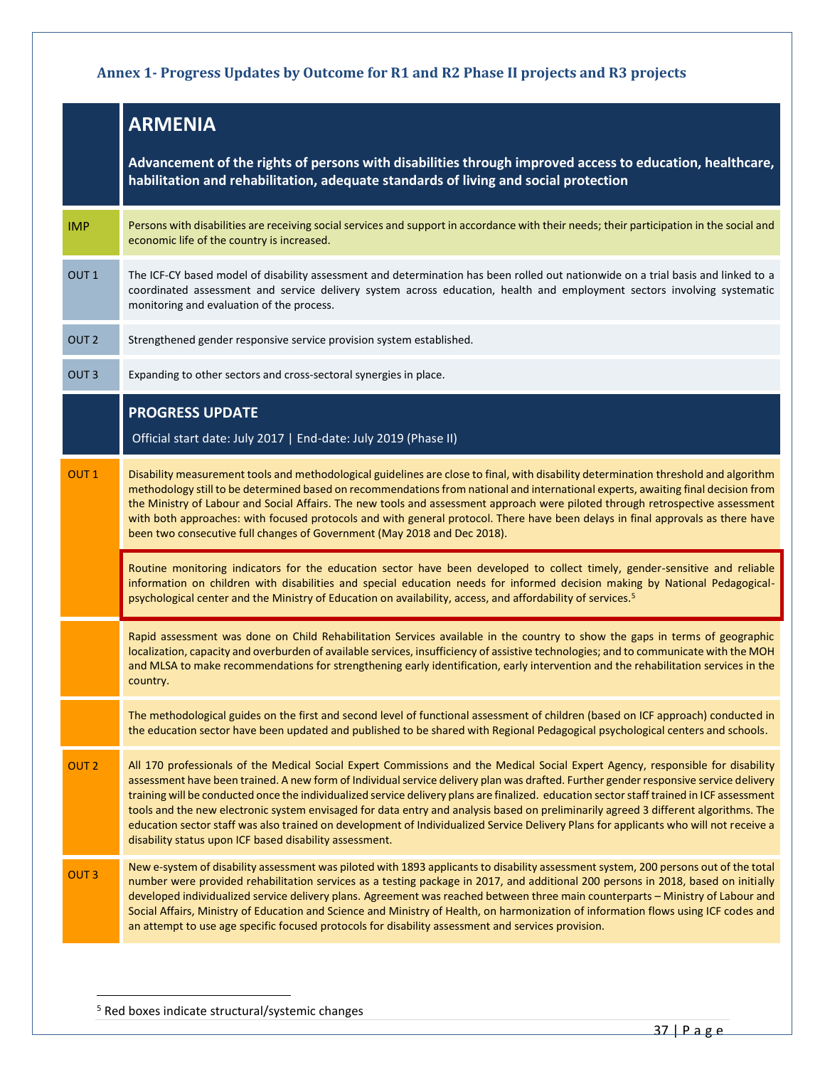### Annex 1- Progress Updates by Outcome for R1 and R2 Phase II projects and R3 projects

| | **ARMENIA**<br><br>**Advancement of the rights of persons with disabilities through improved access to education, healthcare, habilitation and rehabilitation, adequate standards of living and social protection** |
|---|---|
| IMP | Persons with disabilities are receiving social services and support in accordance with their needs; their participation in the social and economic life of the country is increased. |
| OUT 1 | The ICF-CY based model of disability assessment and determination has been rolled out nationwide on a trial basis and linked to a coordinated assessment and service delivery system across education, health and employment sectors involving systematic monitoring and evaluation of the process. |
| OUT 2 | Strengthened gender responsive service provision system established. |
| OUT 3 | Expanding to other sectors and cross-sectoral synergies in place. |
| | **PROGRESS UPDATE**<br><br>Official start date: July 2017 \| End-date: July 2019 (Phase II) |
| OUT 1 | Disability measurement tools and methodological guidelines are close to final, with disability determination threshold and algorithm methodology still to be determined based on recommendations from national and international experts, awaiting final decision from the Ministry of Labour and Social Affairs. The new tools and assessment approach were piloted through retrospective assessment with both approaches: with focused protocols and with general protocol. There have been delays in final approvals as there have been two consecutive full changes of Government (May 2018 and Dec 2018).<br><br>Routine monitoring indicators for the education sector have been developed to collect timely, gender-sensitive and reliable information on children with disabilities and special education needs for informed decision making by National Pedagogical-psychological center and the Ministry of Education on availability, access, and affordability of services.[5] |
| | Rapid assessment was done on Child Rehabilitation Services available in the country to show the gaps in terms of geographic localization, capacity and overburden of available services, insufficiency of assistive technologies; and to communicate with the MOH and MLSA to make recommendations for strengthening early identification, early intervention and the rehabilitation services in the country. |
| | The methodological guides on the first and second level of functional assessment of children (based on ICF approach) conducted in the education sector have been updated and published to be shared with Regional Pedagogical psychological centers and schools. |
| OUT 2 | All 170 professionals of the Medical Social Expert Commissions and the Medical Social Expert Agency, responsible for disability assessment have been trained. A new form of Individual service delivery plan was drafted. Further gender responsive service delivery training will be conducted once the individualized service delivery plans are finalized. education sector staff trained in ICF assessment tools and the new electronic system envisaged for data entry and analysis based on preliminarily agreed 3 different algorithms. The education sector staff was also trained on development of Individualized Service Delivery Plans for applicants who will not receive a disability status upon ICF based disability assessment. |
| OUT 3 | New e-system of disability assessment was piloted with 1893 applicants to disability assessment system, 200 persons out of the total number were provided rehabilitation services as a testing package in 2017, and additional 200 persons in 2018, based on initially developed individualized service delivery plans. Agreement was reached between three main counterparts – Ministry of Labour and Social Affairs, Ministry of Education and Science and Ministry of Health, on harmonization of information flows using ICF codes and an attempt to use age specific focused protocols for disability assessment and services provision. |

[5] Red boxes indicate structural/systemic changes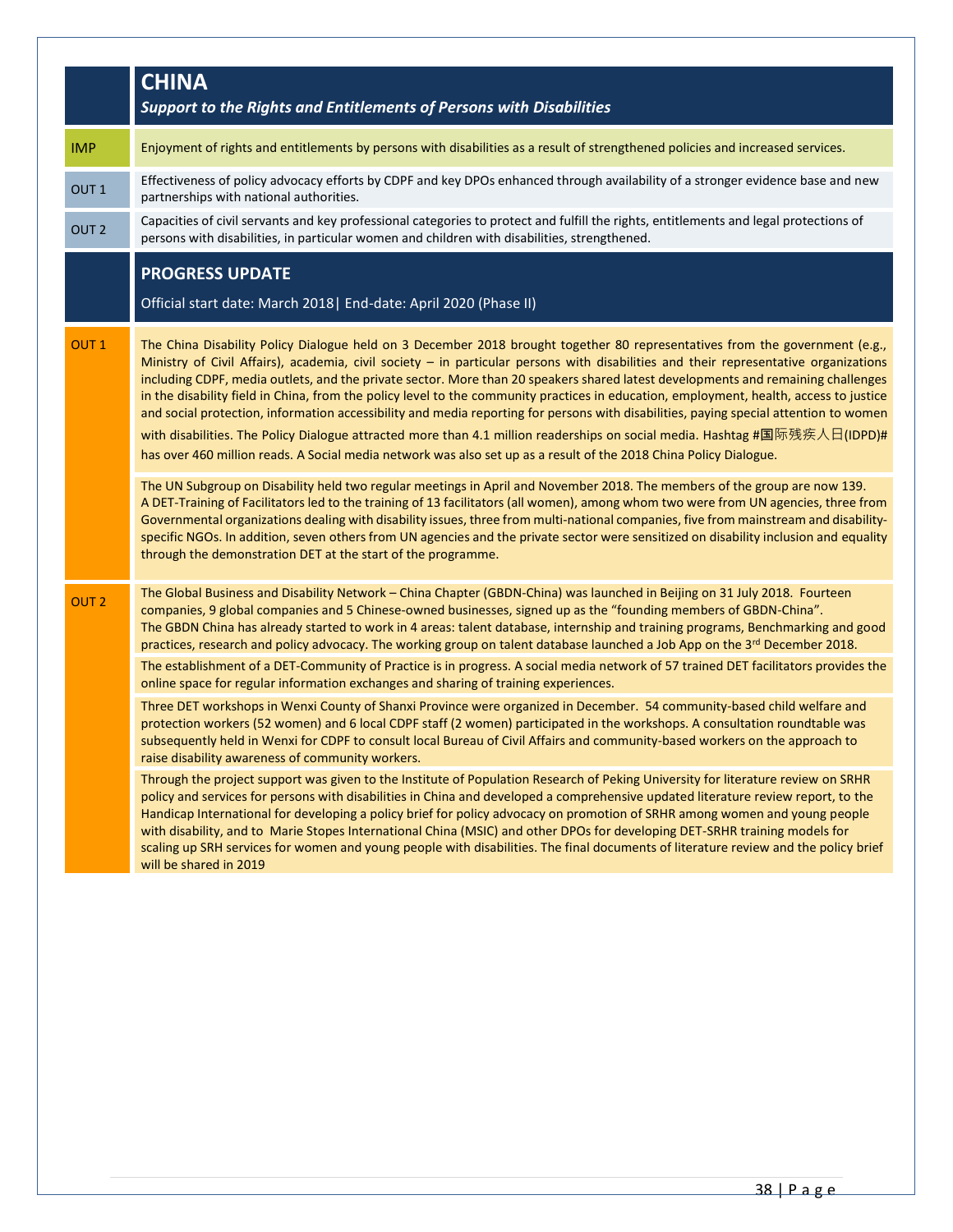## CHINA

***Support to the Rights and Entitlements of Persons with Disabilities***

| | |
|---|---|
| IMP | Enjoyment of rights and entitlements by persons with disabilities as a result of strengthened policies and increased services. |
| OUT 1 | Effectiveness of policy advocacy efforts by CDPF and key DPOs enhanced through availability of a stronger evidence base and new partnerships with national authorities. |
| OUT 2 | Capacities of civil servants and key professional categories to protect and fulfill the rights, entitlements and legal protections of persons with disabilities, in particular women and children with disabilities, strengthened. |

### PROGRESS UPDATE

Official start date: March 2018| End-date: April 2020 (Phase II)

**OUT 1**

The China Disability Policy Dialogue held on 3 December 2018 brought together 80 representatives from the government (e.g., Ministry of Civil Affairs), academia, civil society – in particular persons with disabilities and their representative organizations including CDPF, media outlets, and the private sector. More than 20 speakers shared latest developments and remaining challenges in the disability field in China, from the policy level to the community practices in education, employment, health, access to justice and social protection, information accessibility and media reporting for persons with disabilities, paying special attention to women with disabilities. The Policy Dialogue attracted more than 4.1 million readerships on social media. Hashtag #国际残疾人日(IDPD)# has over 460 million reads. A Social media network was also set up as a result of the 2018 China Policy Dialogue.

The UN Subgroup on Disability held two regular meetings in April and November 2018. The members of the group are now 139. A DET-Training of Facilitators led to the training of 13 facilitators (all women), among whom two were from UN agencies, three from Governmental organizations dealing with disability issues, three from multi-national companies, five from mainstream and disability-specific NGOs. In addition, seven others from UN agencies and the private sector were sensitized on disability inclusion and equality through the demonstration DET at the start of the programme.

**OUT 2**

The Global Business and Disability Network – China Chapter (GBDN-China) was launched in Beijing on 31 July 2018. Fourteen companies, 9 global companies and 5 Chinese-owned businesses, signed up as the "founding members of GBDN-China". The GBDN China has already started to work in 4 areas: talent database, internship and training programs, Benchmarking and good practices, research and policy advocacy. The working group on talent database launched a Job App on the 3rd December 2018.

The establishment of a DET-Community of Practice is in progress. A social media network of 57 trained DET facilitators provides the online space for regular information exchanges and sharing of training experiences.

Three DET workshops in Wenxi County of Shanxi Province were organized in December. 54 community-based child welfare and protection workers (52 women) and 6 local CDPF staff (2 women) participated in the workshops. A consultation roundtable was subsequently held in Wenxi for CDPF to consult local Bureau of Civil Affairs and community-based workers on the approach to raise disability awareness of community workers.

Through the project support was given to the Institute of Population Research of Peking University for literature review on SRHR policy and services for persons with disabilities in China and developed a comprehensive updated literature review report, to the Handicap International for developing a policy brief for policy advocacy on promotion of SRHR among women and young people with disability, and to Marie Stopes International China (MSIC) and other DPOs for developing DET-SRHR training models for scaling up SRH services for women and young people with disabilities. The final documents of literature review and the policy brief will be shared in 2019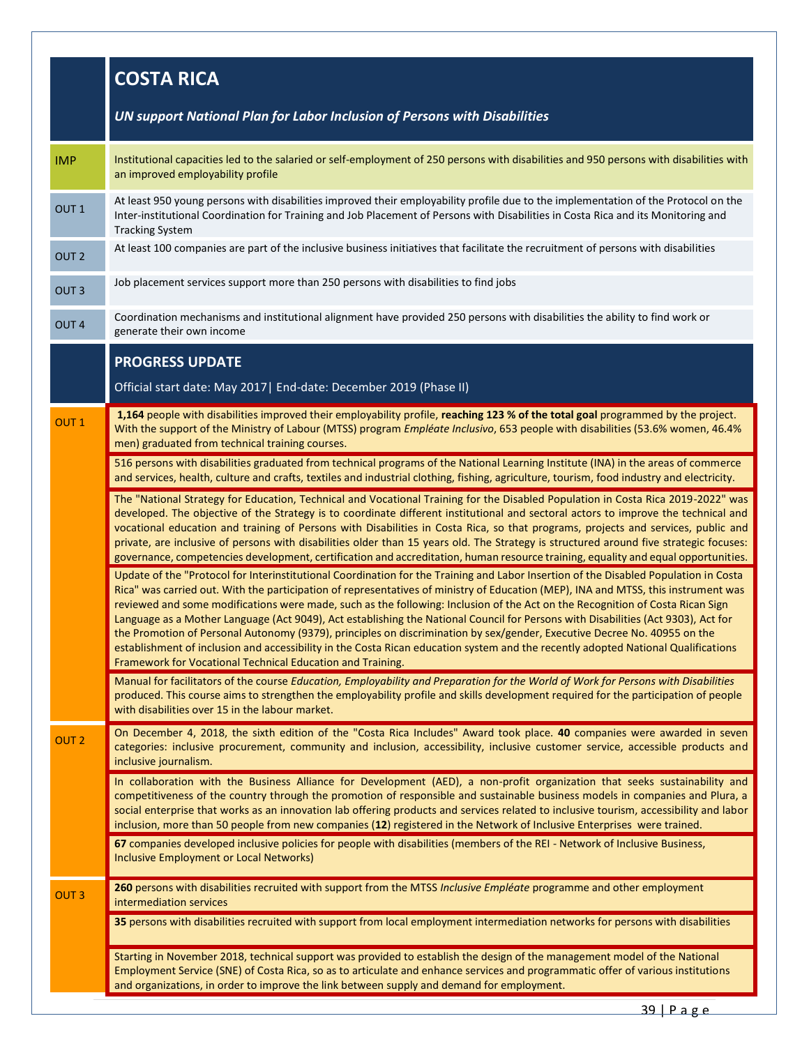# COSTA RICA

*UN support National Plan for Labor Inclusion of Persons with Disabilities*

| | |
|---|---|
| IMP | Institutional capacities led to the salaried or self-employment of 250 persons with disabilities and 950 persons with disabilities with an improved employability profile |
| OUT 1 | At least 950 young persons with disabilities improved their employability profile due to the implementation of the Protocol on the Inter-institutional Coordination for Training and Job Placement of Persons with Disabilities in Costa Rica and its Monitoring and Tracking System |
| OUT 2 | At least 100 companies are part of the inclusive business initiatives that facilitate the recruitment of persons with disabilities |
| OUT 3 | Job placement services support more than 250 persons with disabilities to find jobs |
| OUT 4 | Coordination mechanisms and institutional alignment have provided 250 persons with disabilities the ability to find work or generate their own income |

## PROGRESS UPDATE

Official start date: May 2017| End-date: December 2019 (Phase II)

| | |
|---|---|
| OUT 1 | **1,164** people with disabilities improved their employability profile, **reaching 123 % of the total goal** programmed by the project. With the support of the Ministry of Labour (MTSS) program *Empléate Inclusivo*, 653 people with disabilities (53.6% women, 46.4% men) graduated from technical training courses. |
| | 516 persons with disabilities graduated from technical programs of the National Learning Institute (INA) in the areas of commerce and services, health, culture and crafts, textiles and industrial clothing, fishing, agriculture, tourism, food industry and electricity. |
| | The "National Strategy for Education, Technical and Vocational Training for the Disabled Population in Costa Rica 2019-2022" was developed. The objective of the Strategy is to coordinate different institutional and sectoral actors to improve the technical and vocational education and training of Persons with Disabilities in Costa Rica, so that programs, projects and services, public and private, are inclusive of persons with disabilities older than 15 years old. The Strategy is structured around five strategic focuses: governance, competencies development, certification and accreditation, human resource training, equality and equal opportunities. |
| | Update of the "Protocol for Interinstitutional Coordination for the Training and Labor Insertion of the Disabled Population in Costa Rica" was carried out. With the participation of representatives of ministry of Education (MEP), INA and MTSS, this instrument was reviewed and some modifications were made, such as the following: Inclusion of the Act on the Recognition of Costa Rican Sign Language as a Mother Language (Act 9049), Act establishing the National Council for Persons with Disabilities (Act 9303), Act for the Promotion of Personal Autonomy (9379), principles on discrimination by sex/gender, Executive Decree No. 40955 on the establishment of inclusion and accessibility in the Costa Rican education system and the recently adopted National Qualifications Framework for Vocational Technical Education and Training. |
| | Manual for facilitators of the course *Education, Employability and Preparation for the World of Work for Persons with Disabilities* produced. This course aims to strengthen the employability profile and skills development required for the participation of people with disabilities over 15 in the labour market. |
| OUT 2 | On December 4, 2018, the sixth edition of the "Costa Rica Includes" Award took place. **40** companies were awarded in seven categories: inclusive procurement, community and inclusion, accessibility, inclusive customer service, accessible products and inclusive journalism. |
| | In collaboration with the Business Alliance for Development (AED), a non-profit organization that seeks sustainability and competitiveness of the country through the promotion of responsible and sustainable business models in companies and Plura, a social enterprise that works as an innovation lab offering products and services related to inclusive tourism, accessibility and labor inclusion, more than 50 people from new companies (**12**) registered in the Network of Inclusive Enterprises were trained. |
| | **67** companies developed inclusive policies for people with disabilities (members of the REI - Network of Inclusive Business, Inclusive Employment or Local Networks) |
| OUT 3 | **260** persons with disabilities recruited with support from the MTSS *Inclusive Empléate* programme and other employment intermediation services |
| | **35** persons with disabilities recruited with support from local employment intermediation networks for persons with disabilities |
| | Starting in November 2018, technical support was provided to establish the design of the management model of the National Employment Service (SNE) of Costa Rica, so as to articulate and enhance services and programmatic offer of various institutions and organizations, in order to improve the link between supply and demand for employment. |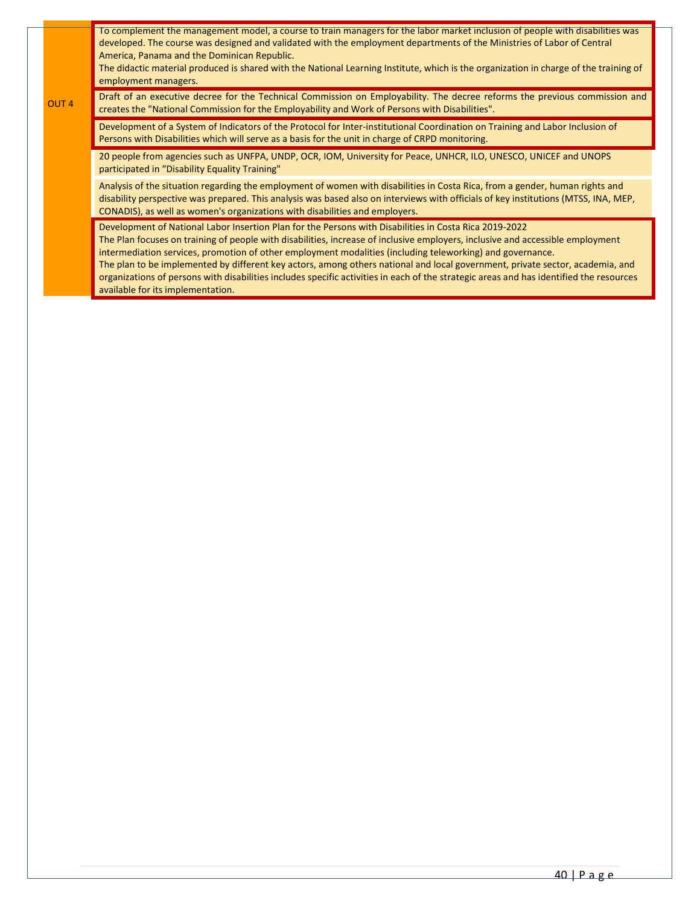| | |
|---|---|
| OUT 4 | To complement the management model, a course to train managers for the labor market inclusion of people with disabilities was developed. The course was designed and validated with the employment departments of the Ministries of Labor of Central America, Panama and the Dominican Republic. The didactic material produced is shared with the National Learning Institute, which is the organization in charge of the training of employment managers. |
| | Draft of an executive decree for the Technical Commission on Employability. The decree reforms the previous commission and creates the "National Commission for the Employability and Work of Persons with Disabilities". |
| | Development of a System of Indicators of the Protocol for Inter-institutional Coordination on Training and Labor Inclusion of Persons with Disabilities which will serve as a basis for the unit in charge of CRPD monitoring. |
| | 20 people from agencies such as UNFPA, UNDP, OCR, IOM, University for Peace, UNHCR, ILO, UNESCO, UNICEF and UNOPS participated in "Disability Equality Training" |
| | Analysis of the situation regarding the employment of women with disabilities in Costa Rica, from a gender, human rights and disability perspective was prepared. This analysis was based also on interviews with officials of key institutions (MTSS, INA, MEP, CONADIS), as well as women's organizations with disabilities and employers. |
| | Development of National Labor Insertion Plan for the Persons with Disabilities in Costa Rica 2019-2022 The Plan focuses on training of people with disabilities, increase of inclusive employers, inclusive and accessible employment intermediation services, promotion of other employment modalities (including teleworking) and governance. The plan to be implemented by different key actors, among others national and local government, private sector, academia, and organizations of persons with disabilities includes specific activities in each of the strategic areas and has identified the resources available for its implementation. |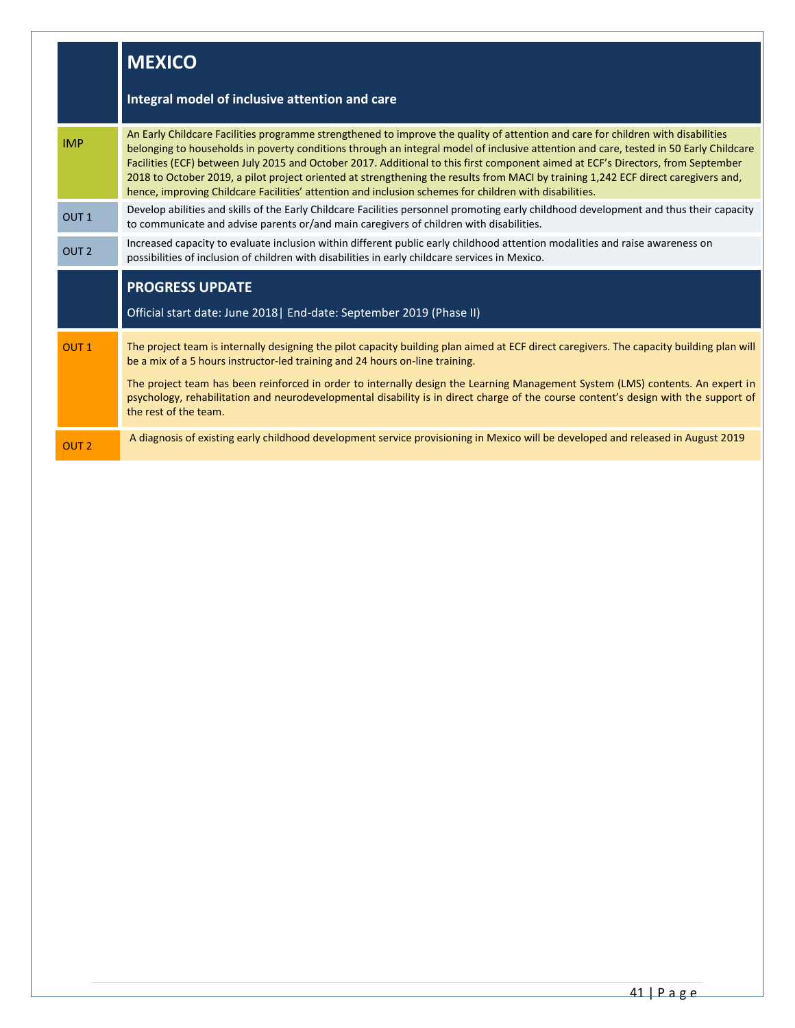# MEXICO

**Integral model of inclusive attention and care**

| | |
|---|---|
| IMP | An Early Childcare Facilities programme strengthened to improve the quality of attention and care for children with disabilities belonging to households in poverty conditions through an integral model of inclusive attention and care, tested in 50 Early Childcare Facilities (ECF) between July 2015 and October 2017. Additional to this first component aimed at ECF's Directors, from September 2018 to October 2019, a pilot project oriented at strengthening the results from MACI by training 1,242 ECF direct caregivers and, hence, improving Childcare Facilities' attention and inclusion schemes for children with disabilities. |
| OUT 1 | Develop abilities and skills of the Early Childcare Facilities personnel promoting early childhood development and thus their capacity to communicate and advise parents or/and main caregivers of children with disabilities. |
| OUT 2 | Increased capacity to evaluate inclusion within different public early childhood attention modalities and raise awareness on possibilities of inclusion of children with disabilities in early childcare services in Mexico. |

## PROGRESS UPDATE

Official start date: June 2018| End-date: September 2019 (Phase II)

| | |
|---|---|
| OUT 1 | The project team is internally designing the pilot capacity building plan aimed at ECF direct caregivers. The capacity building plan will be a mix of a 5 hours instructor-led training and 24 hours on-line training.<br><br>The project team has been reinforced in order to internally design the Learning Management System (LMS) contents. An expert in psychology, rehabilitation and neurodevelopmental disability is in direct charge of the course content's design with the support of the rest of the team. |
| OUT 2 | A diagnosis of existing early childhood development service provisioning in Mexico will be developed and released in August 2019 |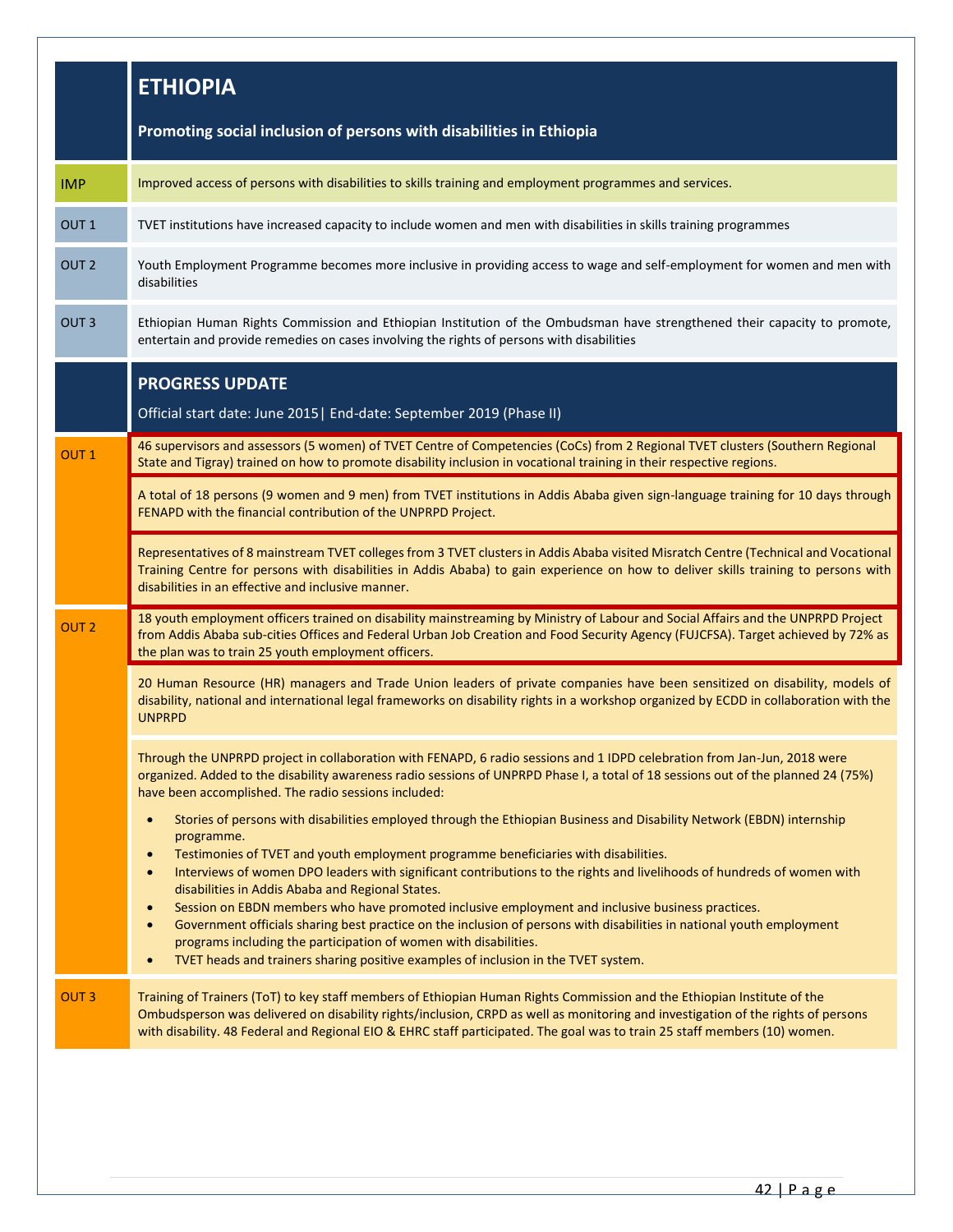## ETHIOPIA

**Promoting social inclusion of persons with disabilities in Ethiopia**

| | |
|---|---|
| IMP | Improved access of persons with disabilities to skills training and employment programmes and services. |
| OUT 1 | TVET institutions have increased capacity to include women and men with disabilities in skills training programmes |
| OUT 2 | Youth Employment Programme becomes more inclusive in providing access to wage and self-employment for women and men with disabilities |
| OUT 3 | Ethiopian Human Rights Commission and Ethiopian Institution of the Ombudsman have strengthened their capacity to promote, entertain and provide remedies on cases involving the rights of persons with disabilities |

## PROGRESS UPDATE

Official start date: June 2015| End-date: September 2019 (Phase II)

| | |
|---|---|
| OUT 1 | 46 supervisors and assessors (5 women) of TVET Centre of Competencies (CoCs) from 2 Regional TVET clusters (Southern Regional State and Tigray) trained on how to promote disability inclusion in vocational training in their respective regions. |
| | A total of 18 persons (9 women and 9 men) from TVET institutions in Addis Ababa given sign-language training for 10 days through FENAPD with the financial contribution of the UNPRPD Project. |
| | Representatives of 8 mainstream TVET colleges from 3 TVET clusters in Addis Ababa visited Misratch Centre (Technical and Vocational Training Centre for persons with disabilities in Addis Ababa) to gain experience on how to deliver skills training to persons with disabilities in an effective and inclusive manner. |
| OUT 2 | 18 youth employment officers trained on disability mainstreaming by Ministry of Labour and Social Affairs and the UNPRPD Project from Addis Ababa sub-cities Offices and Federal Urban Job Creation and Food Security Agency (FUJCFSA). Target achieved by 72% as the plan was to train 25 youth employment officers. |
| | 20 Human Resource (HR) managers and Trade Union leaders of private companies have been sensitized on disability, models of disability, national and international legal frameworks on disability rights in a workshop organized by ECDD in collaboration with the UNPRPD |
| | Through the UNPRPD project in collaboration with FENAPD, 6 radio sessions and 1 IDPD celebration from Jan-Jun, 2018 were organized. Added to the disability awareness radio sessions of UNPRPD Phase I, a total of 18 sessions out of the planned 24 (75%) have been accomplished. The radio sessions included:<br>• Stories of persons with disabilities employed through the Ethiopian Business and Disability Network (EBDN) internship programme.<br>• Testimonies of TVET and youth employment programme beneficiaries with disabilities.<br>• Interviews of women DPO leaders with significant contributions to the rights and livelihoods of hundreds of women with disabilities in Addis Ababa and Regional States.<br>• Session on EBDN members who have promoted inclusive employment and inclusive business practices.<br>• Government officials sharing best practice on the inclusion of persons with disabilities in national youth employment programs including the participation of women with disabilities.<br>• TVET heads and trainers sharing positive examples of inclusion in the TVET system. |
| OUT 3 | Training of Trainers (ToT) to key staff members of Ethiopian Human Rights Commission and the Ethiopian Institute of the Ombudsperson was delivered on disability rights/inclusion, CRPD as well as monitoring and investigation of the rights of persons with disability. 48 Federal and Regional EIO & EHRC staff participated. The goal was to train 25 staff members (10) women. |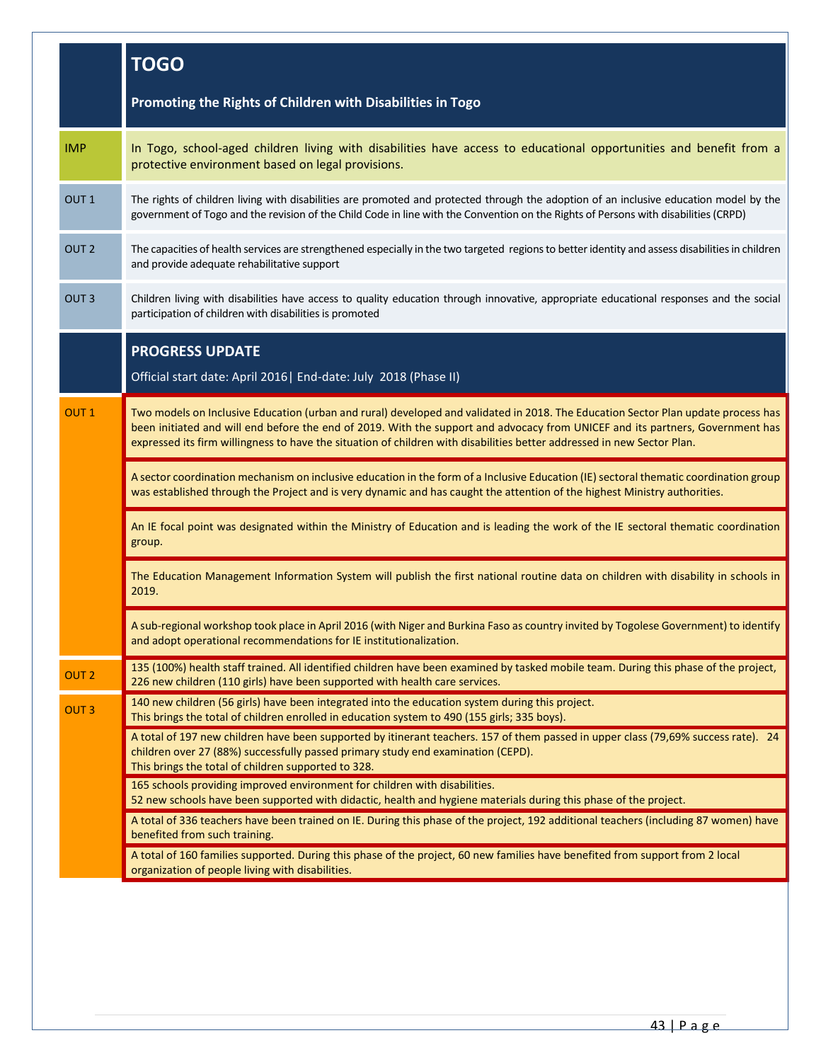# TOGO

## Promoting the Rights of Children with Disabilities in Togo

| | |
|---|---|
| IMP | In Togo, school-aged children living with disabilities have access to educational opportunities and benefit from a protective environment based on legal provisions. |
| OUT 1 | The rights of children living with disabilities are promoted and protected through the adoption of an inclusive education model by the government of Togo and the revision of the Child Code in line with the Convention on the Rights of Persons with disabilities (CRPD) |
| OUT 2 | The capacities of health services are strengthened especially in the two targeted regions to better identity and assess disabilities in children and provide adequate rehabilitative support |
| OUT 3 | Children living with disabilities have access to quality education through innovative, appropriate educational responses and the social participation of children with disabilities is promoted |

## PROGRESS UPDATE

Official start date: April 2016| End-date: July 2018 (Phase II)

| | |
|---|---|
| OUT 1 | Two models on Inclusive Education (urban and rural) developed and validated in 2018. The Education Sector Plan update process has been initiated and will end before the end of 2019. With the support and advocacy from UNICEF and its partners, Government has expressed its firm willingness to have the situation of children with disabilities better addressed in new Sector Plan. |
| | A sector coordination mechanism on inclusive education in the form of a Inclusive Education (IE) sectoral thematic coordination group was established through the Project and is very dynamic and has caught the attention of the highest Ministry authorities. |
| | An IE focal point was designated within the Ministry of Education and is leading the work of the IE sectoral thematic coordination group. |
| | The Education Management Information System will publish the first national routine data on children with disability in schools in 2019. |
| | A sub-regional workshop took place in April 2016 (with Niger and Burkina Faso as country invited by Togolese Government) to identify and adopt operational recommendations for IE institutionalization. |
| OUT 2 | 135 (100%) health staff trained. All identified children have been examined by tasked mobile team. During this phase of the project, 226 new children (110 girls) have been supported with health care services. |
| OUT 3 | 140 new children (56 girls) have been integrated into the education system during this project. This brings the total of children enrolled in education system to 490 (155 girls; 335 boys). |
| | A total of 197 new children have been supported by itinerant teachers. 157 of them passed in upper class (79,69% success rate). 24 children over 27 (88%) successfully passed primary study end examination (CEPD). This brings the total of children supported to 328. |
| | 165 schools providing improved environment for children with disabilities. 52 new schools have been supported with didactic, health and hygiene materials during this phase of the project. |
| | A total of 336 teachers have been trained on IE. During this phase of the project, 192 additional teachers (including 87 women) have benefited from such training. |
| | A total of 160 families supported. During this phase of the project, 60 new families have benefited from support from 2 local organization of people living with disabilities. |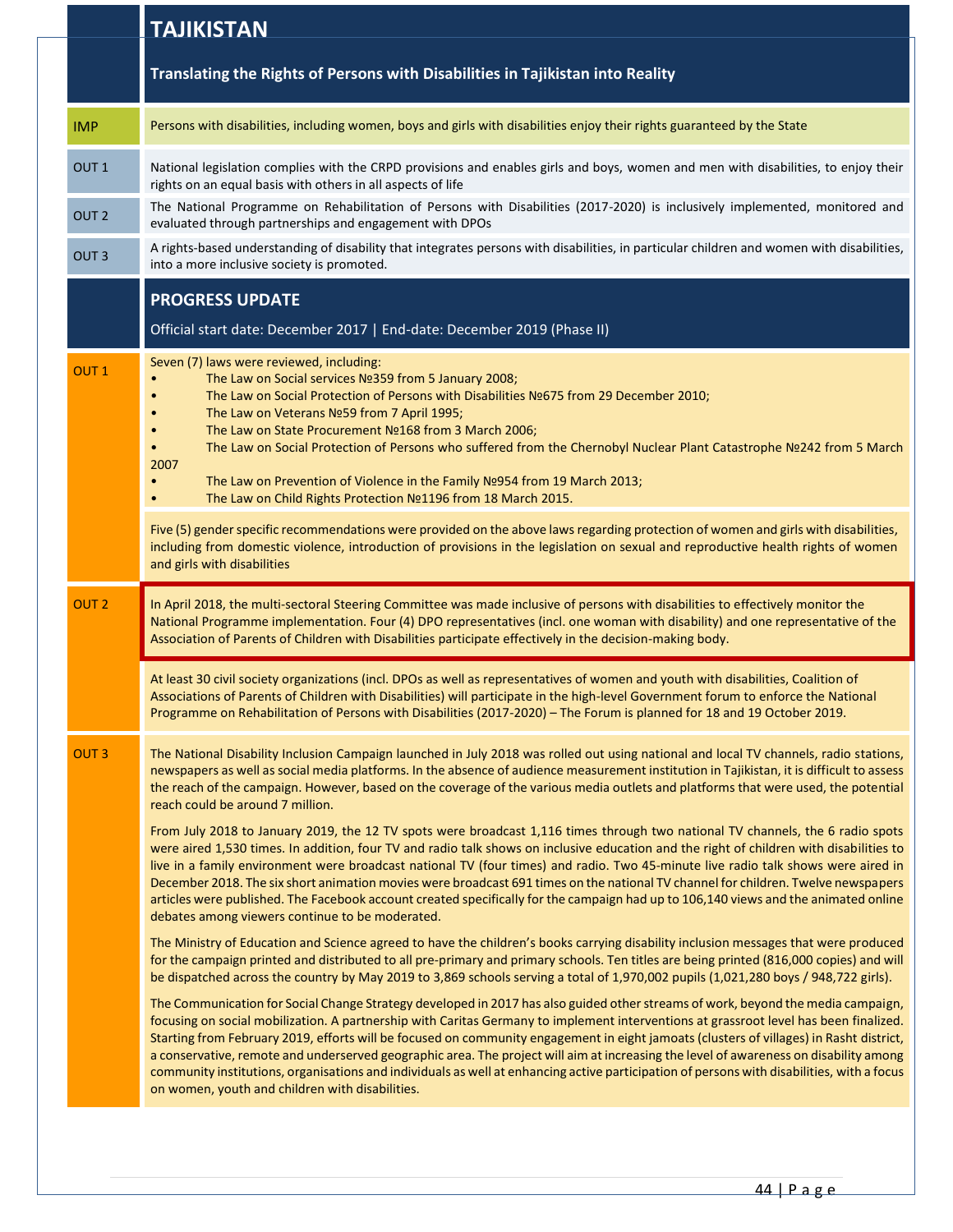# TAJIKISTAN

## Translating the Rights of Persons with Disabilities in Tajikistan into Reality

| | |
|---|---|
| IMP | Persons with disabilities, including women, boys and girls with disabilities enjoy their rights guaranteed by the State |
| OUT 1 | National legislation complies with the CRPD provisions and enables girls and boys, women and men with disabilities, to enjoy their rights on an equal basis with others in all aspects of life |
| OUT 2 | The National Programme on Rehabilitation of Persons with Disabilities (2017-2020) is inclusively implemented, monitored and evaluated through partnerships and engagement with DPOs |
| OUT 3 | A rights-based understanding of disability that integrates persons with disabilities, in particular children and women with disabilities, into a more inclusive society is promoted. |

## PROGRESS UPDATE

Official start date: December 2017 | End-date: December 2019 (Phase II)

**OUT 1**

Seven (7) laws were reviewed, including:

- The Law on Social services №359 from 5 January 2008;
- The Law on Social Protection of Persons with Disabilities №675 from 29 December 2010;
- The Law on Veterans №59 from 7 April 1995;
- The Law on State Procurement №168 from 3 March 2006;
- The Law on Social Protection of Persons who suffered from the Chernobyl Nuclear Plant Catastrophe №242 from 5 March 2007
- The Law on Prevention of Violence in the Family №954 from 19 March 2013;
- The Law on Child Rights Protection №1196 from 18 March 2015.

Five (5) gender specific recommendations were provided on the above laws regarding protection of women and girls with disabilities, including from domestic violence, introduction of provisions in the legislation on sexual and reproductive health rights of women and girls with disabilities

**OUT 2**

In April 2018, the multi-sectoral Steering Committee was made inclusive of persons with disabilities to effectively monitor the National Programme implementation. Four (4) DPO representatives (incl. one woman with disability) and one representative of the Association of Parents of Children with Disabilities participate effectively in the decision-making body.

At least 30 civil society organizations (incl. DPOs as well as representatives of women and youth with disabilities, Coalition of Associations of Parents of Children with Disabilities) will participate in the high-level Government forum to enforce the National Programme on Rehabilitation of Persons with Disabilities (2017-2020) – The Forum is planned for 18 and 19 October 2019.

**OUT 3**

The National Disability Inclusion Campaign launched in July 2018 was rolled out using national and local TV channels, radio stations, newspapers as well as social media platforms. In the absence of audience measurement institution in Tajikistan, it is difficult to assess the reach of the campaign. However, based on the coverage of the various media outlets and platforms that were used, the potential reach could be around 7 million.

From July 2018 to January 2019, the 12 TV spots were broadcast 1,116 times through two national TV channels, the 6 radio spots were aired 1,530 times. In addition, four TV and radio talk shows on inclusive education and the right of children with disabilities to live in a family environment were broadcast national TV (four times) and radio. Two 45-minute live radio talk shows were aired in December 2018. The six short animation movies were broadcast 691 times on the national TV channel for children. Twelve newspapers articles were published. The Facebook account created specifically for the campaign had up to 106,140 views and the animated online debates among viewers continue to be moderated.

The Ministry of Education and Science agreed to have the children's books carrying disability inclusion messages that were produced for the campaign printed and distributed to all pre-primary and primary schools. Ten titles are being printed (816,000 copies) and will be dispatched across the country by May 2019 to 3,869 schools serving a total of 1,970,002 pupils (1,021,280 boys / 948,722 girls).

The Communication for Social Change Strategy developed in 2017 has also guided other streams of work, beyond the media campaign, focusing on social mobilization. A partnership with Caritas Germany to implement interventions at grassroot level has been finalized. Starting from February 2019, efforts will be focused on community engagement in eight jamoats (clusters of villages) in Rasht district, a conservative, remote and underserved geographic area. The project will aim at increasing the level of awareness on disability among community institutions, organisations and individuals as well at enhancing active participation of persons with disabilities, with a focus on women, youth and children with disabilities.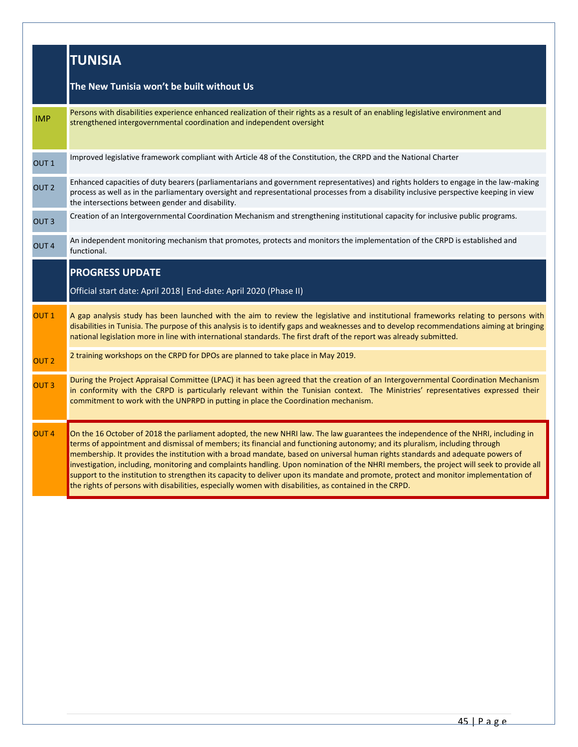# TUNISIA

**The New Tunisia won't be built without Us**

| | |
|---|---|
| IMP | Persons with disabilities experience enhanced realization of their rights as a result of an enabling legislative environment and strengthened intergovernmental coordination and independent oversight |
| OUT 1 | Improved legislative framework compliant with Article 48 of the Constitution, the CRPD and the National Charter |
| OUT 2 | Enhanced capacities of duty bearers (parliamentarians and government representatives) and rights holders to engage in the law-making process as well as in the parliamentary oversight and representational processes from a disability inclusive perspective keeping in view the intersections between gender and disability. |
| OUT 3 | Creation of an Intergovernmental Coordination Mechanism and strengthening institutional capacity for inclusive public programs. |
| OUT 4 | An independent monitoring mechanism that promotes, protects and monitors the implementation of the CRPD is established and functional. |

## PROGRESS UPDATE

Official start date: April 2018| End-date: April 2020 (Phase II)

| | |
|---|---|
| OUT 1 | A gap analysis study has been launched with the aim to review the legislative and institutional frameworks relating to persons with disabilities in Tunisia. The purpose of this analysis is to identify gaps and weaknesses and to develop recommendations aiming at bringing national legislation more in line with international standards. The first draft of the report was already submitted. |
| OUT 2 | 2 training workshops on the CRPD for DPOs are planned to take place in May 2019. |
| OUT 3 | During the Project Appraisal Committee (LPAC) it has been agreed that the creation of an Intergovernmental Coordination Mechanism in conformity with the CRPD is particularly relevant within the Tunisian context. The Ministries' representatives expressed their commitment to work with the UNPRPD in putting in place the Coordination mechanism. |
| OUT 4 | On the 16 October of 2018 the parliament adopted, the new NHRI law. The law guarantees the independence of the NHRI, including in terms of appointment and dismissal of members; its financial and functioning autonomy; and its pluralism, including through membership. It provides the institution with a broad mandate, based on universal human rights standards and adequate powers of investigation, including, monitoring and complaints handling. Upon nomination of the NHRI members, the project will seek to provide all support to the institution to strengthen its capacity to deliver upon its mandate and promote, protect and monitor implementation of the rights of persons with disabilities, especially women with disabilities, as contained in the CRPD. |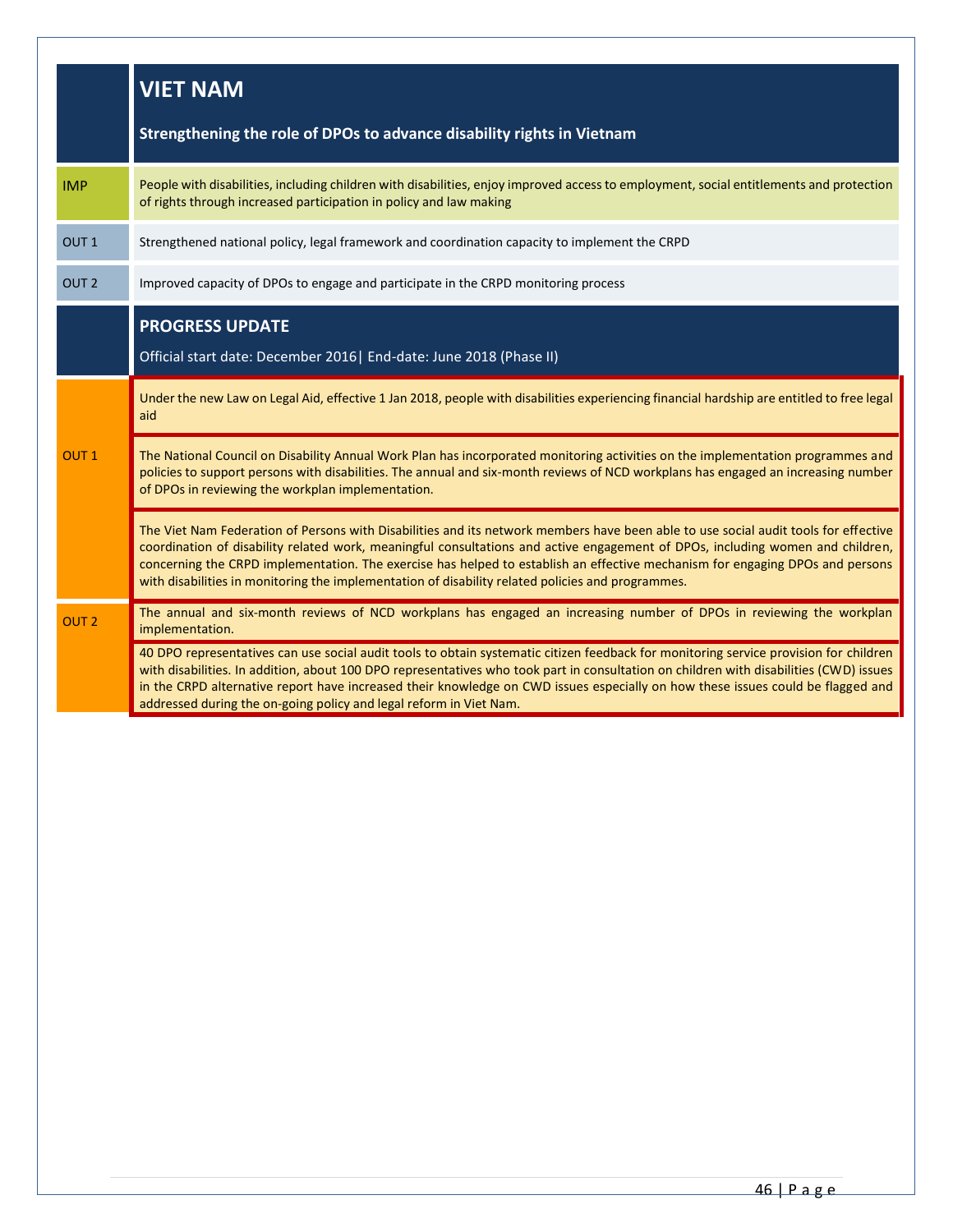## VIET NAM

### Strengthening the role of DPOs to advance disability rights in Vietnam

| | |
|---|---|
| IMP | People with disabilities, including children with disabilities, enjoy improved access to employment, social entitlements and protection of rights through increased participation in policy and law making |
| OUT 1 | Strengthened national policy, legal framework and coordination capacity to implement the CRPD |
| OUT 2 | Improved capacity of DPOs to engage and participate in the CRPD monitoring process |

### PROGRESS UPDATE

Official start date: December 2016| End-date: June 2018 (Phase II)

| | |
|---|---|
| OUT 1 | Under the new Law on Legal Aid, effective 1 Jan 2018, people with disabilities experiencing financial hardship are entitled to free legal aid |
| | The National Council on Disability Annual Work Plan has incorporated monitoring activities on the implementation programmes and policies to support persons with disabilities. The annual and six-month reviews of NCD workplans has engaged an increasing number of DPOs in reviewing the workplan implementation. |
| | The Viet Nam Federation of Persons with Disabilities and its network members have been able to use social audit tools for effective coordination of disability related work, meaningful consultations and active engagement of DPOs, including women and children, concerning the CRPD implementation. The exercise has helped to establish an effective mechanism for engaging DPOs and persons with disabilities in monitoring the implementation of disability related policies and programmes. |
| OUT 2 | The annual and six-month reviews of NCD workplans has engaged an increasing number of DPOs in reviewing the workplan implementation. |
| | 40 DPO representatives can use social audit tools to obtain systematic citizen feedback for monitoring service provision for children with disabilities. In addition, about 100 DPO representatives who took part in consultation on children with disabilities (CWD) issues in the CRPD alternative report have increased their knowledge on CWD issues especially on how these issues could be flagged and addressed during the on-going policy and legal reform in Viet Nam. |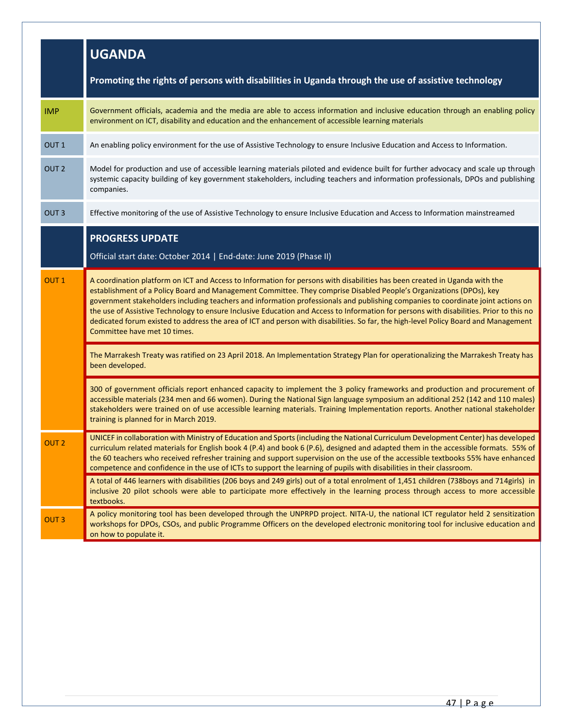## UGANDA

**Promoting the rights of persons with disabilities in Uganda through the use of assistive technology**

| | |
|---|---|
| IMP | Government officials, academia and the media are able to access information and inclusive education through an enabling policy environment on ICT, disability and education and the enhancement of accessible learning materials |
| OUT 1 | An enabling policy environment for the use of Assistive Technology to ensure Inclusive Education and Access to Information. |
| OUT 2 | Model for production and use of accessible learning materials piloted and evidence built for further advocacy and scale up through systemic capacity building of key government stakeholders, including teachers and information professionals, DPOs and publishing companies. |
| OUT 3 | Effective monitoring of the use of Assistive Technology to ensure Inclusive Education and Access to Information mainstreamed |

## PROGRESS UPDATE

Official start date: October 2014 | End-date: June 2019 (Phase II)

| | |
|---|---|
| OUT 1 | A coordination platform on ICT and Access to Information for persons with disabilities has been created in Uganda with the establishment of a Policy Board and Management Committee. They comprise Disabled People's Organizations (DPOs), key government stakeholders including teachers and information professionals and publishing companies to coordinate joint actions on the use of Assistive Technology to ensure Inclusive Education and Access to Information for persons with disabilities. Prior to this no dedicated forum existed to address the area of ICT and person with disabilities. So far, the high-level Policy Board and Management Committee have met 10 times. |
| | The Marrakesh Treaty was ratified on 23 April 2018. An Implementation Strategy Plan for operationalizing the Marrakesh Treaty has been developed. |
| | 300 of government officials report enhanced capacity to implement the 3 policy frameworks and production and procurement of accessible materials (234 men and 66 women). During the National Sign language symposium an additional 252 (142 and 110 males) stakeholders were trained on of use accessible learning materials. Training Implementation reports. Another national stakeholder training is planned for in March 2019. |
| OUT 2 | UNICEF in collaboration with Ministry of Education and Sports (including the National Curriculum Development Center) has developed curriculum related materials for English book 4 (P.4) and book 6 (P.6), designed and adapted them in the accessible formats. 55% of the 60 teachers who received refresher training and support supervision on the use of the accessible textbooks 55% have enhanced competence and confidence in the use of ICTs to support the learning of pupils with disabilities in their classroom. |
| | A total of 446 learners with disabilities (206 boys and 249 girls) out of a total enrolment of 1,451 children (738boys and 714girls) in inclusive 20 pilot schools were able to participate more effectively in the learning process through access to more accessible textbooks. |
| OUT 3 | A policy monitoring tool has been developed through the UNPRPD project. NITA-U, the national ICT regulator held 2 sensitization workshops for DPOs, CSOs, and public Programme Officers on the developed electronic monitoring tool for inclusive education and on how to populate it. |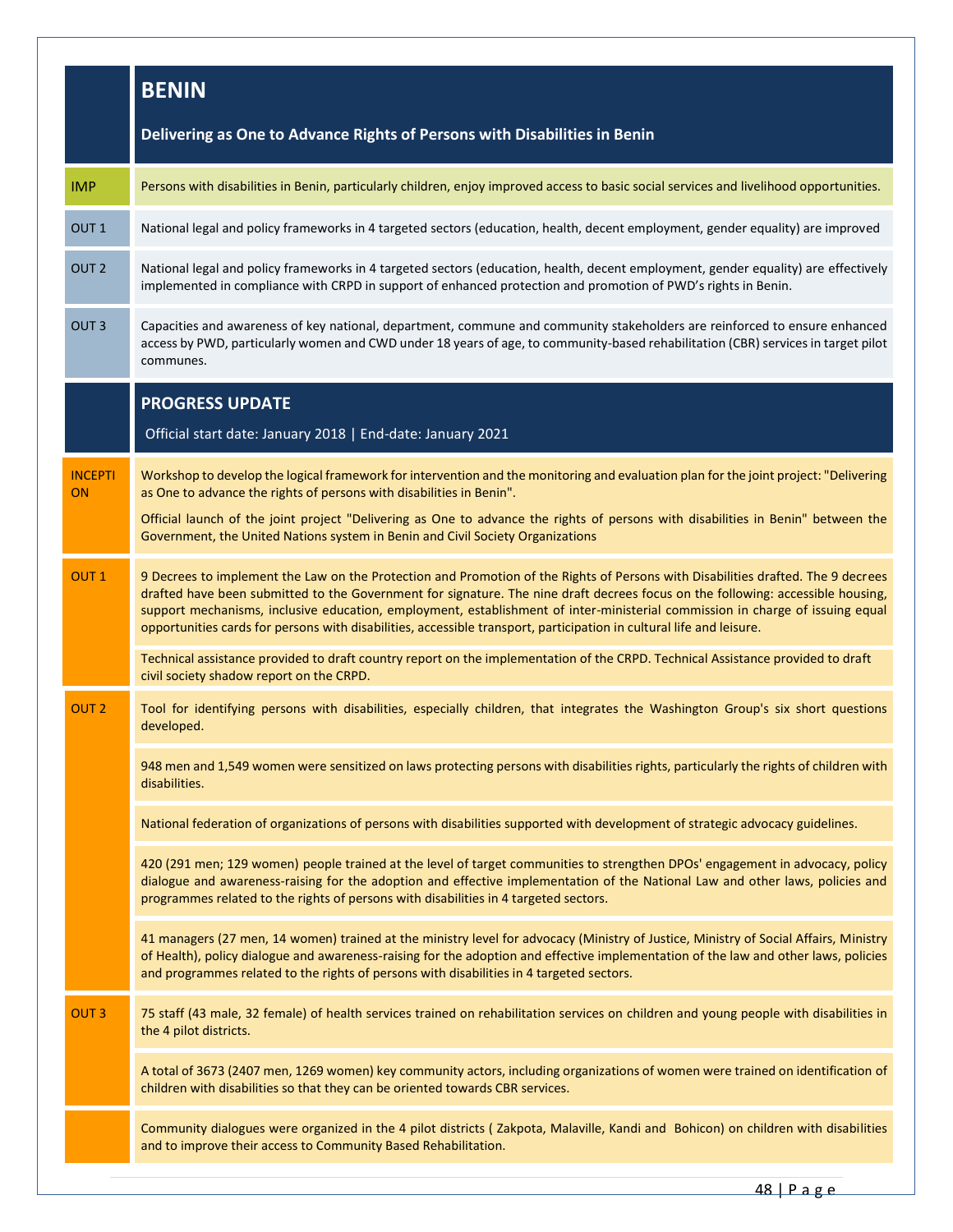# BENIN

**Delivering as One to Advance Rights of Persons with Disabilities in Benin**

| | |
|---|---|
| IMP | Persons with disabilities in Benin, particularly children, enjoy improved access to basic social services and livelihood opportunities. |
| OUT 1 | National legal and policy frameworks in 4 targeted sectors (education, health, decent employment, gender equality) are improved |
| OUT 2 | National legal and policy frameworks in 4 targeted sectors (education, health, decent employment, gender equality) are effectively implemented in compliance with CRPD in support of enhanced protection and promotion of PWD's rights in Benin. |
| OUT 3 | Capacities and awareness of key national, department, commune and community stakeholders are reinforced to ensure enhanced access by PWD, particularly women and CWD under 18 years of age, to community-based rehabilitation (CBR) services in target pilot communes. |

## PROGRESS UPDATE

Official start date: January 2018 | End-date: January 2021

| | |
|---|---|
| INCEPTION | Workshop to develop the logical framework for intervention and the monitoring and evaluation plan for the joint project: "Delivering as One to advance the rights of persons with disabilities in Benin". <br> Official launch of the joint project "Delivering as One to advance the rights of persons with disabilities in Benin" between the Government, the United Nations system in Benin and Civil Society Organizations |
| OUT 1 | 9 Decrees to implement the Law on the Protection and Promotion of the Rights of Persons with Disabilities drafted. The 9 decrees drafted have been submitted to the Government for signature. The nine draft decrees focus on the following: accessible housing, support mechanisms, inclusive education, employment, establishment of inter-ministerial commission in charge of issuing equal opportunities cards for persons with disabilities, accessible transport, participation in cultural life and leisure. |
| | Technical assistance provided to draft country report on the implementation of the CRPD. Technical Assistance provided to draft civil society shadow report on the CRPD. |
| OUT 2 | Tool for identifying persons with disabilities, especially children, that integrates the Washington Group's six short questions developed. |
| | 948 men and 1,549 women were sensitized on laws protecting persons with disabilities rights, particularly the rights of children with disabilities. |
| | National federation of organizations of persons with disabilities supported with development of strategic advocacy guidelines. |
| | 420 (291 men; 129 women) people trained at the level of target communities to strengthen DPOs' engagement in advocacy, policy dialogue and awareness-raising for the adoption and effective implementation of the National Law and other laws, policies and programmes related to the rights of persons with disabilities in 4 targeted sectors. |
| | 41 managers (27 men, 14 women) trained at the ministry level for advocacy (Ministry of Justice, Ministry of Social Affairs, Ministry of Health), policy dialogue and awareness-raising for the adoption and effective implementation of the law and other laws, policies and programmes related to the rights of persons with disabilities in 4 targeted sectors. |
| OUT 3 | 75 staff (43 male, 32 female) of health services trained on rehabilitation services on children and young people with disabilities in the 4 pilot districts. |
| | A total of 3673 (2407 men, 1269 women) key community actors, including organizations of women were trained on identification of children with disabilities so that they can be oriented towards CBR services. |
| | Community dialogues were organized in the 4 pilot districts ( Zakpota, Malaville, Kandi and Bohicon) on children with disabilities and to improve their access to Community Based Rehabilitation. |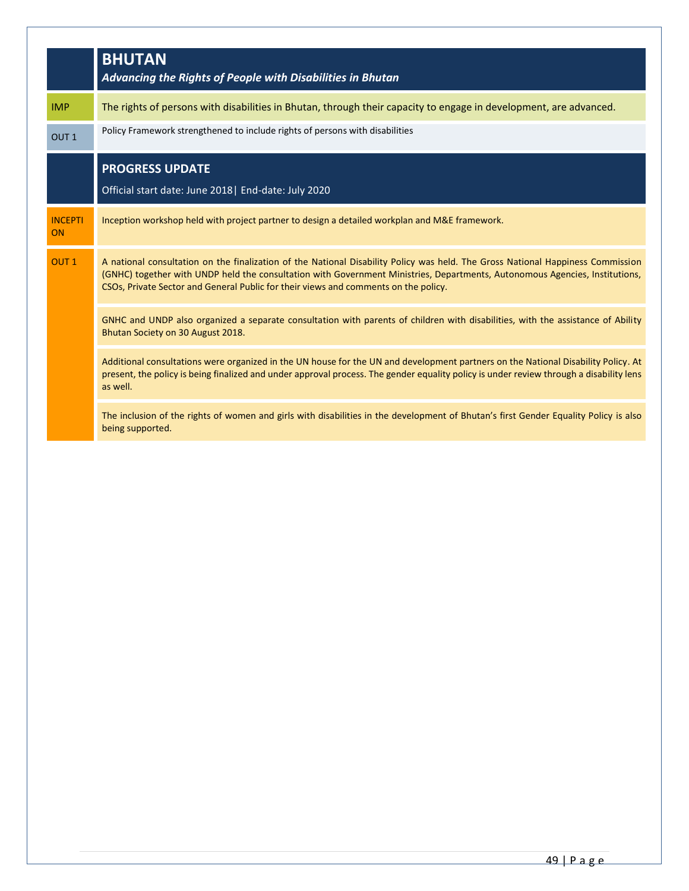# BHUTAN

***Advancing the Rights of People with Disabilities in Bhutan***

| | |
|---|---|
| IMP | The rights of persons with disabilities in Bhutan, through their capacity to engage in development, are advanced. |
| OUT 1 | Policy Framework strengthened to include rights of persons with disabilities |

## PROGRESS UPDATE

Official start date: June 2018| End-date: July 2020

| | |
|---|---|
| INCEPTION | Inception workshop held with project partner to design a detailed workplan and M&E framework. |
| OUT 1 | A national consultation on the finalization of the National Disability Policy was held. The Gross National Happiness Commission (GNHC) together with UNDP held the consultation with Government Ministries, Departments, Autonomous Agencies, Institutions, CSOs, Private Sector and General Public for their views and comments on the policy. |
| | GNHC and UNDP also organized a separate consultation with parents of children with disabilities, with the assistance of Ability Bhutan Society on 30 August 2018. |
| | Additional consultations were organized in the UN house for the UN and development partners on the National Disability Policy. At present, the policy is being finalized and under approval process. The gender equality policy is under review through a disability lens as well. |
| | The inclusion of the rights of women and girls with disabilities in the development of Bhutan's first Gender Equality Policy is also being supported. |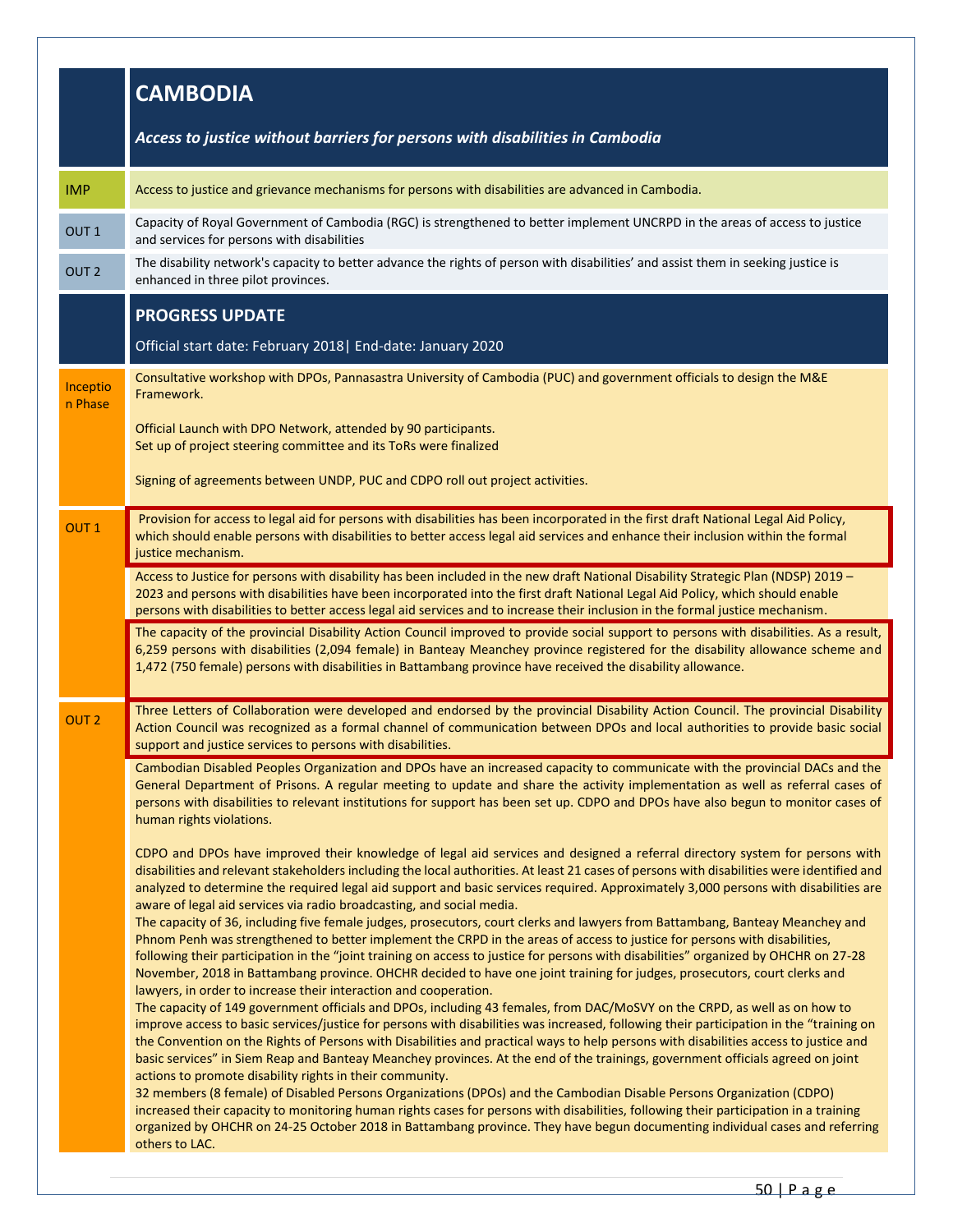# CAMBODIA

***Access to justice without barriers for persons with disabilities in Cambodia***

| | |
|---|---|
| IMP | Access to justice and grievance mechanisms for persons with disabilities are advanced in Cambodia. |
| OUT 1 | Capacity of Royal Government of Cambodia (RGC) is strengthened to better implement UNCRPD in the areas of access to justice and services for persons with disabilities |
| OUT 2 | The disability network's capacity to better advance the rights of person with disabilities' and assist them in seeking justice is enhanced in three pilot provinces. |

## PROGRESS UPDATE

Official start date: February 2018| End-date: January 2020

| | |
|---|---|
| Inception Phase | Consultative workshop with DPOs, Pannasastra University of Cambodia (PUC) and government officials to design the M&E Framework.<br><br>Official Launch with DPO Network, attended by 90 participants.<br>Set up of project steering committee and its ToRs were finalized<br><br>Signing of agreements between UNDP, PUC and CDPO roll out project activities. |
| OUT 1 | Provision for access to legal aid for persons with disabilities has been incorporated in the first draft National Legal Aid Policy, which should enable persons with disabilities to better access legal aid services and enhance their inclusion within the formal justice mechanism. |
| | Access to Justice for persons with disability has been included in the new draft National Disability Strategic Plan (NDSP) 2019 – 2023 and persons with disabilities have been incorporated into the first draft National Legal Aid Policy, which should enable persons with disabilities to better access legal aid services and to increase their inclusion in the formal justice mechanism. |
| | The capacity of the provincial Disability Action Council improved to provide social support to persons with disabilities. As a result, 6,259 persons with disabilities (2,094 female) in Banteay Meanchey province registered for the disability allowance scheme and 1,472 (750 female) persons with disabilities in Battambang province have received the disability allowance. |
| OUT 2 | Three Letters of Collaboration were developed and endorsed by the provincial Disability Action Council. The provincial Disability Action Council was recognized as a formal channel of communication between DPOs and local authorities to provide basic social support and justice services to persons with disabilities. |
| | Cambodian Disabled Peoples Organization and DPOs have an increased capacity to communicate with the provincial DACs and the General Department of Prisons. A regular meeting to update and share the activity implementation as well as referral cases of persons with disabilities to relevant institutions for support has been set up. CDPO and DPOs have also begun to monitor cases of human rights violations.<br><br>CDPO and DPOs have improved their knowledge of legal aid services and designed a referral directory system for persons with disabilities and relevant stakeholders including the local authorities. At least 21 cases of persons with disabilities were identified and analyzed to determine the required legal aid support and basic services required. Approximately 3,000 persons with disabilities are aware of legal aid services via radio broadcasting, and social media.<br>The capacity of 36, including five female judges, prosecutors, court clerks and lawyers from Battambang, Banteay Meanchey and Phnom Penh was strengthened to better implement the CRPD in the areas of access to justice for persons with disabilities, following their participation in the "joint training on access to justice for persons with disabilities" organized by OHCHR on 27-28 November, 2018 in Battambang province. OHCHR decided to have one joint training for judges, prosecutors, court clerks and lawyers, in order to increase their interaction and cooperation.<br>The capacity of 149 government officials and DPOs, including 43 females, from DAC/MoSVY on the CRPD, as well as on how to improve access to basic services/justice for persons with disabilities was increased, following their participation in the "training on the Convention on the Rights of Persons with Disabilities and practical ways to help persons with disabilities access to justice and basic services" in Siem Reap and Banteay Meanchey provinces. At the end of the trainings, government officials agreed on joint actions to promote disability rights in their community.<br>32 members (8 female) of Disabled Persons Organizations (DPOs) and the Cambodian Disable Persons Organization (CDPO) increased their capacity to monitoring human rights cases for persons with disabilities, following their participation in a training organized by OHCHR on 24-25 October 2018 in Battambang province. They have begun documenting individual cases and referring others to LAC. |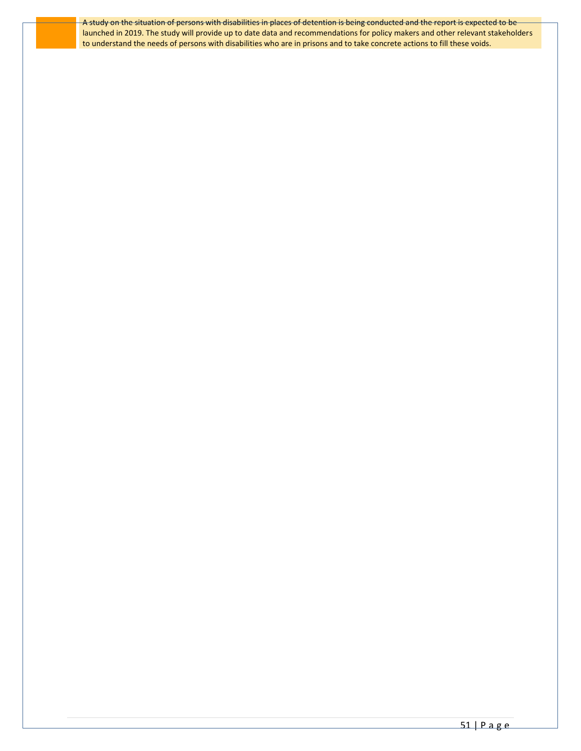A study on the situation of persons with disabilities in places of detention is being conducted and the report is expected to be launched in 2019. The study will provide up to date data and recommendations for policy makers and other relevant stakeholders to understand the needs of persons with disabilities who are in prisons and to take concrete actions to fill these voids.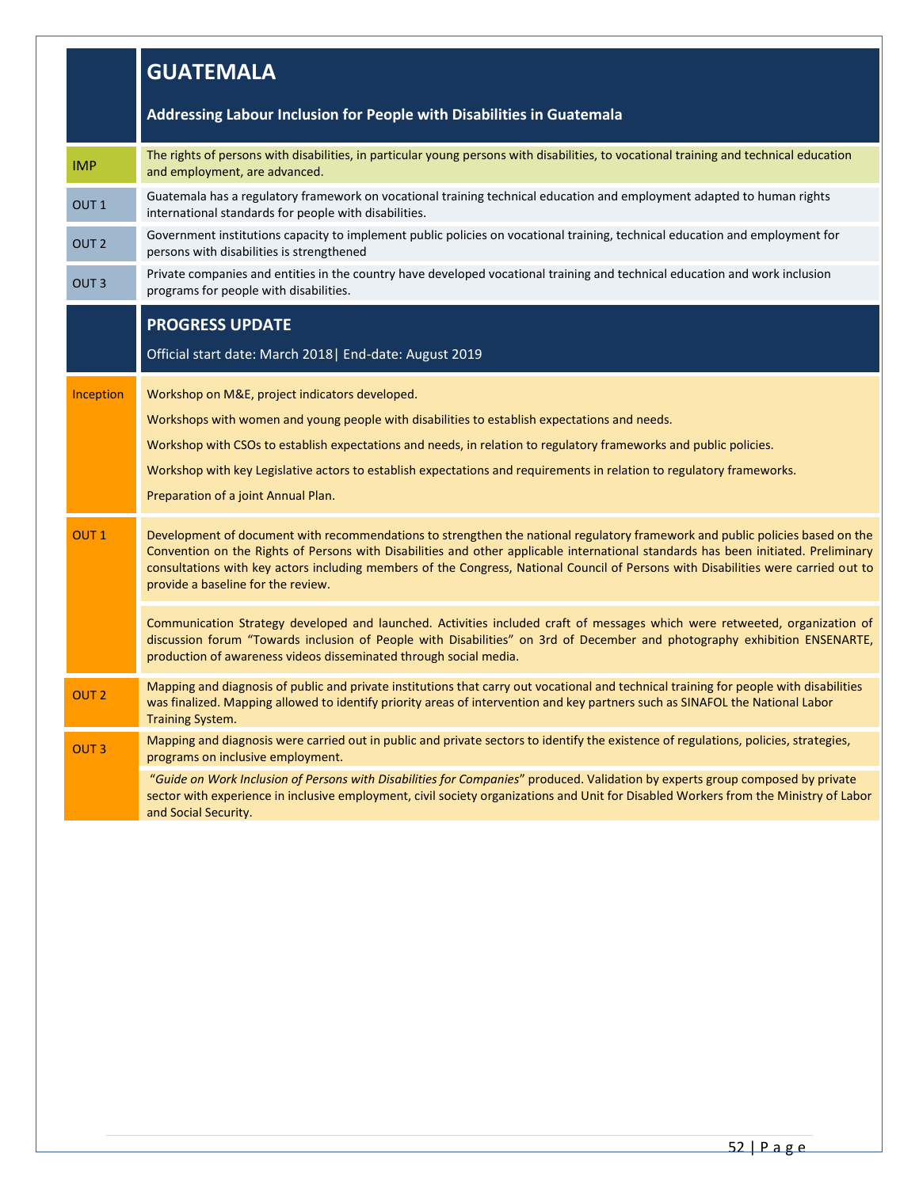# GUATEMALA

## Addressing Labour Inclusion for People with Disabilities in Guatemala

| | |
|---|---|
| IMP | The rights of persons with disabilities, in particular young persons with disabilities, to vocational training and technical education and employment, are advanced. |
| OUT 1 | Guatemala has a regulatory framework on vocational training technical education and employment adapted to human rights international standards for people with disabilities. |
| OUT 2 | Government institutions capacity to implement public policies on vocational training, technical education and employment for persons with disabilities is strengthened |
| OUT 3 | Private companies and entities in the country have developed vocational training and technical education and work inclusion programs for people with disabilities. |

## PROGRESS UPDATE

Official start date: March 2018| End-date: August 2019

| | |
|---|---|
| Inception | Workshop on M&E, project indicators developed.<br><br>Workshops with women and young people with disabilities to establish expectations and needs.<br><br>Workshop with CSOs to establish expectations and needs, in relation to regulatory frameworks and public policies.<br><br>Workshop with key Legislative actors to establish expectations and requirements in relation to regulatory frameworks.<br><br>Preparation of a joint Annual Plan. |
| OUT 1 | Development of document with recommendations to strengthen the national regulatory framework and public policies based on the Convention on the Rights of Persons with Disabilities and other applicable international standards has been initiated. Preliminary consultations with key actors including members of the Congress, National Council of Persons with Disabilities were carried out to provide a baseline for the review. |
| | Communication Strategy developed and launched. Activities included craft of messages which were retweeted, organization of discussion forum "Towards inclusion of People with Disabilities" on 3rd of December and photography exhibition ENSENARTE, production of awareness videos disseminated through social media. |
| OUT 2 | Mapping and diagnosis of public and private institutions that carry out vocational and technical training for people with disabilities was finalized. Mapping allowed to identify priority areas of intervention and key partners such as SINAFOL the National Labor Training System. |
| OUT 3 | Mapping and diagnosis were carried out in public and private sectors to identify the existence of regulations, policies, strategies, programs on inclusive employment. |
| | "*Guide on Work Inclusion of Persons with Disabilities for Companies*" produced. Validation by experts group composed by private sector with experience in inclusive employment, civil society organizations and Unit for Disabled Workers from the Ministry of Labor and Social Security. |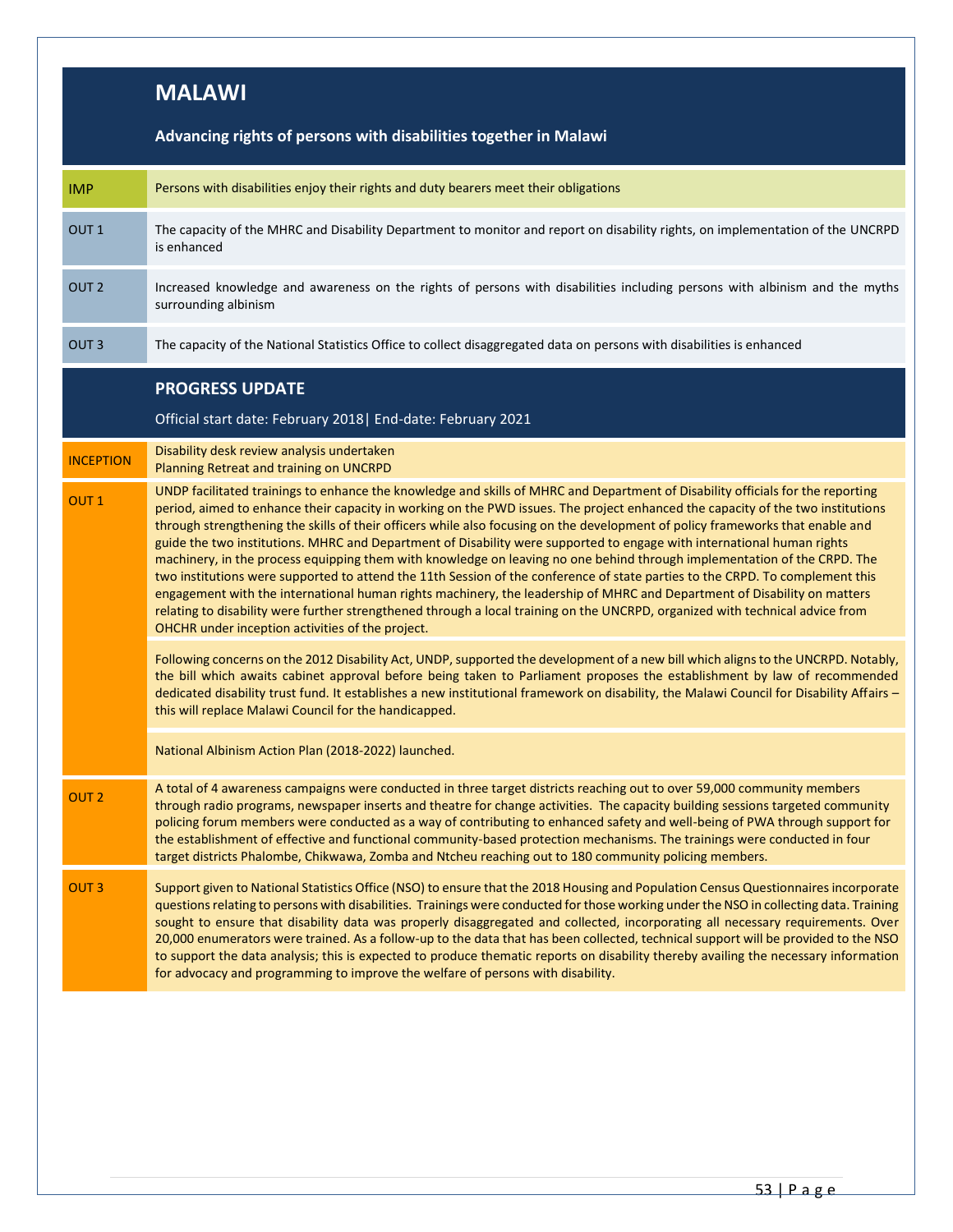# MALAWI

## Advancing rights of persons with disabilities together in Malawi

| | |
|---|---|
| IMP | Persons with disabilities enjoy their rights and duty bearers meet their obligations |
| OUT 1 | The capacity of the MHRC and Disability Department to monitor and report on disability rights, on implementation of the UNCRPD is enhanced |
| OUT 2 | Increased knowledge and awareness on the rights of persons with disabilities including persons with albinism and the myths surrounding albinism |
| OUT 3 | The capacity of the National Statistics Office to collect disaggregated data on persons with disabilities is enhanced |

## PROGRESS UPDATE

Official start date: February 2018| End-date: February 2021

| | |
|---|---|
| INCEPTION | Disability desk review analysis undertaken<br>Planning Retreat and training on UNCRPD |
| OUT 1 | UNDP facilitated trainings to enhance the knowledge and skills of MHRC and Department of Disability officials for the reporting period, aimed to enhance their capacity in working on the PWD issues. The project enhanced the capacity of the two institutions through strengthening the skills of their officers while also focusing on the development of policy frameworks that enable and guide the two institutions. MHRC and Department of Disability were supported to engage with international human rights machinery, in the process equipping them with knowledge on leaving no one behind through implementation of the CRPD. The two institutions were supported to attend the 11th Session of the conference of state parties to the CRPD. To complement this engagement with the international human rights machinery, the leadership of MHRC and Department of Disability on matters relating to disability were further strengthened through a local training on the UNCRPD, organized with technical advice from OHCHR under inception activities of the project.<br><br>Following concerns on the 2012 Disability Act, UNDP, supported the development of a new bill which aligns to the UNCRPD. Notably, the bill which awaits cabinet approval before being taken to Parliament proposes the establishment by law of recommended dedicated disability trust fund. It establishes a new institutional framework on disability, the Malawi Council for Disability Affairs – this will replace Malawi Council for the handicapped.<br><br>National Albinism Action Plan (2018-2022) launched. |
| OUT 2 | A total of 4 awareness campaigns were conducted in three target districts reaching out to over 59,000 community members through radio programs, newspaper inserts and theatre for change activities. The capacity building sessions targeted community policing forum members were conducted as a way of contributing to enhanced safety and well-being of PWA through support for the establishment of effective and functional community-based protection mechanisms. The trainings were conducted in four target districts Phalombe, Chikwawa, Zomba and Ntcheu reaching out to 180 community policing members. |
| OUT 3 | Support given to National Statistics Office (NSO) to ensure that the 2018 Housing and Population Census Questionnaires incorporate questions relating to persons with disabilities. Trainings were conducted for those working under the NSO in collecting data. Training sought to ensure that disability data was properly disaggregated and collected, incorporating all necessary requirements. Over 20,000 enumerators were trained. As a follow-up to the data that has been collected, technical support will be provided to the NSO to support the data analysis; this is expected to produce thematic reports on disability thereby availing the necessary information for advocacy and programming to improve the welfare of persons with disability. |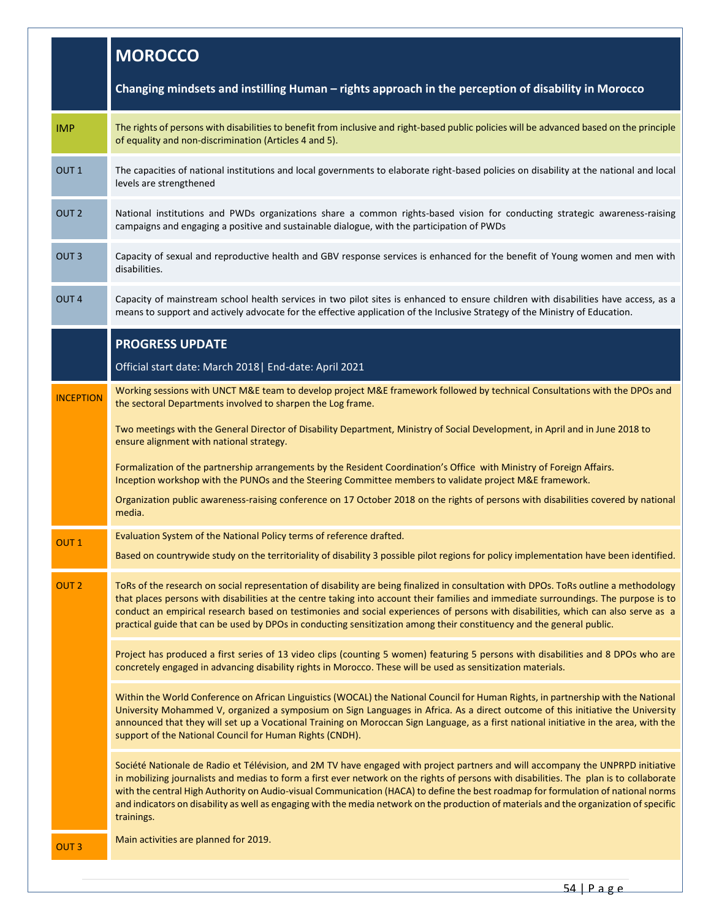# MOROCCO

**Changing mindsets and instilling Human – rights approach in the perception of disability in Morocco**

| | |
|---|---|
| IMP | The rights of persons with disabilities to benefit from inclusive and right-based public policies will be advanced based on the principle of equality and non-discrimination (Articles 4 and 5). |
| OUT 1 | The capacities of national institutions and local governments to elaborate right-based policies on disability at the national and local levels are strengthened |
| OUT 2 | National institutions and PWDs organizations share a common rights-based vision for conducting strategic awareness-raising campaigns and engaging a positive and sustainable dialogue, with the participation of PWDs |
| OUT 3 | Capacity of sexual and reproductive health and GBV response services is enhanced for the benefit of Young women and men with disabilities. |
| OUT 4 | Capacity of mainstream school health services in two pilot sites is enhanced to ensure children with disabilities have access, as a means to support and actively advocate for the effective application of the Inclusive Strategy of the Ministry of Education. |

## PROGRESS UPDATE

Official start date: March 2018| End-date: April 2021

| | |
|---|---|
| INCEPTION | Working sessions with UNCT M&E team to develop project M&E framework followed by technical Consultations with the DPOs and the sectoral Departments involved to sharpen the Log frame.<br><br>Two meetings with the General Director of Disability Department, Ministry of Social Development, in April and in June 2018 to ensure alignment with national strategy.<br><br>Formalization of the partnership arrangements by the Resident Coordination's Office with Ministry of Foreign Affairs.<br>Inception workshop with the PUNOs and the Steering Committee members to validate project M&E framework.<br><br>Organization public awareness-raising conference on 17 October 2018 on the rights of persons with disabilities covered by national media. |
| OUT 1 | Evaluation System of the National Policy terms of reference drafted.<br><br>Based on countrywide study on the territoriality of disability 3 possible pilot regions for policy implementation have been identified. |
| OUT 2 | ToRs of the research on social representation of disability are being finalized in consultation with DPOs. ToRs outline a methodology that places persons with disabilities at the centre taking into account their families and immediate surroundings. The purpose is to conduct an empirical research based on testimonies and social experiences of persons with disabilities, which can also serve as a practical guide that can be used by DPOs in conducting sensitization among their constituency and the general public.<br><br>Project has produced a first series of 13 video clips (counting 5 women) featuring 5 persons with disabilities and 8 DPOs who are concretely engaged in advancing disability rights in Morocco. These will be used as sensitization materials.<br><br>Within the World Conference on African Linguistics (WOCAL) the National Council for Human Rights, in partnership with the National University Mohammed V, organized a symposium on Sign Languages in Africa. As a direct outcome of this initiative the University announced that they will set up a Vocational Training on Moroccan Sign Language, as a first national initiative in the area, with the support of the National Council for Human Rights (CNDH).<br><br>Société Nationale de Radio et Télévision, and 2M TV have engaged with project partners and will accompany the UNPRPD initiative in mobilizing journalists and medias to form a first ever network on the rights of persons with disabilities. The plan is to collaborate with the central High Authority on Audio-visual Communication (HACA) to define the best roadmap for formulation of national norms and indicators on disability as well as engaging with the media network on the production of materials and the organization of specific trainings. |
| OUT 3 | Main activities are planned for 2019. |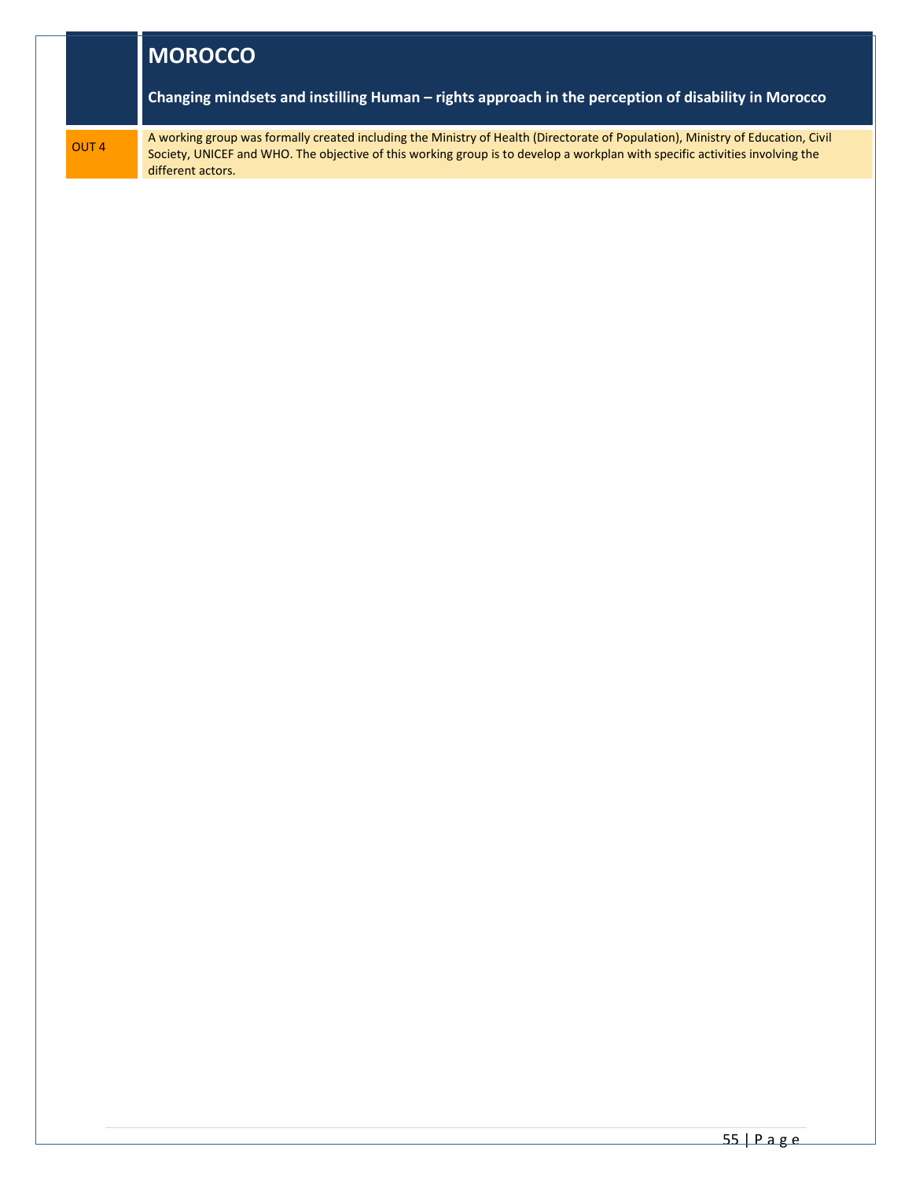## MOROCCO

**Changing mindsets and instilling Human – rights approach in the perception of disability in Morocco**

| OUT 4 | A working group was formally created including the Ministry of Health (Directorate of Population), Ministry of Education, Civil Society, UNICEF and WHO. The objective of this working group is to develop a workplan with specific activities involving the different actors. |
|---|---|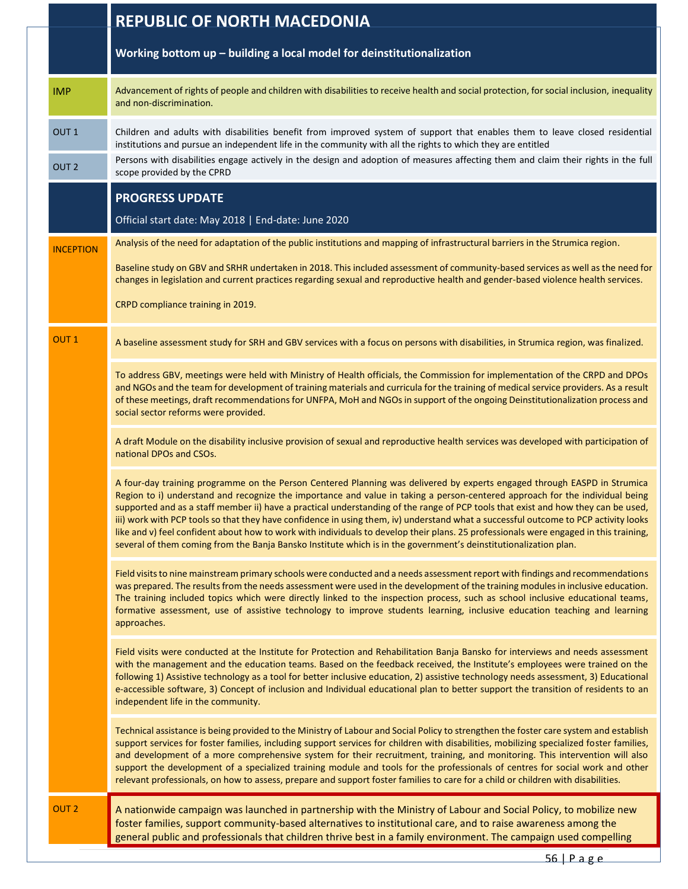# REPUBLIC OF NORTH MACEDONIA

**Working bottom up – building a local model for deinstitutionalization**

| | |
|---|---|
| IMP | Advancement of rights of people and children with disabilities to receive health and social protection, for social inclusion, inequality and non-discrimination. |
| OUT 1 | Children and adults with disabilities benefit from improved system of support that enables them to leave closed residential institutions and pursue an independent life in the community with all the rights to which they are entitled |
| OUT 2 | Persons with disabilities engage actively in the design and adoption of measures affecting them and claim their rights in the full scope provided by the CPRD |

## PROGRESS UPDATE

Official start date: May 2018 | End-date: June 2020

| | |
|---|---|
| INCEPTION | Analysis of the need for adaptation of the public institutions and mapping of infrastructural barriers in the Strumica region.<br><br>Baseline study on GBV and SRHR undertaken in 2018. This included assessment of community-based services as well as the need for changes in legislation and current practices regarding sexual and reproductive health and gender-based violence health services.<br><br>CRPD compliance training in 2019. |
| OUT 1 | A baseline assessment study for SRH and GBV services with a focus on persons with disabilities, in Strumica region, was finalized. |
| | To address GBV, meetings were held with Ministry of Health officials, the Commission for implementation of the CRPD and DPOs and NGOs and the team for development of training materials and curricula for the training of medical service providers. As a result of these meetings, draft recommendations for UNFPA, MoH and NGOs in support of the ongoing Deinstitutionalization process and social sector reforms were provided. |
| | A draft Module on the disability inclusive provision of sexual and reproductive health services was developed with participation of national DPOs and CSOs. |
| | A four-day training programme on the Person Centered Planning was delivered by experts engaged through EASPD in Strumica Region to i) understand and recognize the importance and value in taking a person-centered approach for the individual being supported and as a staff member ii) have a practical understanding of the range of PCP tools that exist and how they can be used, iii) work with PCP tools so that they have confidence in using them, iv) understand what a successful outcome to PCP activity looks like and v) feel confident about how to work with individuals to develop their plans. 25 professionals were engaged in this training, several of them coming from the Banja Bansko Institute which is in the government's deinstitutionalization plan. |
| | Field visits to nine mainstream primary schools were conducted and a needs assessment report with findings and recommendations was prepared. The results from the needs assessment were used in the development of the training modules in inclusive education. The training included topics which were directly linked to the inspection process, such as school inclusive educational teams, formative assessment, use of assistive technology to improve students learning, inclusive education teaching and learning approaches. |
| | Field visits were conducted at the Institute for Protection and Rehabilitation Banja Bansko for interviews and needs assessment with the management and the education teams. Based on the feedback received, the Institute's employees were trained on the following 1) Assistive technology as a tool for better inclusive education, 2) assistive technology needs assessment, 3) Educational e-accessible software, 3) Concept of inclusion and Individual educational plan to better support the transition of residents to an independent life in the community. |
| | Technical assistance is being provided to the Ministry of Labour and Social Policy to strengthen the foster care system and establish support services for foster families, including support services for children with disabilities, mobilizing specialized foster families, and development of a more comprehensive system for their recruitment, training, and monitoring. This intervention will also support the development of a specialized training module and tools for the professionals of centres for social work and other relevant professionals, on how to assess, prepare and support foster families to care for a child or children with disabilities. |
| OUT 2 | A nationwide campaign was launched in partnership with the Ministry of Labour and Social Policy, to mobilize new foster families, support community-based alternatives to institutional care, and to raise awareness among the general public and professionals that children thrive best in a family environment. The campaign used compelling |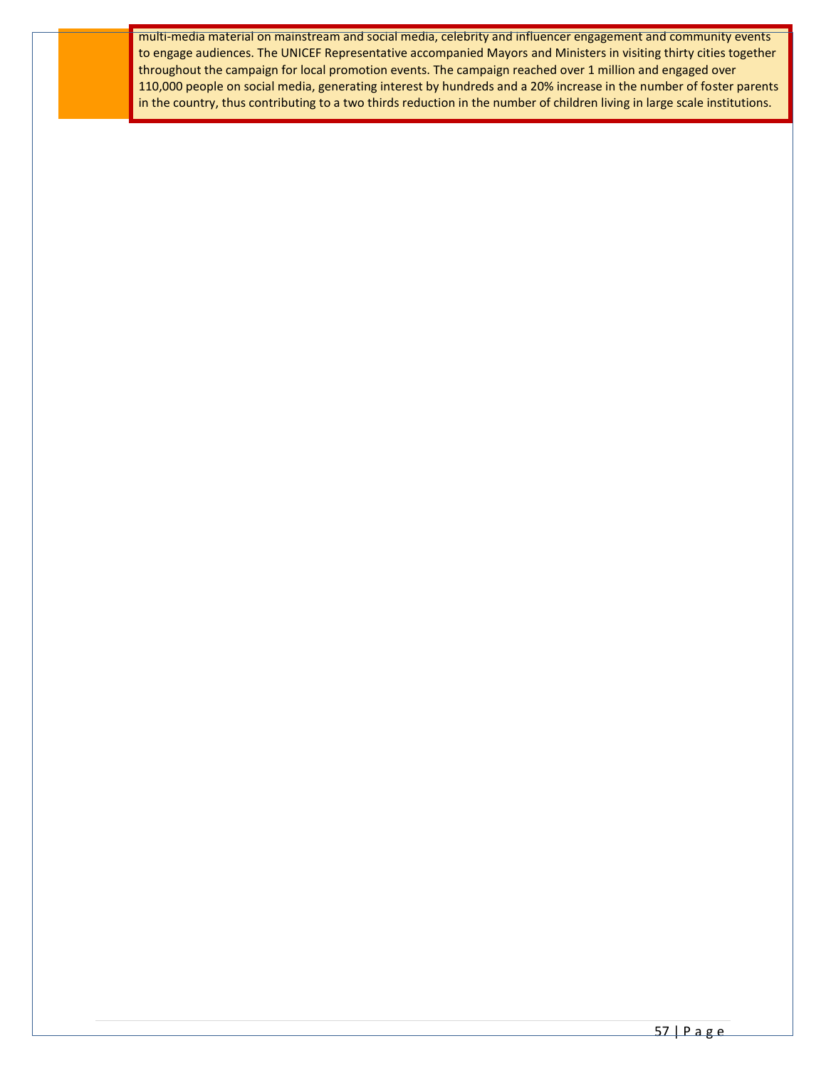multi-media material on mainstream and social media, celebrity and influencer engagement and community events to engage audiences. The UNICEF Representative accompanied Mayors and Ministers in visiting thirty cities together throughout the campaign for local promotion events. The campaign reached over 1 million and engaged over 110,000 people on social media, generating interest by hundreds and a 20% increase in the number of foster parents in the country, thus contributing to a two thirds reduction in the number of children living in large scale institutions.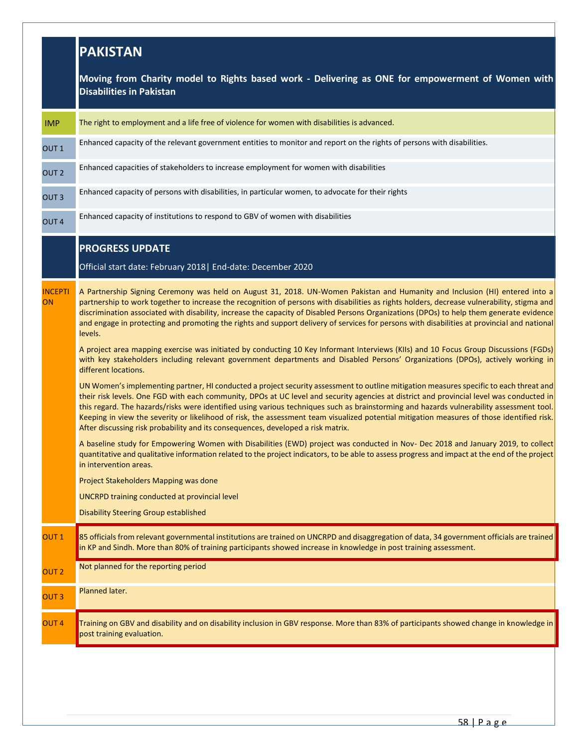## PAKISTAN

**Moving from Charity model to Rights based work - Delivering as ONE for empowerment of Women with Disabilities in Pakistan**

| | |
|---|---|
| IMP | The right to employment and a life free of violence for women with disabilities is advanced. |
| OUT 1 | Enhanced capacity of the relevant government entities to monitor and report on the rights of persons with disabilities. |
| OUT 2 | Enhanced capacities of stakeholders to increase employment for women with disabilities |
| OUT 3 | Enhanced capacity of persons with disabilities, in particular women, to advocate for their rights |
| OUT 4 | Enhanced capacity of institutions to respond to GBV of women with disabilities |

### PROGRESS UPDATE

Official start date: February 2018| End-date: December 2020

**INCEPTION**

A Partnership Signing Ceremony was held on August 31, 2018. UN-Women Pakistan and Humanity and Inclusion (HI) entered into a partnership to work together to increase the recognition of persons with disabilities as rights holders, decrease vulnerability, stigma and discrimination associated with disability, increase the capacity of Disabled Persons Organizations (DPOs) to help them generate evidence and engage in protecting and promoting the rights and support delivery of services for persons with disabilities at provincial and national levels.

A project area mapping exercise was initiated by conducting 10 Key Informant Interviews (KIIs) and 10 Focus Group Discussions (FGDs) with key stakeholders including relevant government departments and Disabled Persons' Organizations (DPOs), actively working in different locations.

UN Women's implementing partner, HI conducted a project security assessment to outline mitigation measures specific to each threat and their risk levels. One FGD with each community, DPOs at UC level and security agencies at district and provincial level was conducted in this regard. The hazards/risks were identified using various techniques such as brainstorming and hazards vulnerability assessment tool. Keeping in view the severity or likelihood of risk, the assessment team visualized potential mitigation measures of those identified risk. After discussing risk probability and its consequences, developed a risk matrix.

A baseline study for Empowering Women with Disabilities (EWD) project was conducted in Nov- Dec 2018 and January 2019, to collect quantitative and qualitative information related to the project indicators, to be able to assess progress and impact at the end of the project in intervention areas.

Project Stakeholders Mapping was done

UNCRPD training conducted at provincial level

Disability Steering Group established

| | |
|---|---|
| OUT 1 | 85 officials from relevant governmental institutions are trained on UNCRPD and disaggregation of data, 34 government officials are trained in KP and Sindh. More than 80% of training participants showed increase in knowledge in post training assessment. |
| OUT 2 | Not planned for the reporting period |
| OUT 3 | Planned later. |
| OUT 4 | Training on GBV and disability and on disability inclusion in GBV response. More than 83% of participants showed change in knowledge in post training evaluation. |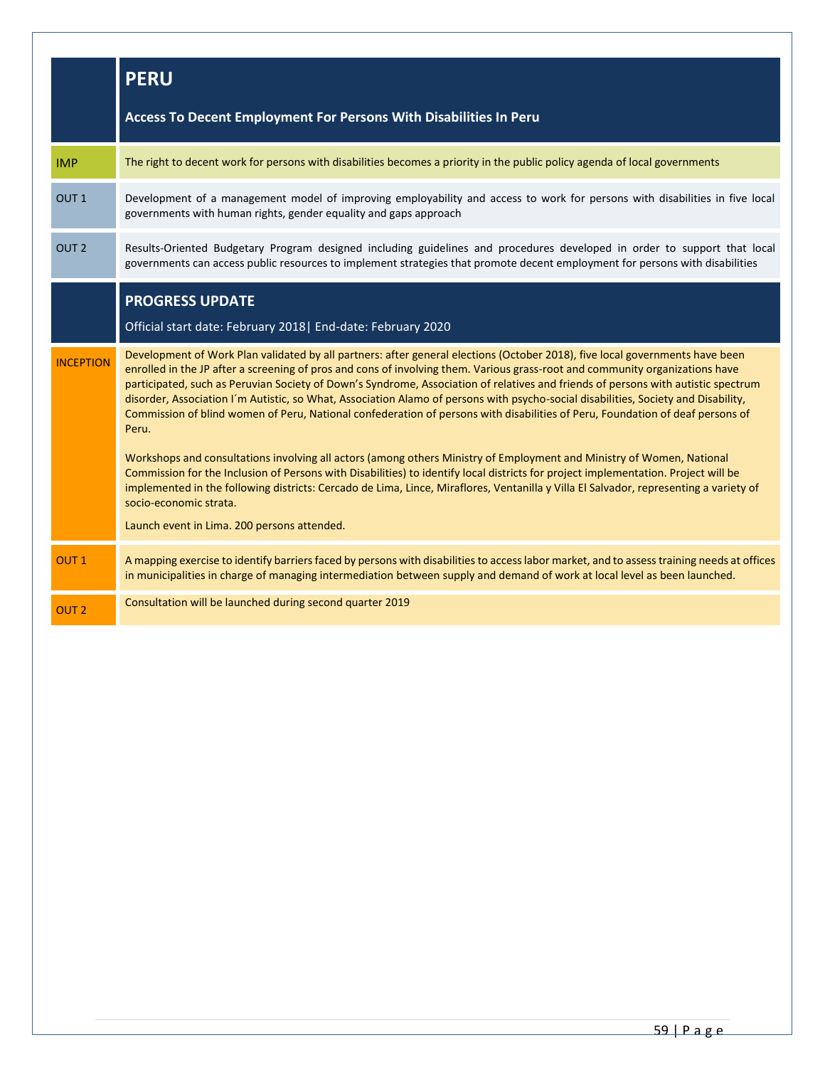## PERU

### Access To Decent Employment For Persons With Disabilities In Peru

| | |
|---|---|
| IMP | The right to decent work for persons with disabilities becomes a priority in the public policy agenda of local governments |
| OUT 1 | Development of a management model of improving employability and access to work for persons with disabilities in five local governments with human rights, gender equality and gaps approach |
| OUT 2 | Results-Oriented Budgetary Program designed including guidelines and procedures developed in order to support that local governments can access public resources to implement strategies that promote decent employment for persons with disabilities |

## PROGRESS UPDATE

Official start date: February 2018| End-date: February 2020

| | |
|---|---|
| INCEPTION | Development of Work Plan validated by all partners: after general elections (October 2018), five local governments have been enrolled in the JP after a screening of pros and cons of involving them. Various grass-root and community organizations have participated, such as Peruvian Society of Down's Syndrome, Association of relatives and friends of persons with autistic spectrum disorder, Association I´m Autistic, so What, Association Alamo of persons with psycho-social disabilities, Society and Disability, Commission of blind women of Peru, National confederation of persons with disabilities of Peru, Foundation of deaf persons of Peru.<br><br>Workshops and consultations involving all actors (among others Ministry of Employment and Ministry of Women, National Commission for the Inclusion of Persons with Disabilities) to identify local districts for project implementation. Project will be implemented in the following districts: Cercado de Lima, Lince, Miraflores, Ventanilla y Villa El Salvador, representing a variety of socio-economic strata.<br><br>Launch event in Lima. 200 persons attended. |
| OUT 1 | A mapping exercise to identify barriers faced by persons with disabilities to access labor market, and to assess training needs at offices in municipalities in charge of managing intermediation between supply and demand of work at local level as been launched. |
| OUT 2 | Consultation will be launched during second quarter 2019 |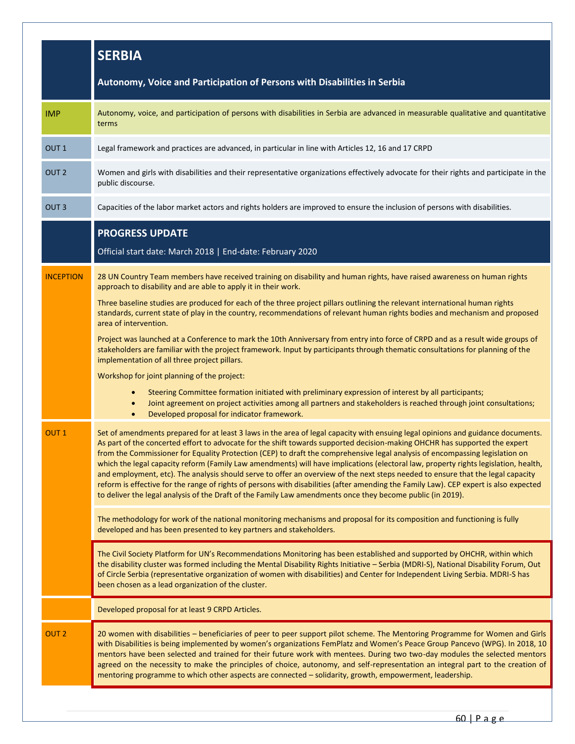| | **SERBIA**<br><br>**Autonomy, Voice and Participation of Persons with Disabilities in Serbia** |
|---|---|
| IMP | Autonomy, voice, and participation of persons with disabilities in Serbia are advanced in measurable qualitative and quantitative terms |
| OUT 1 | Legal framework and practices are advanced, in particular in line with Articles 12, 16 and 17 CRPD |
| OUT 2 | Women and girls with disabilities and their representative organizations effectively advocate for their rights and participate in the public discourse. |
| OUT 3 | Capacities of the labor market actors and rights holders are improved to ensure the inclusion of persons with disabilities. |
| | **PROGRESS UPDATE**<br><br>Official start date: March 2018 \| End-date: February 2020 |
| INCEPTION | 28 UN Country Team members have received training on disability and human rights, have raised awareness on human rights approach to disability and are able to apply it in their work.<br><br>Three baseline studies are produced for each of the three project pillars outlining the relevant international human rights standards, current state of play in the country, recommendations of relevant human rights bodies and mechanism and proposed area of intervention.<br><br>Project was launched at a Conference to mark the 10th Anniversary from entry into force of CRPD and as a result wide groups of stakeholders are familiar with the project framework. Input by participants through thematic consultations for planning of the implementation of all three project pillars.<br><br>Workshop for joint planning of the project:<br>• Steering Committee formation initiated with preliminary expression of interest by all participants;<br>• Joint agreement on project activities among all partners and stakeholders is reached through joint consultations;<br>• Developed proposal for indicator framework. |
| OUT 1 | Set of amendments prepared for at least 3 laws in the area of legal capacity with ensuing legal opinions and guidance documents. As part of the concerted effort to advocate for the shift towards supported decision-making OHCHR has supported the expert from the Commissioner for Equality Protection (CEP) to draft the comprehensive legal analysis of encompassing legislation on which the legal capacity reform (Family Law amendments) will have implications (electoral law, property rights legislation, health, and employment, etc). The analysis should serve to offer an overview of the next steps needed to ensure that the legal capacity reform is effective for the range of rights of persons with disabilities (after amending the Family Law). CEP expert is also expected to deliver the legal analysis of the Draft of the Family Law amendments once they become public (in 2019). |
| | The methodology for work of the national monitoring mechanisms and proposal for its composition and functioning is fully developed and has been presented to key partners and stakeholders. |
| | The Civil Society Platform for UN's Recommendations Monitoring has been established and supported by OHCHR, within which the disability cluster was formed including the Mental Disability Rights Initiative – Serbia (MDRI-S), National Disability Forum, Out of Circle Serbia (representative organization of women with disabilities) and Center for Independent Living Serbia. MDRI-S has been chosen as a lead organization of the cluster. |
| | Developed proposal for at least 9 CRPD Articles. |
| OUT 2 | 20 women with disabilities – beneficiaries of peer to peer support pilot scheme. The Mentoring Programme for Women and Girls with Disabilities is being implemented by women's organizations FemPlatz and Women's Peace Group Pancevo (WPG). In 2018, 10 mentors have been selected and trained for their future work with mentees. During two two-day modules the selected mentors agreed on the necessity to make the principles of choice, autonomy, and self-representation an integral part to the creation of mentoring programme to which other aspects are connected – solidarity, growth, empowerment, leadership. |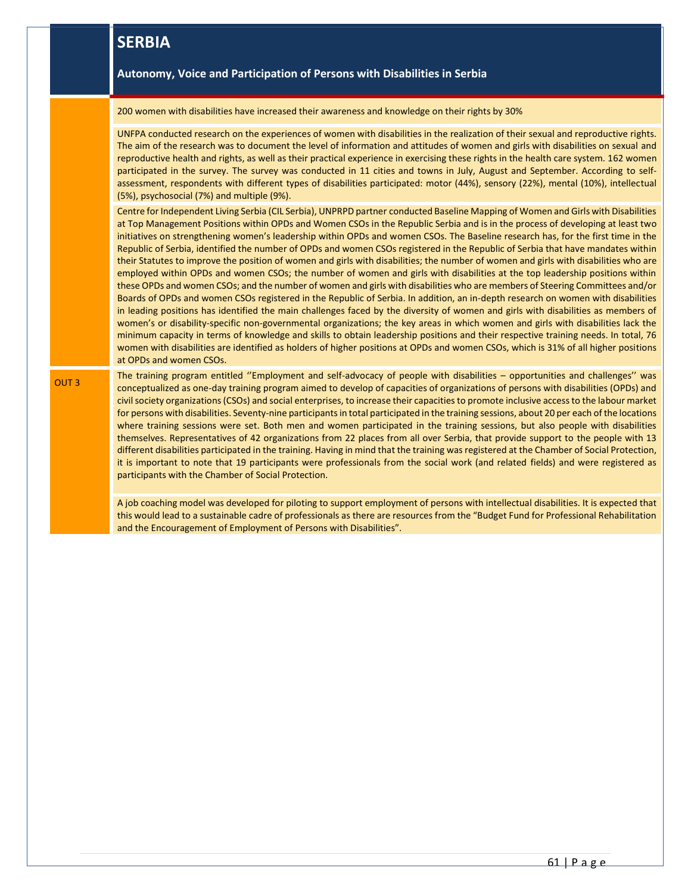# SERBIA

## Autonomy, Voice and Participation of Persons with Disabilities in Serbia

200 women with disabilities have increased their awareness and knowledge on their rights by 30%

UNFPA conducted research on the experiences of women with disabilities in the realization of their sexual and reproductive rights. The aim of the research was to document the level of information and attitudes of women and girls with disabilities on sexual and reproductive health and rights, as well as their practical experience in exercising these rights in the health care system. 162 women participated in the survey. The survey was conducted in 11 cities and towns in July, August and September. According to self-assessment, respondents with different types of disabilities participated: motor (44%), sensory (22%), mental (10%), intellectual (5%), psychosocial (7%) and multiple (9%).

Centre for Independent Living Serbia (CIL Serbia), UNPRPD partner conducted Baseline Mapping of Women and Girls with Disabilities at Top Management Positions within OPDs and Women CSOs in the Republic Serbia and is in the process of developing at least two initiatives on strengthening women's leadership within OPDs and women CSOs. The Baseline research has, for the first time in the Republic of Serbia, identified the number of OPDs and women CSOs registered in the Republic of Serbia that have mandates within their Statutes to improve the position of women and girls with disabilities; the number of women and girls with disabilities who are employed within OPDs and women CSOs; the number of women and girls with disabilities at the top leadership positions within these OPDs and women CSOs; and the number of women and girls with disabilities who are members of Steering Committees and/or Boards of OPDs and women CSOs registered in the Republic of Serbia. In addition, an in-depth research on women with disabilities in leading positions has identified the main challenges faced by the diversity of women and girls with disabilities as members of women's or disability-specific non-governmental organizations; the key areas in which women and girls with disabilities lack the minimum capacity in terms of knowledge and skills to obtain leadership positions and their respective training needs. In total, 76 women with disabilities are identified as holders of higher positions at OPDs and women CSOs, which is 31% of all higher positions at OPDs and women CSOs.

**OUT 3**

The training program entitled ''Employment and self-advocacy of people with disabilities – opportunities and challenges'' was conceptualized as one-day training program aimed to develop of capacities of organizations of persons with disabilities (OPDs) and civil society organizations (CSOs) and social enterprises, to increase their capacities to promote inclusive access to the labour market for persons with disabilities. Seventy-nine participants in total participated in the training sessions, about 20 per each of the locations where training sessions were set. Both men and women participated in the training sessions, but also people with disabilities themselves. Representatives of 42 organizations from 22 places from all over Serbia, that provide support to the people with 13 different disabilities participated in the training. Having in mind that the training was registered at the Chamber of Social Protection, it is important to note that 19 participants were professionals from the social work (and related fields) and were registered as participants with the Chamber of Social Protection.

A job coaching model was developed for piloting to support employment of persons with intellectual disabilities. It is expected that this would lead to a sustainable cadre of professionals as there are resources from the "Budget Fund for Professional Rehabilitation and the Encouragement of Employment of Persons with Disabilities".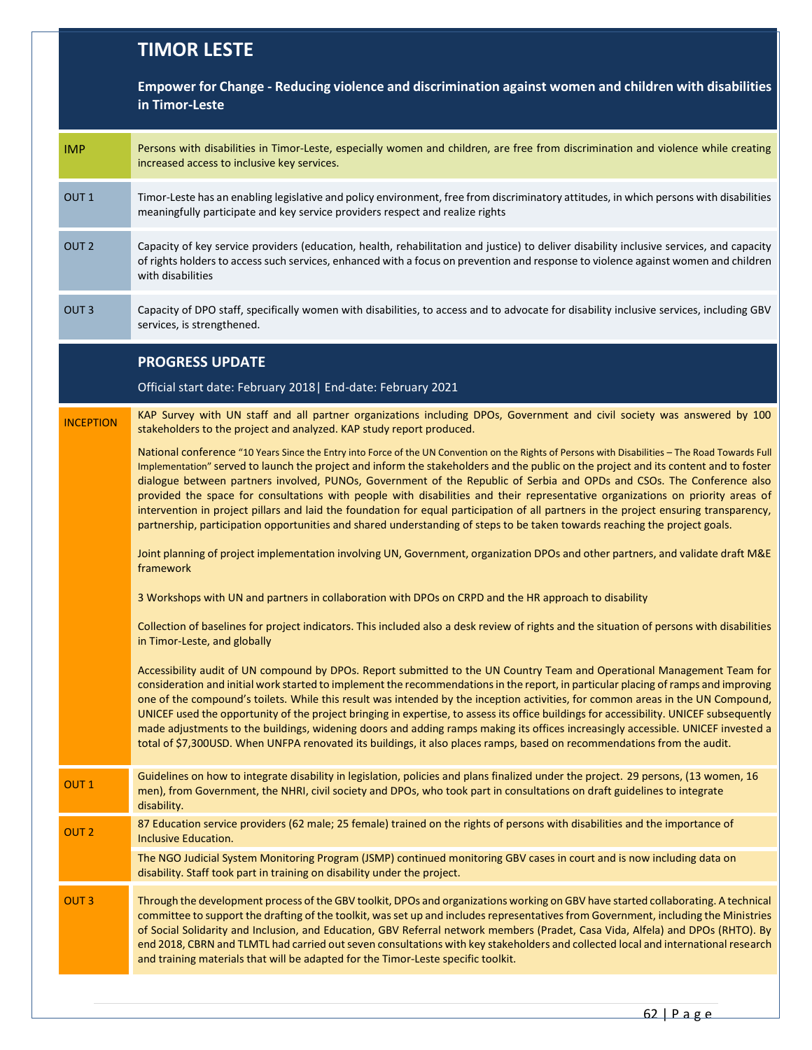# TIMOR LESTE

**Empower for Change - Reducing violence and discrimination against women and children with disabilities in Timor-Leste**

| | |
|---|---|
| IMP | Persons with disabilities in Timor-Leste, especially women and children, are free from discrimination and violence while creating increased access to inclusive key services. |
| OUT 1 | Timor-Leste has an enabling legislative and policy environment, free from discriminatory attitudes, in which persons with disabilities meaningfully participate and key service providers respect and realize rights |
| OUT 2 | Capacity of key service providers (education, health, rehabilitation and justice) to deliver disability inclusive services, and capacity of rights holders to access such services, enhanced with a focus on prevention and response to violence against women and children with disabilities |
| OUT 3 | Capacity of DPO staff, specifically women with disabilities, to access and to advocate for disability inclusive services, including GBV services, is strengthened. |

## PROGRESS UPDATE

Official start date: February 2018| End-date: February 2021

| | |
|---|---|
| INCEPTION | KAP Survey with UN staff and all partner organizations including DPOs, Government and civil society was answered by 100 stakeholders to the project and analyzed. KAP study report produced.<br><br>National conference "10 Years Since the Entry into Force of the UN Convention on the Rights of Persons with Disabilities – The Road Towards Full Implementation" served to launch the project and inform the stakeholders and the public on the project and its content and to foster dialogue between partners involved, PUNOs, Government of the Republic of Serbia and OPDs and CSOs. The Conference also provided the space for consultations with people with disabilities and their representative organizations on priority areas of intervention in project pillars and laid the foundation for equal participation of all partners in the project ensuring transparency, partnership, participation opportunities and shared understanding of steps to be taken towards reaching the project goals.<br><br>Joint planning of project implementation involving UN, Government, organization DPOs and other partners, and validate draft M&E framework<br><br>3 Workshops with UN and partners in collaboration with DPOs on CRPD and the HR approach to disability<br><br>Collection of baselines for project indicators. This included also a desk review of rights and the situation of persons with disabilities in Timor-Leste, and globally<br><br>Accessibility audit of UN compound by DPOs. Report submitted to the UN Country Team and Operational Management Team for consideration and initial work started to implement the recommendations in the report, in particular placing of ramps and improving one of the compound's toilets. While this result was intended by the inception activities, for common areas in the UN Compound, UNICEF used the opportunity of the project bringing in expertise, to assess its office buildings for accessibility. UNICEF subsequently made adjustments to the buildings, widening doors and adding ramps making its offices increasingly accessible. UNICEF invested a total of $7,300USD. When UNFPA renovated its buildings, it also places ramps, based on recommendations from the audit. |
| OUT 1 | Guidelines on how to integrate disability in legislation, policies and plans finalized under the project. 29 persons, (13 women, 16 men), from Government, the NHRI, civil society and DPOs, who took part in consultations on draft guidelines to integrate disability. |
| OUT 2 | 87 Education service providers (62 male; 25 female) trained on the rights of persons with disabilities and the importance of Inclusive Education.<br><br>The NGO Judicial System Monitoring Program (JSMP) continued monitoring GBV cases in court and is now including data on disability. Staff took part in training on disability under the project. |
| OUT 3 | Through the development process of the GBV toolkit, DPOs and organizations working on GBV have started collaborating. A technical committee to support the drafting of the toolkit, was set up and includes representatives from Government, including the Ministries of Social Solidarity and Inclusion, and Education, GBV Referral network members (Pradet, Casa Vida, Alfela) and DPOs (RHTO). By end 2018, CBRN and TLMTL had carried out seven consultations with key stakeholders and collected local and international research and training materials that will be adapted for the Timor-Leste specific toolkit. |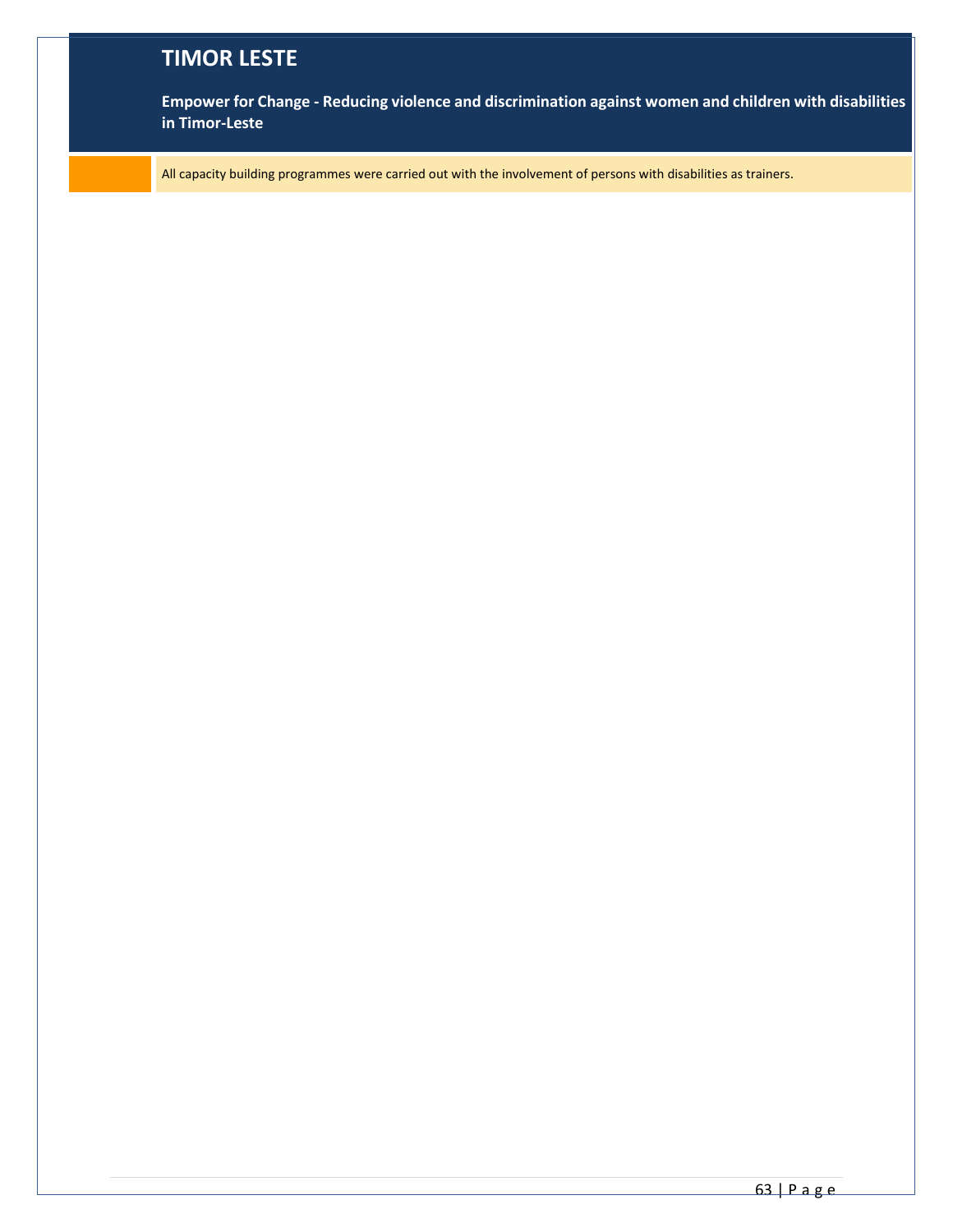# TIMOR LESTE

**Empower for Change - Reducing violence and discrimination against women and children with disabilities in Timor-Leste**

All capacity building programmes were carried out with the involvement of persons with disabilities as trainers.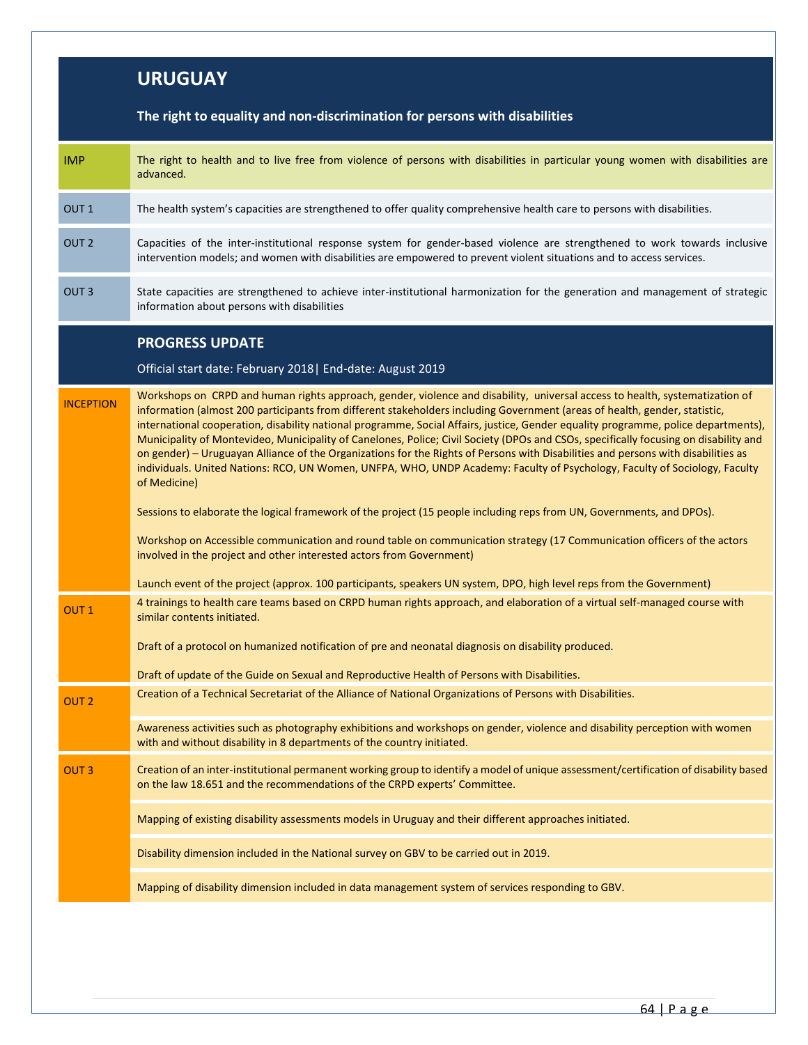# URUGUAY

**The right to equality and non-discrimination for persons with disabilities**

| | |
|---|---|
| IMP | The right to health and to live free from violence of persons with disabilities in particular young women with disabilities are advanced. |
| OUT 1 | The health system's capacities are strengthened to offer quality comprehensive health care to persons with disabilities. |
| OUT 2 | Capacities of the inter-institutional response system for gender-based violence are strengthened to work towards inclusive intervention models; and women with disabilities are empowered to prevent violent situations and to access services. |
| OUT 3 | State capacities are strengthened to achieve inter-institutional harmonization for the generation and management of strategic information about persons with disabilities |

## PROGRESS UPDATE

Official start date: February 2018| End-date: August 2019

| | |
|---|---|
| INCEPTION | Workshops on CRPD and human rights approach, gender, violence and disability, universal access to health, systematization of information (almost 200 participants from different stakeholders including Government (areas of health, gender, statistic, international cooperation, disability national programme, Social Affairs, justice, Gender equality programme, police departments), Municipality of Montevideo, Municipality of Canelones, Police; Civil Society (DPOs and CSOs, specifically focusing on disability and on gender) – Uruguayan Alliance of the Organizations for the Rights of Persons with Disabilities and persons with disabilities as individuals. United Nations: RCO, UN Women, UNFPA, WHO, UNDP Academy: Faculty of Psychology, Faculty of Sociology, Faculty of Medicine)<br><br>Sessions to elaborate the logical framework of the project (15 people including reps from UN, Governments, and DPOs).<br><br>Workshop on Accessible communication and round table on communication strategy (17 Communication officers of the actors involved in the project and other interested actors from Government)<br><br>Launch event of the project (approx. 100 participants, speakers UN system, DPO, high level reps from the Government) |
| OUT 1 | 4 trainings to health care teams based on CRPD human rights approach, and elaboration of a virtual self-managed course with similar contents initiated.<br><br>Draft of a protocol on humanized notification of pre and neonatal diagnosis on disability produced.<br><br>Draft of update of the Guide on Sexual and Reproductive Health of Persons with Disabilities. |
| OUT 2 | Creation of a Technical Secretariat of the Alliance of National Organizations of Persons with Disabilities.<br><br>Awareness activities such as photography exhibitions and workshops on gender, violence and disability perception with women with and without disability in 8 departments of the country initiated. |
| OUT 3 | Creation of an inter-institutional permanent working group to identify a model of unique assessment/certification of disability based on the law 18.651 and the recommendations of the CRPD experts' Committee.<br><br>Mapping of existing disability assessments models in Uruguay and their different approaches initiated.<br><br>Disability dimension included in the National survey on GBV to be carried out in 2019.<br><br>Mapping of disability dimension included in data management system of services responding to GBV. |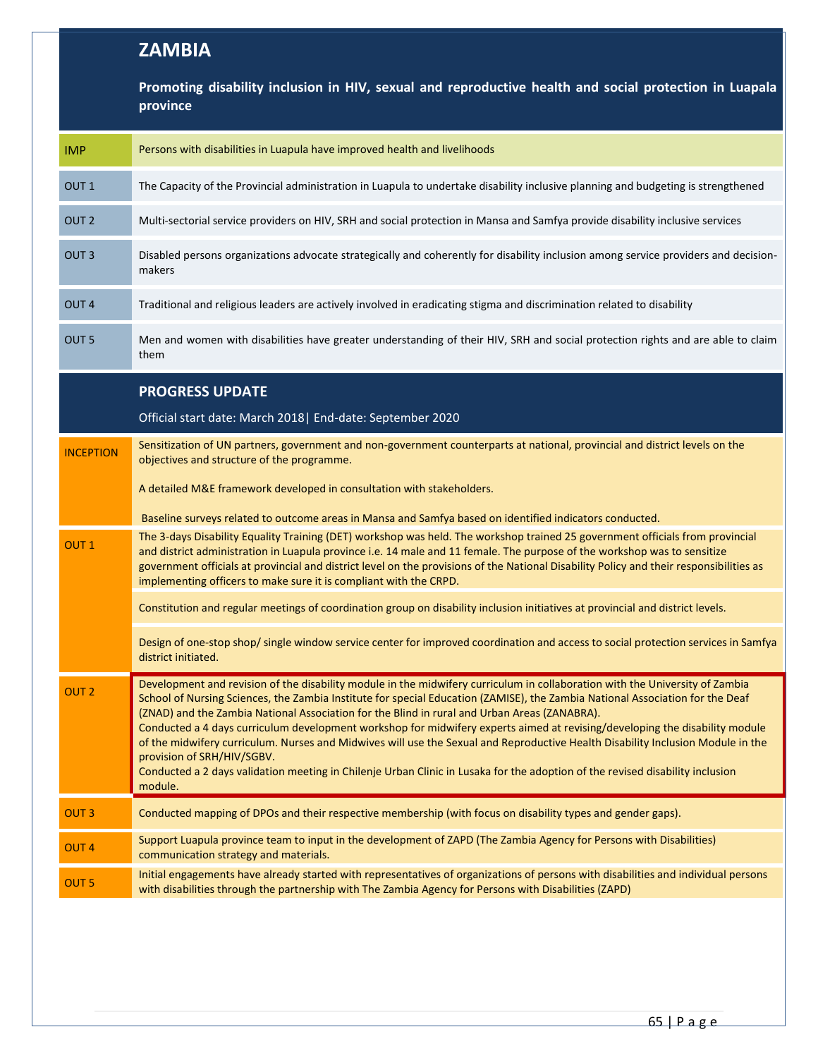## ZAMBIA

**Promoting disability inclusion in HIV, sexual and reproductive health and social protection in Luapala province**

| | |
|---|---|
| IMP | Persons with disabilities in Luapula have improved health and livelihoods |
| OUT 1 | The Capacity of the Provincial administration in Luapula to undertake disability inclusive planning and budgeting is strengthened |
| OUT 2 | Multi-sectorial service providers on HIV, SRH and social protection in Mansa and Samfya provide disability inclusive services |
| OUT 3 | Disabled persons organizations advocate strategically and coherently for disability inclusion among service providers and decision-makers |
| OUT 4 | Traditional and religious leaders are actively involved in eradicating stigma and discrimination related to disability |
| OUT 5 | Men and women with disabilities have greater understanding of their HIV, SRH and social protection rights and are able to claim them |

## PROGRESS UPDATE

Official start date: March 2018| End-date: September 2020

| | |
|---|---|
| INCEPTION | Sensitization of UN partners, government and non-government counterparts at national, provincial and district levels on the objectives and structure of the programme.<br><br>A detailed M&E framework developed in consultation with stakeholders.<br><br>Baseline surveys related to outcome areas in Mansa and Samfya based on identified indicators conducted. |
| OUT 1 | The 3-days Disability Equality Training (DET) workshop was held. The workshop trained 25 government officials from provincial and district administration in Luapula province i.e. 14 male and 11 female. The purpose of the workshop was to sensitize government officials at provincial and district level on the provisions of the National Disability Policy and their responsibilities as implementing officers to make sure it is compliant with the CRPD.<br><br>Constitution and regular meetings of coordination group on disability inclusion initiatives at provincial and district levels.<br><br>Design of one-stop shop/ single window service center for improved coordination and access to social protection services in Samfya district initiated. |
| OUT 2 | Development and revision of the disability module in the midwifery curriculum in collaboration with the University of Zambia School of Nursing Sciences, the Zambia Institute for special Education (ZAMISE), the Zambia National Association for the Deaf (ZNAD) and the Zambia National Association for the Blind in rural and Urban Areas (ZANABRA).<br>Conducted a 4 days curriculum development workshop for midwifery experts aimed at revising/developing the disability module of the midwifery curriculum. Nurses and Midwives will use the Sexual and Reproductive Health Disability Inclusion Module in the provision of SRH/HIV/SGBV.<br>Conducted a 2 days validation meeting in Chilenje Urban Clinic in Lusaka for the adoption of the revised disability inclusion module. |
| OUT 3 | Conducted mapping of DPOs and their respective membership (with focus on disability types and gender gaps). |
| OUT 4 | Support Luapula province team to input in the development of ZAPD (The Zambia Agency for Persons with Disabilities) communication strategy and materials. |
| OUT 5 | Initial engagements have already started with representatives of organizations of persons with disabilities and individual persons with disabilities through the partnership with The Zambia Agency for Persons with Disabilities (ZAPD) |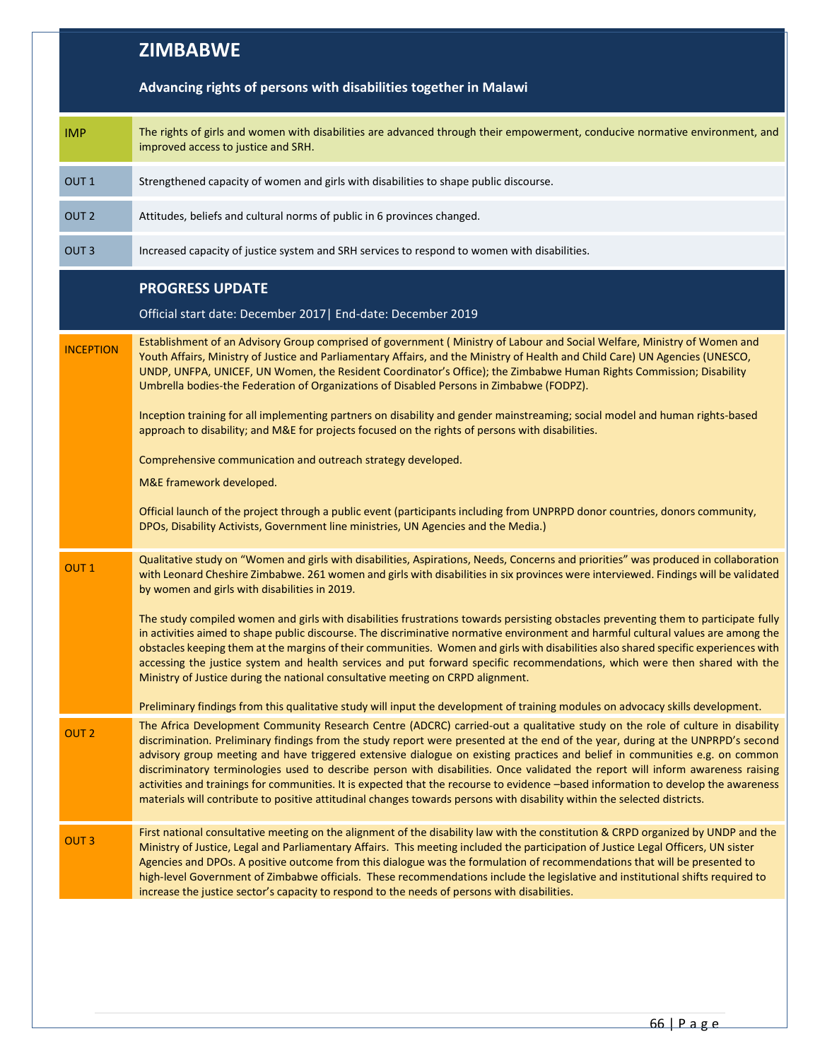## ZIMBABWE

**Advancing rights of persons with disabilities together in Malawi**

| | |
|---|---|
| IMP | The rights of girls and women with disabilities are advanced through their empowerment, conducive normative environment, and improved access to justice and SRH. |
| OUT 1 | Strengthened capacity of women and girls with disabilities to shape public discourse. |
| OUT 2 | Attitudes, beliefs and cultural norms of public in 6 provinces changed. |
| OUT 3 | Increased capacity of justice system and SRH services to respond to women with disabilities. |

## PROGRESS UPDATE

Official start date: December 2017| End-date: December 2019

| | |
|---|---|
| INCEPTION | Establishment of an Advisory Group comprised of government ( Ministry of Labour and Social Welfare, Ministry of Women and Youth Affairs, Ministry of Justice and Parliamentary Affairs, and the Ministry of Health and Child Care) UN Agencies (UNESCO, UNDP, UNFPA, UNICEF, UN Women, the Resident Coordinator's Office); the Zimbabwe Human Rights Commission; Disability Umbrella bodies-the Federation of Organizations of Disabled Persons in Zimbabwe (FODPZ).<br><br>Inception training for all implementing partners on disability and gender mainstreaming; social model and human rights-based approach to disability; and M&E for projects focused on the rights of persons with disabilities.<br><br>Comprehensive communication and outreach strategy developed.<br><br>M&E framework developed.<br><br>Official launch of the project through a public event (participants including from UNPRPD donor countries, donors community, DPOs, Disability Activists, Government line ministries, UN Agencies and the Media.) |
| OUT 1 | Qualitative study on "Women and girls with disabilities, Aspirations, Needs, Concerns and priorities" was produced in collaboration with Leonard Cheshire Zimbabwe. 261 women and girls with disabilities in six provinces were interviewed. Findings will be validated by women and girls with disabilities in 2019.<br><br>The study compiled women and girls with disabilities frustrations towards persisting obstacles preventing them to participate fully in activities aimed to shape public discourse. The discriminative normative environment and harmful cultural values are among the obstacles keeping them at the margins of their communities. Women and girls with disabilities also shared specific experiences with accessing the justice system and health services and put forward specific recommendations, which were then shared with the Ministry of Justice during the national consultative meeting on CRPD alignment.<br><br>Preliminary findings from this qualitative study will input the development of training modules on advocacy skills development. |
| OUT 2 | The Africa Development Community Research Centre (ADCRC) carried-out a qualitative study on the role of culture in disability discrimination. Preliminary findings from the study report were presented at the end of the year, during at the UNPRPD's second advisory group meeting and have triggered extensive dialogue on existing practices and belief in communities e.g. on common discriminatory terminologies used to describe person with disabilities. Once validated the report will inform awareness raising activities and trainings for communities. It is expected that the recourse to evidence –based information to develop the awareness materials will contribute to positive attitudinal changes towards persons with disability within the selected districts. |
| OUT 3 | First national consultative meeting on the alignment of the disability law with the constitution & CRPD organized by UNDP and the Ministry of Justice, Legal and Parliamentary Affairs. This meeting included the participation of Justice Legal Officers, UN sister Agencies and DPOs. A positive outcome from this dialogue was the formulation of recommendations that will be presented to high-level Government of Zimbabwe officials. These recommendations include the legislative and institutional shifts required to increase the justice sector's capacity to respond to the needs of persons with disabilities. |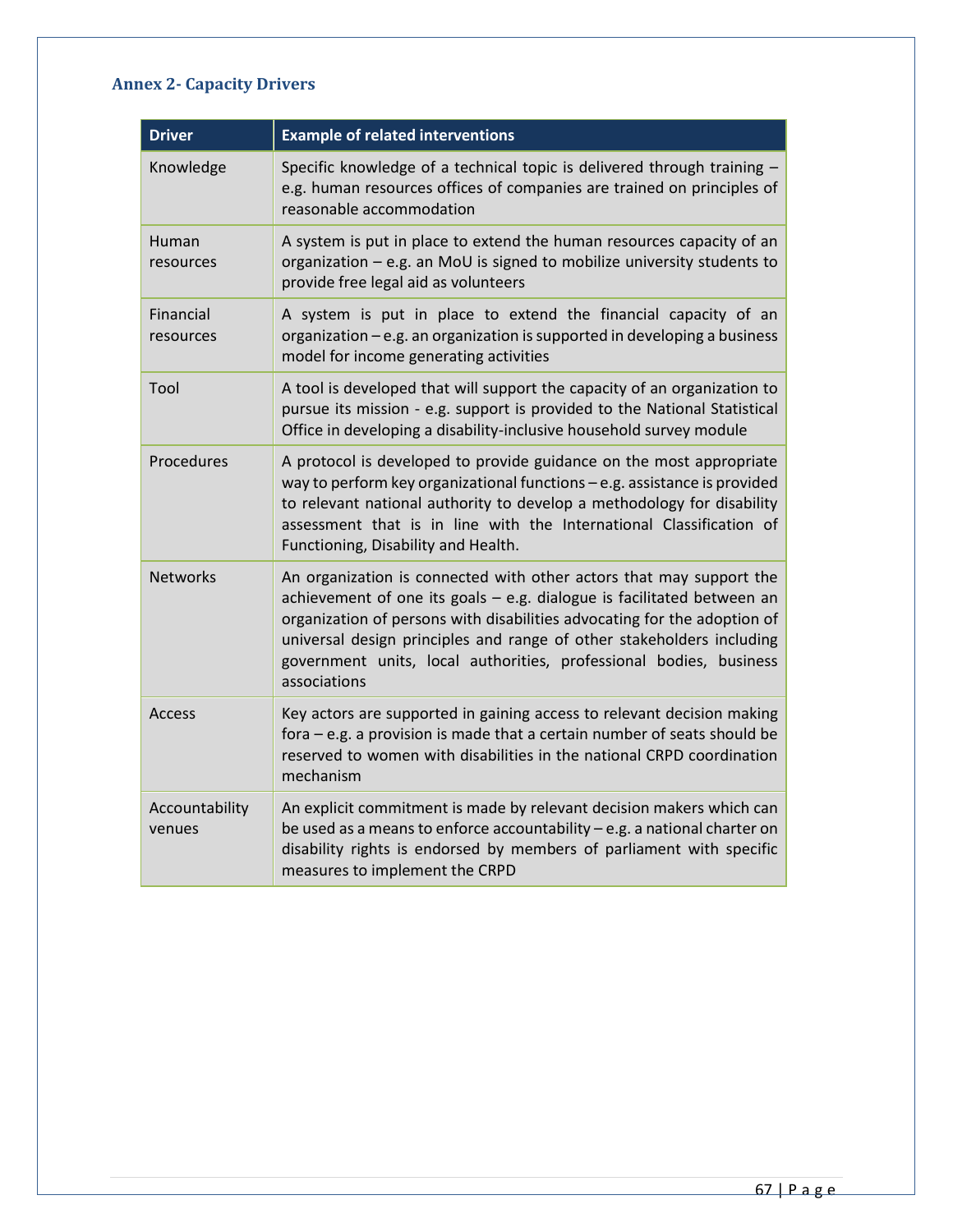## Annex 2- Capacity Drivers

| Driver | Example of related interventions |
|---|---|
| Knowledge | Specific knowledge of a technical topic is delivered through training – e.g. human resources offices of companies are trained on principles of reasonable accommodation |
| Human resources | A system is put in place to extend the human resources capacity of an organization – e.g. an MoU is signed to mobilize university students to provide free legal aid as volunteers |
| Financial resources | A system is put in place to extend the financial capacity of an organization – e.g. an organization is supported in developing a business model for income generating activities |
| Tool | A tool is developed that will support the capacity of an organization to pursue its mission - e.g. support is provided to the National Statistical Office in developing a disability-inclusive household survey module |
| Procedures | A protocol is developed to provide guidance on the most appropriate way to perform key organizational functions – e.g. assistance is provided to relevant national authority to develop a methodology for disability assessment that is in line with the International Classification of Functioning, Disability and Health. |
| Networks | An organization is connected with other actors that may support the achievement of one its goals – e.g. dialogue is facilitated between an organization of persons with disabilities advocating for the adoption of universal design principles and range of other stakeholders including government units, local authorities, professional bodies, business associations |
| Access | Key actors are supported in gaining access to relevant decision making fora – e.g. a provision is made that a certain number of seats should be reserved to women with disabilities in the national CRPD coordination mechanism |
| Accountability venues | An explicit commitment is made by relevant decision makers which can be used as a means to enforce accountability – e.g. a national charter on disability rights is endorsed by members of parliament with specific measures to implement the CRPD |